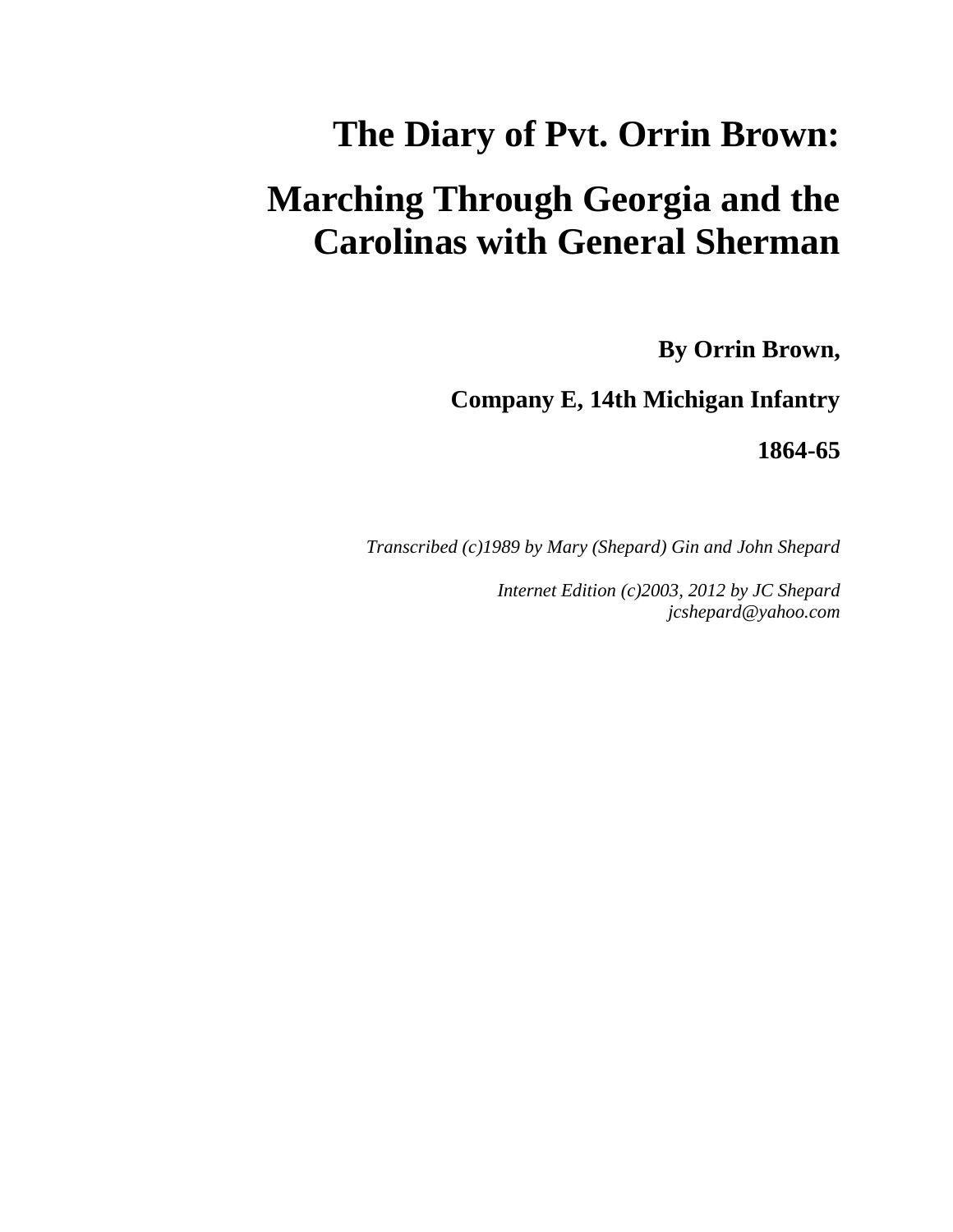# The Diary of Pvt. Orrin Brown:

# Marching Through Georgia and the Carolinas with General Sherman

**By Orrin Brown,**

**Company E, 14th Michigan Infantry**

**1864-65**

*Transcribed (c)1989 by Mary (Shepard) Gin and John Shepard*

*Internet Edition (c)2003, 2012 by JC Shepard*
*jcshepard@yahoo.com*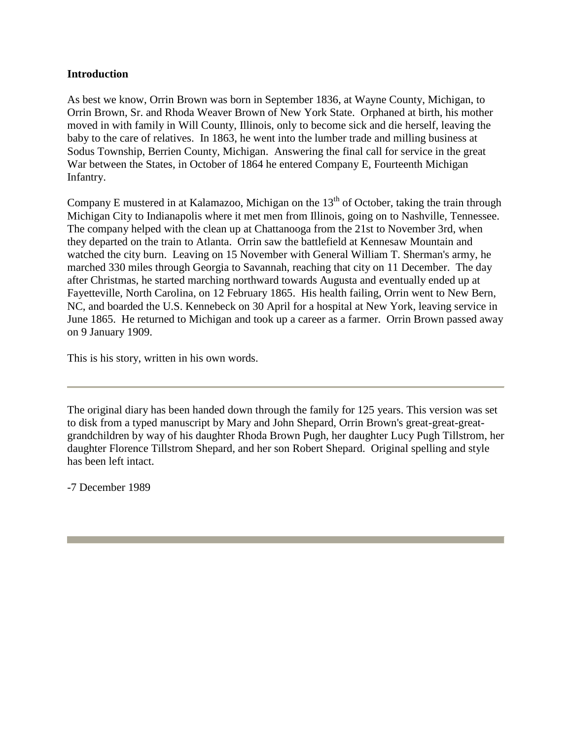## Introduction

As best we know, Orrin Brown was born in September 1836, at Wayne County, Michigan, to Orrin Brown, Sr. and Rhoda Weaver Brown of New York State. Orphaned at birth, his mother moved in with family in Will County, Illinois, only to become sick and die herself, leaving the baby to the care of relatives. In 1863, he went into the lumber trade and milling business at Sodus Township, Berrien County, Michigan. Answering the final call for service in the great War between the States, in October of 1864 he entered Company E, Fourteenth Michigan Infantry.

Company E mustered in at Kalamazoo, Michigan on the 13th of October, taking the train through Michigan City to Indianapolis where it met men from Illinois, going on to Nashville, Tennessee. The company helped with the clean up at Chattanooga from the 21st to November 3rd, when they departed on the train to Atlanta. Orrin saw the battlefield at Kennesaw Mountain and watched the city burn. Leaving on 15 November with General William T. Sherman's army, he marched 330 miles through Georgia to Savannah, reaching that city on 11 December. The day after Christmas, he started marching northward towards Augusta and eventually ended up at Fayetteville, North Carolina, on 12 February 1865. His health failing, Orrin went to New Bern, NC, and boarded the U.S. Kennebeck on 30 April for a hospital at New York, leaving service in June 1865. He returned to Michigan and took up a career as a farmer. Orrin Brown passed away on 9 January 1909.

This is his story, written in his own words.

---

The original diary has been handed down through the family for 125 years. This version was set to disk from a typed manuscript by Mary and John Shepard, Orrin Brown's great-great-great-grandchildren by way of his daughter Rhoda Brown Pugh, her daughter Lucy Pugh Tillstrom, her daughter Florence Tillstrom Shepard, and her son Robert Shepard. Original spelling and style has been left intact.

-7 December 1989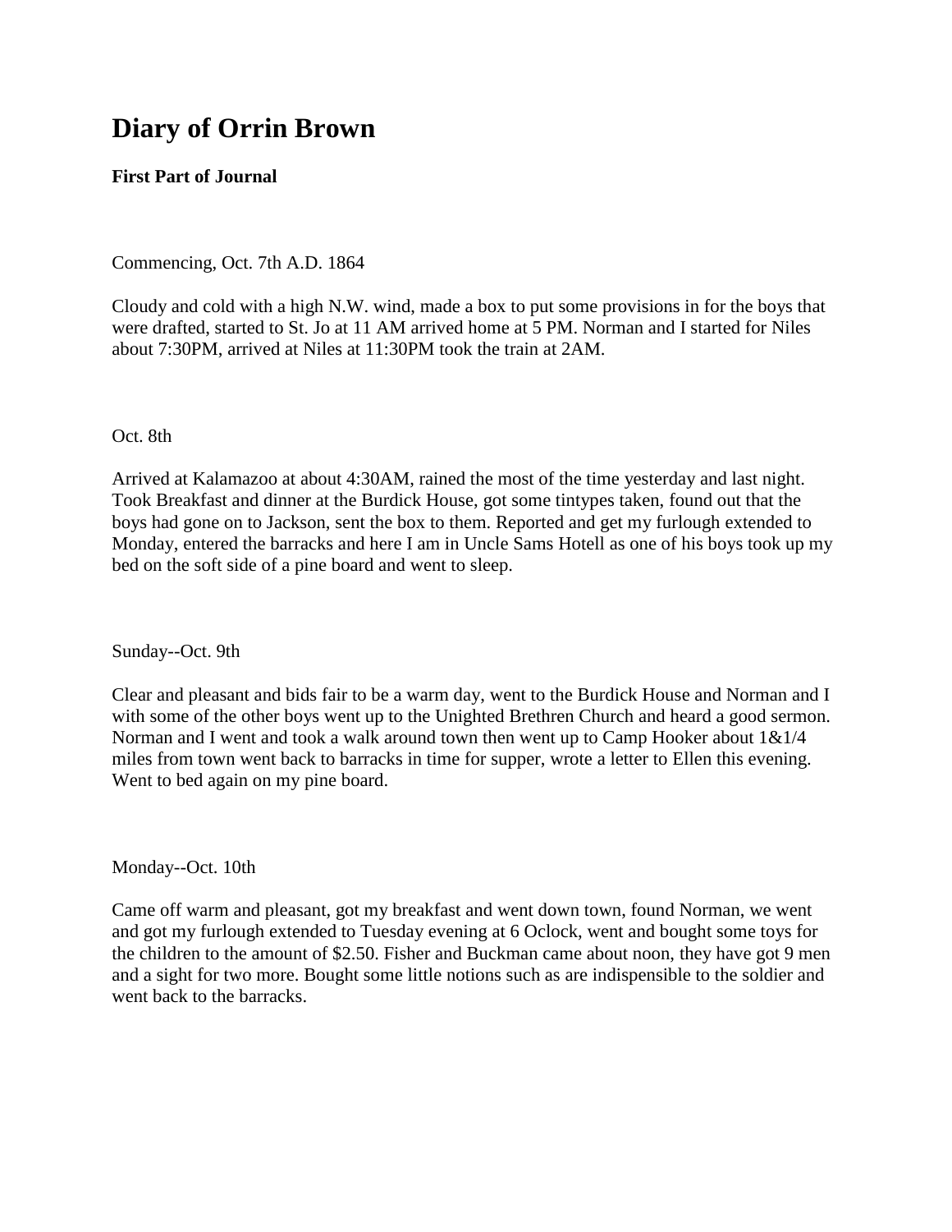# Diary of Orrin Brown

**First Part of Journal**

Commencing, Oct. 7th A.D. 1864

Cloudy and cold with a high N.W. wind, made a box to put some provisions in for the boys that were drafted, started to St. Jo at 11 AM arrived home at 5 PM. Norman and I started for Niles about 7:30PM, arrived at Niles at 11:30PM took the train at 2AM.

Oct. 8th

Arrived at Kalamazoo at about 4:30AM, rained the most of the time yesterday and last night. Took Breakfast and dinner at the Burdick House, got some tintypes taken, found out that the boys had gone on to Jackson, sent the box to them. Reported and get my furlough extended to Monday, entered the barracks and here I am in Uncle Sams Hotell as one of his boys took up my bed on the soft side of a pine board and went to sleep.

Sunday--Oct. 9th

Clear and pleasant and bids fair to be a warm day, went to the Burdick House and Norman and I with some of the other boys went up to the Unighted Brethren Church and heard a good sermon. Norman and I went and took a walk around town then went up to Camp Hooker about 1&1/4 miles from town went back to barracks in time for supper, wrote a letter to Ellen this evening. Went to bed again on my pine board.

Monday--Oct. 10th

Came off warm and pleasant, got my breakfast and went down town, found Norman, we went and got my furlough extended to Tuesday evening at 6 Oclock, went and bought some toys for the children to the amount of $2.50. Fisher and Buckman came about noon, they have got 9 men and a sight for two more. Bought some little notions such as are indispensible to the soldier and went back to the barracks.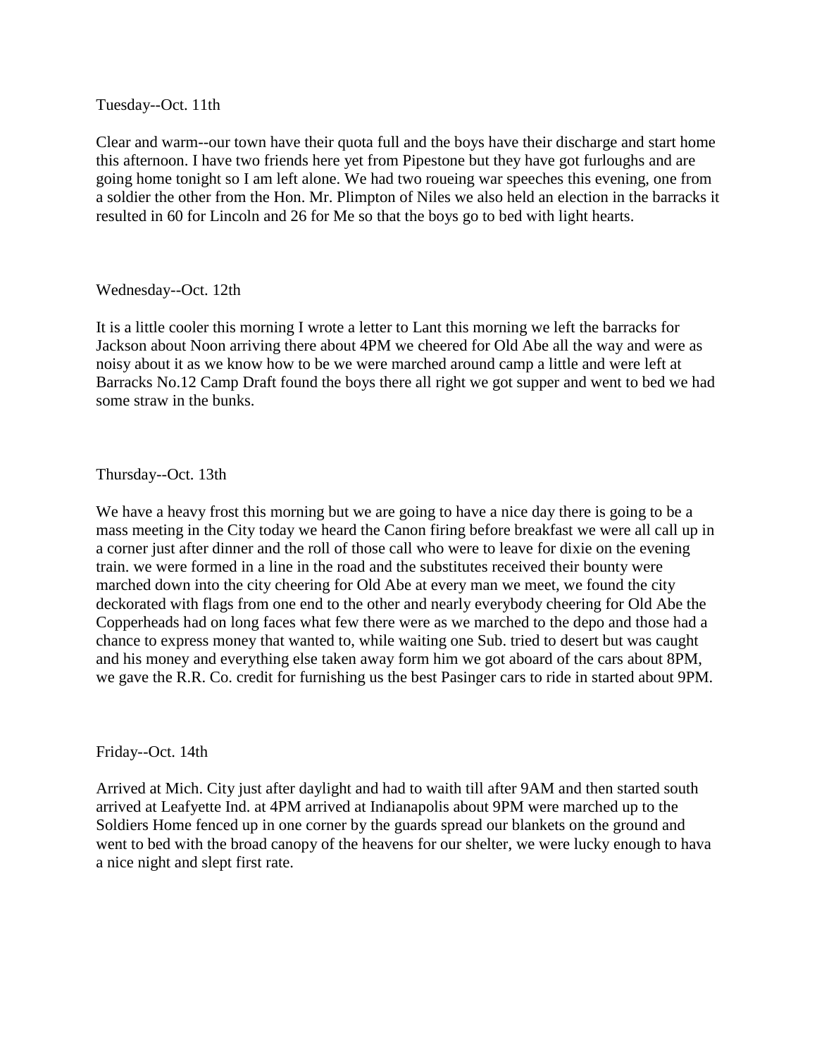Tuesday--Oct. 11th

Clear and warm--our town have their quota full and the boys have their discharge and start home this afternoon. I have two friends here yet from Pipestone but they have got furloughs and are going home tonight so I am left alone. We had two roueing war speeches this evening, one from a soldier the other from the Hon. Mr. Plimpton of Niles we also held an election in the barracks it resulted in 60 for Lincoln and 26 for Me so that the boys go to bed with light hearts.

Wednesday--Oct. 12th

It is a little cooler this morning I wrote a letter to Lant this morning we left the barracks for Jackson about Noon arriving there about 4PM we cheered for Old Abe all the way and were as noisy about it as we know how to be we were marched around camp a little and were left at Barracks No.12 Camp Draft found the boys there all right we got supper and went to bed we had some straw in the bunks.

Thursday--Oct. 13th

We have a heavy frost this morning but we are going to have a nice day there is going to be a mass meeting in the City today we heard the Canon firing before breakfast we were all call up in a corner just after dinner and the roll of those call who were to leave for dixie on the evening train. we were formed in a line in the road and the substitutes received their bounty were marched down into the city cheering for Old Abe at every man we meet, we found the city deckorated with flags from one end to the other and nearly everybody cheering for Old Abe the Copperheads had on long faces what few there were as we marched to the depo and those had a chance to express money that wanted to, while waiting one Sub. tried to desert but was caught and his money and everything else taken away form him we got aboard of the cars about 8PM, we gave the R.R. Co. credit for furnishing us the best Pasinger cars to ride in started about 9PM.

Friday--Oct. 14th

Arrived at Mich. City just after daylight and had to waith till after 9AM and then started south arrived at Leafyette Ind. at 4PM arrived at Indianapolis about 9PM were marched up to the Soldiers Home fenced up in one corner by the guards spread our blankets on the ground and went to bed with the broad canopy of the heavens for our shelter, we were lucky enough to hava a nice night and slept first rate.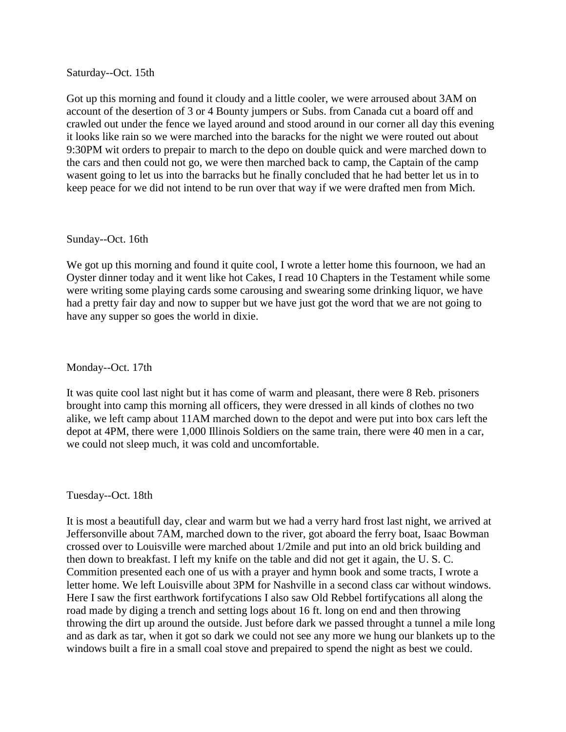Saturday--Oct. 15th

Got up this morning and found it cloudy and a little cooler, we were arroused about 3AM on account of the desertion of 3 or 4 Bounty jumpers or Subs. from Canada cut a board off and crawled out under the fence we layed around and stood around in our corner all day this evening it looks like rain so we were marched into the baracks for the night we were routed out about 9:30PM wit orders to prepair to march to the depo on double quick and were marched down to the cars and then could not go, we were then marched back to camp, the Captain of the camp wasent going to let us into the barracks but he finally concluded that he had better let us in to keep peace for we did not intend to be run over that way if we were drafted men from Mich.

Sunday--Oct. 16th

We got up this morning and found it quite cool, I wrote a letter home this fournoon, we had an Oyster dinner today and it went like hot Cakes, I read 10 Chapters in the Testament while some were writing some playing cards some carousing and swearing some drinking liquor, we have had a pretty fair day and now to supper but we have just got the word that we are not going to have any supper so goes the world in dixie.

Monday--Oct. 17th

It was quite cool last night but it has come of warm and pleasant, there were 8 Reb. prisoners brought into camp this morning all officers, they were dressed in all kinds of clothes no two alike, we left camp about 11AM marched down to the depot and were put into box cars left the depot at 4PM, there were 1,000 Illinois Soldiers on the same train, there were 40 men in a car, we could not sleep much, it was cold and uncomfortable.

Tuesday--Oct. 18th

It is most a beautifull day, clear and warm but we had a verry hard frost last night, we arrived at Jeffersonville about 7AM, marched down to the river, got aboard the ferry boat, Isaac Bowman crossed over to Louisville were marched about 1/2mile and put into an old brick building and then down to breakfast. I left my knife on the table and did not get it again, the U. S. C. Commition presented each one of us with a prayer and hymn book and some tracts, I wrote a letter home. We left Louisville about 3PM for Nashville in a second class car without windows. Here I saw the first earthwork fortifycations I also saw Old Rebbel fortifycations all along the road made by diging a trench and setting logs about 16 ft. long on end and then throwing throwing the dirt up around the outside. Just before dark we passed throught a tunnel a mile long and as dark as tar, when it got so dark we could not see any more we hung our blankets up to the windows built a fire in a small coal stove and prepaired to spend the night as best we could.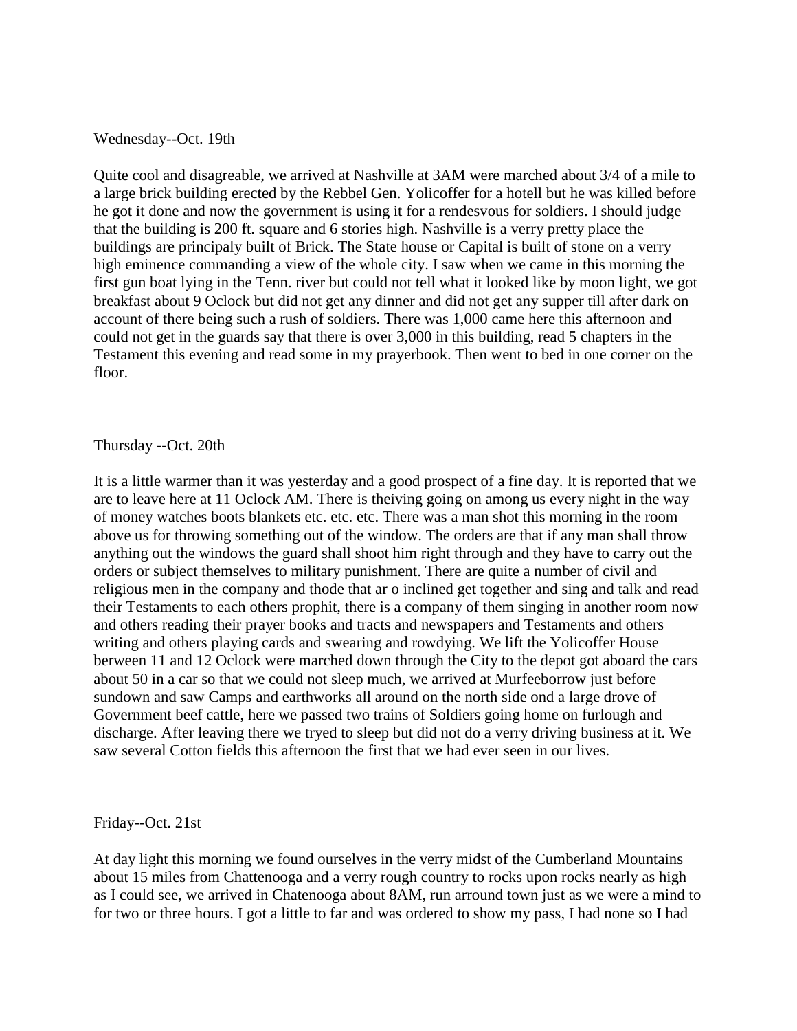Wednesday--Oct. 19th

Quite cool and disagreable, we arrived at Nashville at 3AM were marched about 3/4 of a mile to a large brick building erected by the Rebbel Gen. Yolicoffer for a hotell but he was killed before he got it done and now the government is using it for a rendesvous for soldiers. I should judge that the building is 200 ft. square and 6 stories high. Nashville is a verry pretty place the buildings are principaly built of Brick. The State house or Capital is built of stone on a verry high eminence commanding a view of the whole city. I saw when we came in this morning the first gun boat lying in the Tenn. river but could not tell what it looked like by moon light, we got breakfast about 9 Oclock but did not get any dinner and did not get any supper till after dark on account of there being such a rush of soldiers. There was 1,000 came here this afternoon and could not get in the guards say that there is over 3,000 in this building, read 5 chapters in the Testament this evening and read some in my prayerbook. Then went to bed in one corner on the floor.

Thursday --Oct. 20th

It is a little warmer than it was yesterday and a good prospect of a fine day. It is reported that we are to leave here at 11 Oclock AM. There is theiving going on among us every night in the way of money watches boots blankets etc. etc. etc. There was a man shot this morning in the room above us for throwing something out of the window. The orders are that if any man shall throw anything out the windows the guard shall shoot him right through and they have to carry out the orders or subject themselves to military punishment. There are quite a number of civil and religious men in the company and thode that ar o inclined get together and sing and talk and read their Testaments to each others prophit, there is a company of them singing in another room now and others reading their prayer books and tracts and newspapers and Testaments and others writing and others playing cards and swearing and rowdying. We lift the Yolicoffer House berween 11 and 12 Oclock were marched down through the City to the depot got aboard the cars about 50 in a car so that we could not sleep much, we arrived at Murfeeborrow just before sundown and saw Camps and earthworks all around on the north side ond a large drove of Government beef cattle, here we passed two trains of Soldiers going home on furlough and discharge. After leaving there we tryed to sleep but did not do a verry driving business at it. We saw several Cotton fields this afternoon the first that we had ever seen in our lives.

Friday--Oct. 21st

At day light this morning we found ourselves in the verry midst of the Cumberland Mountains about 15 miles from Chattenooga and a verry rough country to rocks upon rocks nearly as high as I could see, we arrived in Chatenooga about 8AM, run arround town just as we were a mind to for two or three hours. I got a little to far and was ordered to show my pass, I had none so I had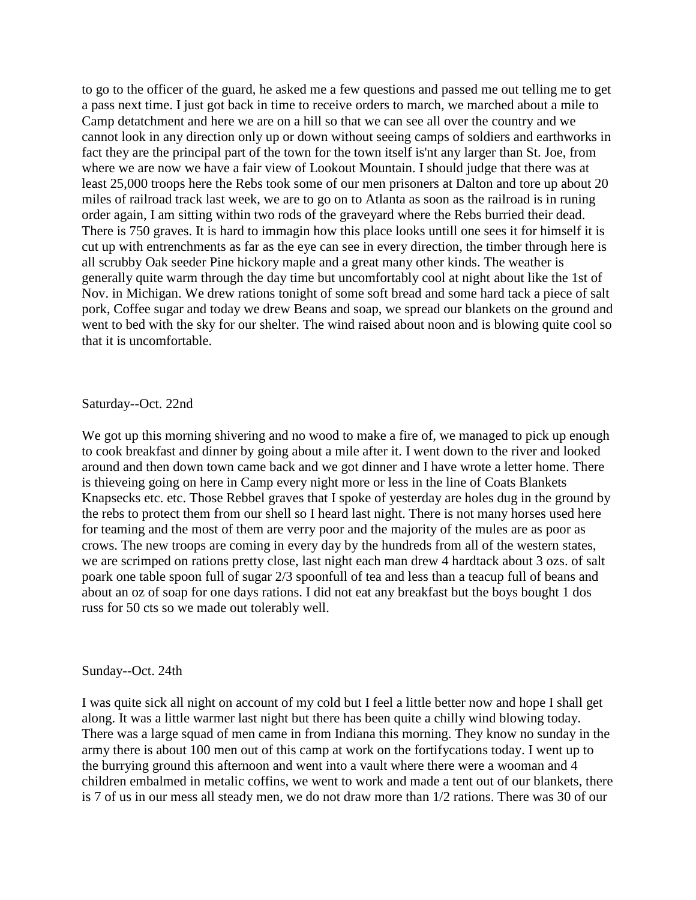to go to the officer of the guard, he asked me a few questions and passed me out telling me to get a pass next time. I just got back in time to receive orders to march, we marched about a mile to Camp detatchment and here we are on a hill so that we can see all over the country and we cannot look in any direction only up or down without seeing camps of soldiers and earthworks in fact they are the principal part of the town for the town itself is'nt any larger than St. Joe, from where we are now we have a fair view of Lookout Mountain. I should judge that there was at least 25,000 troops here the Rebs took some of our men prisoners at Dalton and tore up about 20 miles of railroad track last week, we are to go on to Atlanta as soon as the railroad is in runing order again, I am sitting within two rods of the graveyard where the Rebs burried their dead. There is 750 graves. It is hard to immagin how this place looks untill one sees it for himself it is cut up with entrenchments as far as the eye can see in every direction, the timber through here is all scrubby Oak seeder Pine hickory maple and a great many other kinds. The weather is generally quite warm through the day time but uncomfortably cool at night about like the 1st of Nov. in Michigan. We drew rations tonight of some soft bread and some hard tack a piece of salt pork, Coffee sugar and today we drew Beans and soap, we spread our blankets on the ground and went to bed with the sky for our shelter. The wind raised about noon and is blowing quite cool so that it is uncomfortable.

Saturday--Oct. 22nd

We got up this morning shivering and no wood to make a fire of, we managed to pick up enough to cook breakfast and dinner by going about a mile after it. I went down to the river and looked around and then down town came back and we got dinner and I have wrote a letter home. There is thieveing going on here in Camp every night more or less in the line of Coats Blankets Knapsecks etc. etc. Those Rebbel graves that I spoke of yesterday are holes dug in the ground by the rebs to protect them from our shell so I heard last night. There is not many horses used here for teaming and the most of them are verry poor and the majority of the mules are as poor as crows. The new troops are coming in every day by the hundreds from all of the western states, we are scrimped on rations pretty close, last night each man drew 4 hardtack about 3 ozs. of salt poark one table spoon full of sugar 2/3 spoonfull of tea and less than a teacup full of beans and about an oz of soap for one days rations. I did not eat any breakfast but the boys bought 1 dos russ for 50 cts so we made out tolerably well.

Sunday--Oct. 24th

I was quite sick all night on account of my cold but I feel a little better now and hope I shall get along. It was a little warmer last night but there has been quite a chilly wind blowing today. There was a large squad of men came in from Indiana this morning. They know no sunday in the army there is about 100 men out of this camp at work on the fortifycations today. I went up to the burrying ground this afternoon and went into a vault where there were a wooman and 4 children embalmed in metalic coffins, we went to work and made a tent out of our blankets, there is 7 of us in our mess all steady men, we do not draw more than 1/2 rations. There was 30 of our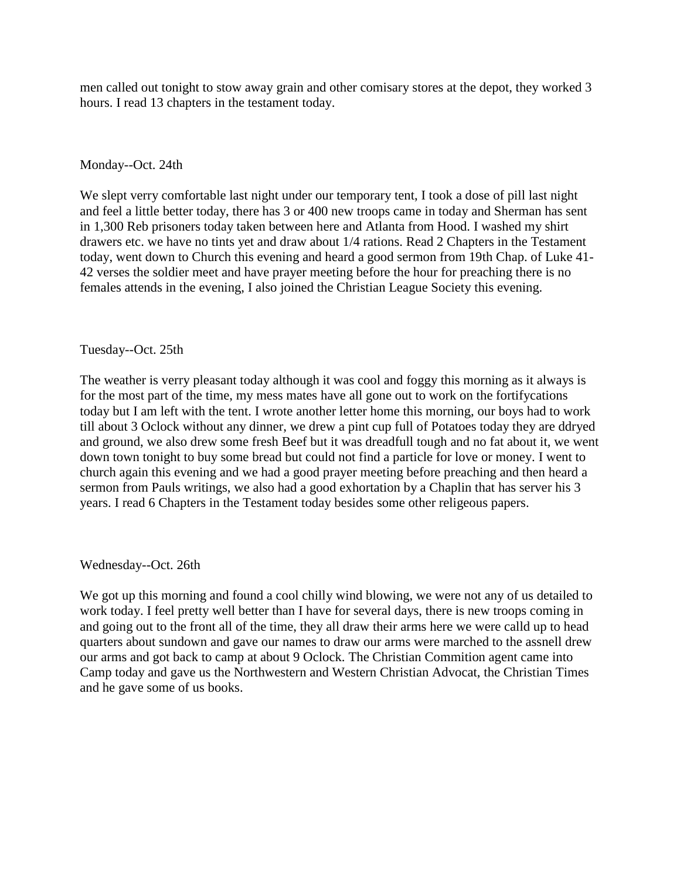men called out tonight to stow away grain and other comisary stores at the depot, they worked 3 hours. I read 13 chapters in the testament today.

Monday--Oct. 24th

We slept verry comfortable last night under our temporary tent, I took a dose of pill last night and feel a little better today, there has 3 or 400 new troops came in today and Sherman has sent in 1,300 Reb prisoners today taken between here and Atlanta from Hood. I washed my shirt drawers etc. we have no tints yet and draw about 1/4 rations. Read 2 Chapters in the Testament today, went down to Church this evening and heard a good sermon from 19th Chap. of Luke 41-42 verses the soldier meet and have prayer meeting before the hour for preaching there is no females attends in the evening, I also joined the Christian League Society this evening.

Tuesday--Oct. 25th

The weather is verry pleasant today although it was cool and foggy this morning as it always is for the most part of the time, my mess mates have all gone out to work on the fortifycations today but I am left with the tent. I wrote another letter home this morning, our boys had to work till about 3 Oclock without any dinner, we drew a pint cup full of Potatoes today they are ddryed and ground, we also drew some fresh Beef but it was dreadfull tough and no fat about it, we went down town tonight to buy some bread but could not find a particle for love or money. I went to church again this evening and we had a good prayer meeting before preaching and then heard a sermon from Pauls writings, we also had a good exhortation by a Chaplin that has server his 3 years. I read 6 Chapters in the Testament today besides some other religeous papers.

Wednesday--Oct. 26th

We got up this morning and found a cool chilly wind blowing, we were not any of us detailed to work today. I feel pretty well better than I have for several days, there is new troops coming in and going out to the front all of the time, they all draw their arms here we were calld up to head quarters about sundown and gave our names to draw our arms were marched to the assnell drew our arms and got back to camp at about 9 Oclock. The Christian Commition agent came into Camp today and gave us the Northwestern and Western Christian Advocat, the Christian Times and he gave some of us books.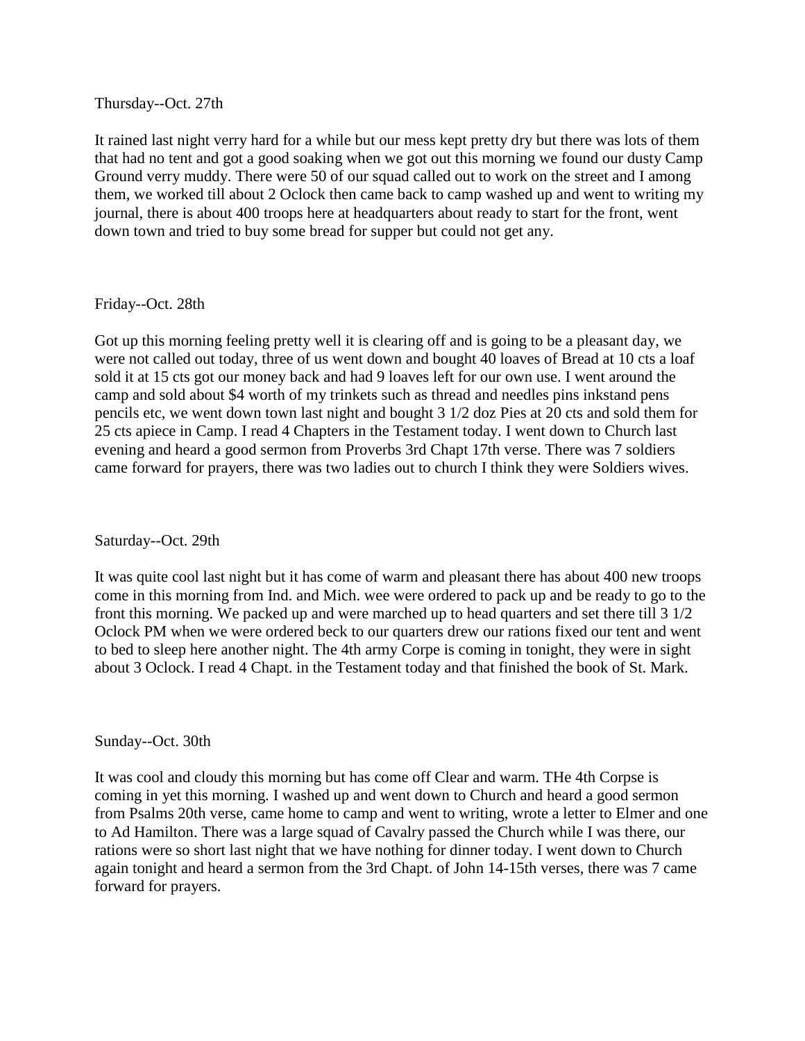Thursday--Oct. 27th

It rained last night verry hard for a while but our mess kept pretty dry but there was lots of them that had no tent and got a good soaking when we got out this morning we found our dusty Camp Ground verry muddy. There were 50 of our squad called out to work on the street and I among them, we worked till about 2 Oclock then came back to camp washed up and went to writing my journal, there is about 400 troops here at headquarters about ready to start for the front, went down town and tried to buy some bread for supper but could not get any.

Friday--Oct. 28th

Got up this morning feeling pretty well it is clearing off and is going to be a pleasant day, we were not called out today, three of us went down and bought 40 loaves of Bread at 10 cts a loaf sold it at 15 cts got our money back and had 9 loaves left for our own use. I went around the camp and sold about $4 worth of my trinkets such as thread and needles pins inkstand pens pencils etc, we went down town last night and bought 3 1/2 doz Pies at 20 cts and sold them for 25 cts apiece in Camp. I read 4 Chapters in the Testament today. I went down to Church last evening and heard a good sermon from Proverbs 3rd Chapt 17th verse. There was 7 soldiers came forward for prayers, there was two ladies out to church I think they were Soldiers wives.

Saturday--Oct. 29th

It was quite cool last night but it has come of warm and pleasant there has about 400 new troops come in this morning from Ind. and Mich. wee were ordered to pack up and be ready to go to the front this morning. We packed up and were marched up to head quarters and set there till 3 1/2 Oclock PM when we were ordered beck to our quarters drew our rations fixed our tent and went to bed to sleep here another night. The 4th army Corpe is coming in tonight, they were in sight about 3 Oclock. I read 4 Chapt. in the Testament today and that finished the book of St. Mark.

Sunday--Oct. 30th

It was cool and cloudy this morning but has come off Clear and warm. THe 4th Corpse is coming in yet this morning. I washed up and went down to Church and heard a good sermon from Psalms 20th verse, came home to camp and went to writing, wrote a letter to Elmer and one to Ad Hamilton. There was a large squad of Cavalry passed the Church while I was there, our rations were so short last night that we have nothing for dinner today. I went down to Church again tonight and heard a sermon from the 3rd Chapt. of John 14-15th verses, there was 7 came forward for prayers.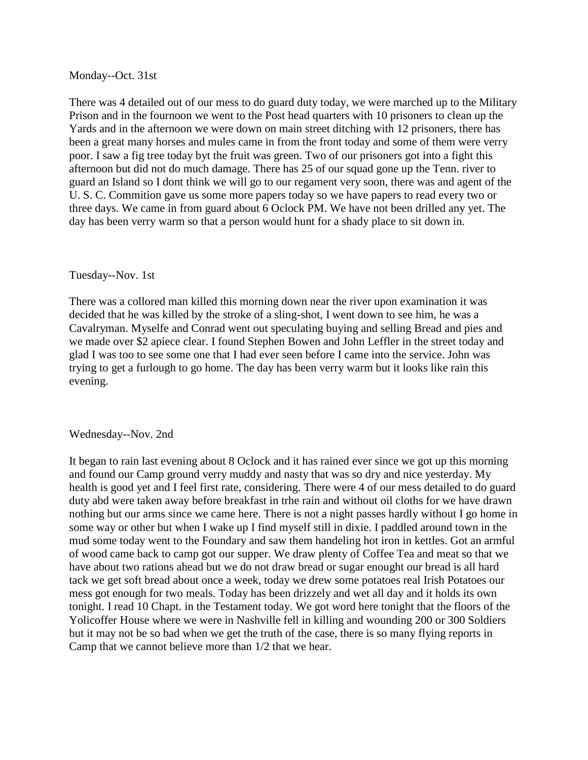Monday--Oct. 31st

There was 4 detailed out of our mess to do guard duty today, we were marched up to the Military Prison and in the fournoon we went to the Post head quarters with 10 prisoners to clean up the Yards and in the afternoon we were down on main street ditching with 12 prisoners, there has been a great many horses and mules came in from the front today and some of them were verry poor. I saw a fig tree today byt the fruit was green. Two of our prisoners got into a fight this afternoon but did not do much damage. There has 25 of our squad gone up the Tenn. river to guard an Island so I dont think we will go to our regament very soon, there was and agent of the U. S. C. Commition gave us some more papers today so we have papers to read every two or three days. We came in from guard about 6 Oclock PM. We have not been drilled any yet. The day has been verry warm so that a person would hunt for a shady place to sit down in.

Tuesday--Nov. 1st

There was a collored man killed this morning down near the river upon examination it was decided that he was killed by the stroke of a sling-shot, I went down to see him, he was a Cavalryman. Myselfe and Conrad went out speculating buying and selling Bread and pies and we made over $2 apiece clear. I found Stephen Bowen and John Leffler in the street today and glad I was too to see some one that I had ever seen before I came into the service. John was trying to get a furlough to go home. The day has been verry warm but it looks like rain this evening.

Wednesday--Nov. 2nd

It began to rain last evening about 8 Oclock and it has rained ever since we got up this morning and found our Camp ground verry muddy and nasty that was so dry and nice yesterday. My health is good yet and I feel first rate, considering. There were 4 of our mess detailed to do guard duty abd were taken away before breakfast in trhe rain and without oil cloths for we have drawn nothing but our arms since we came here. There is not a night passes hardly without I go home in some way or other but when I wake up I find myself still in dixie. I paddled around town in the mud some today went to the Foundary and saw them handeling hot iron in kettles. Got an armful of wood came back to camp got our supper. We draw plenty of Coffee Tea and meat so that we have about two rations ahead but we do not draw bread or sugar enought our bread is all hard tack we get soft bread about once a week, today we drew some potatoes real Irish Potatoes our mess got enough for two meals. Today has been drizzely and wet all day and it holds its own tonight. I read 10 Chapt. in the Testament today. We got word here tonight that the floors of the Yolicoffer House where we were in Nashville fell in killing and wounding 200 or 300 Soldiers but it may not be so bad when we get the truth of the case, there is so many flying reports in Camp that we cannot believe more than 1/2 that we hear.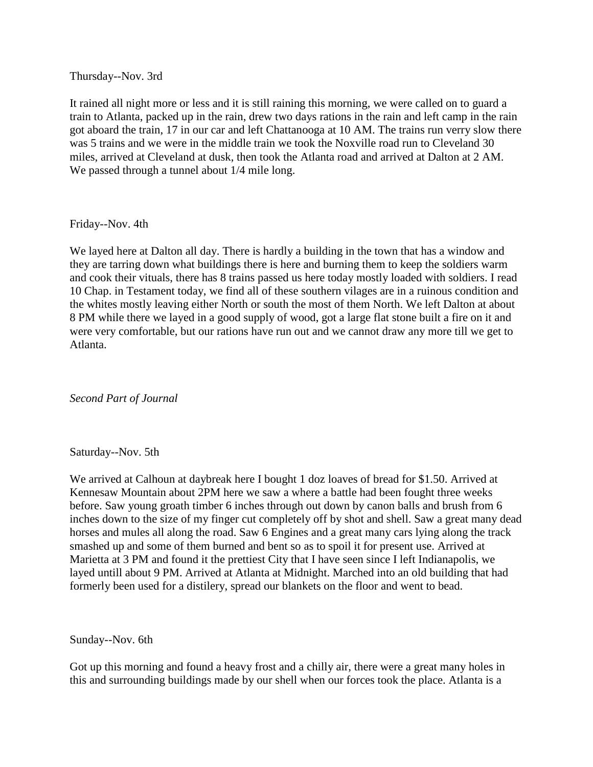Thursday--Nov. 3rd

It rained all night more or less and it is still raining this morning, we were called on to guard a train to Atlanta, packed up in the rain, drew two days rations in the rain and left camp in the rain got aboard the train, 17 in our car and left Chattanooga at 10 AM. The trains run verry slow there was 5 trains and we were in the middle train we took the Noxville road run to Cleveland 30 miles, arrived at Cleveland at dusk, then took the Atlanta road and arrived at Dalton at 2 AM. We passed through a tunnel about 1/4 mile long.

Friday--Nov. 4th

We layed here at Dalton all day. There is hardly a building in the town that has a window and they are tarring down what buildings there is here and burning them to keep the soldiers warm and cook their vituals, there has 8 trains passed us here today mostly loaded with soldiers. I read 10 Chap. in Testament today, we find all of these southern vilages are in a ruinous condition and the whites mostly leaving either North or south the most of them North. We left Dalton at about 8 PM while there we layed in a good supply of wood, got a large flat stone built a fire on it and were very comfortable, but our rations have run out and we cannot draw any more till we get to Atlanta.

*Second Part of Journal*

Saturday--Nov. 5th

We arrived at Calhoun at daybreak here I bought 1 doz loaves of bread for $1.50. Arrived at Kennesaw Mountain about 2PM here we saw a where a battle had been fought three weeks before. Saw young groath timber 6 inches through out down by canon balls and brush from 6 inches down to the size of my finger cut completely off by shot and shell. Saw a great many dead horses and mules all along the road. Saw 6 Engines and a great many cars lying along the track smashed up and some of them burned and bent so as to spoil it for present use. Arrived at Marietta at 3 PM and found it the prettiest City that I have seen since I left Indianapolis, we layed untill about 9 PM. Arrived at Atlanta at Midnight. Marched into an old building that had formerly been used for a distilery, spread our blankets on the floor and went to bead.

Sunday--Nov. 6th

Got up this morning and found a heavy frost and a chilly air, there were a great many holes in this and surrounding buildings made by our shell when our forces took the place. Atlanta is a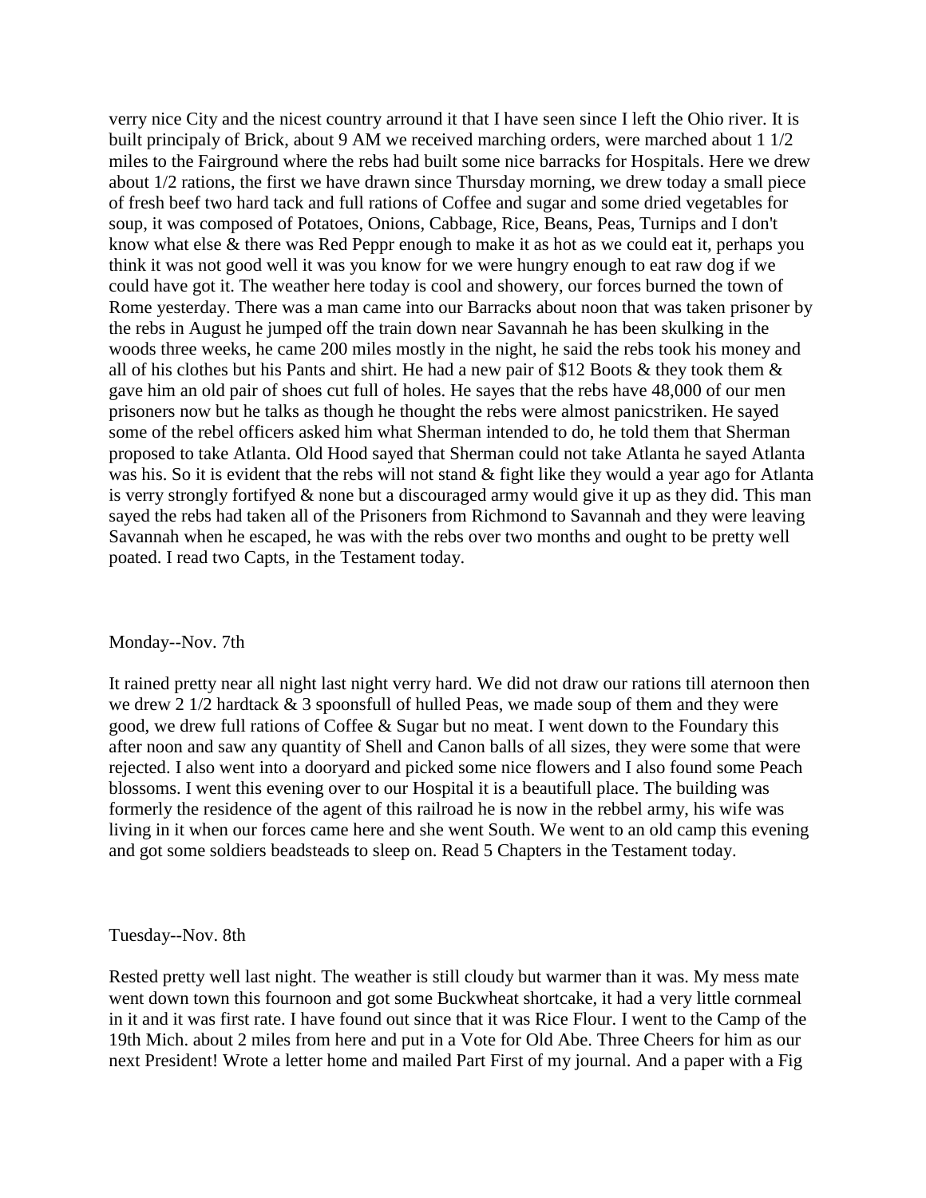verry nice City and the nicest country arround it that I have seen since I left the Ohio river. It is built principaly of Brick, about 9 AM we received marching orders, were marched about 1 1/2 miles to the Fairground where the rebs had built some nice barracks for Hospitals. Here we drew about 1/2 rations, the first we have drawn since Thursday morning, we drew today a small piece of fresh beef two hard tack and full rations of Coffee and sugar and some dried vegetables for soup, it was composed of Potatoes, Onions, Cabbage, Rice, Beans, Peas, Turnips and I don't know what else & there was Red Peppr enough to make it as hot as we could eat it, perhaps you think it was not good well it was you know for we were hungry enough to eat raw dog if we could have got it. The weather here today is cool and showery, our forces burned the town of Rome yesterday. There was a man came into our Barracks about noon that was taken prisoner by the rebs in August he jumped off the train down near Savannah he has been skulking in the woods three weeks, he came 200 miles mostly in the night, he said the rebs took his money and all of his clothes but his Pants and shirt. He had a new pair of $12 Boots & they took them & gave him an old pair of shoes cut full of holes. He sayes that the rebs have 48,000 of our men prisoners now but he talks as though he thought the rebs were almost panicstriken. He sayed some of the rebel officers asked him what Sherman intended to do, he told them that Sherman proposed to take Atlanta. Old Hood sayed that Sherman could not take Atlanta he sayed Atlanta was his. So it is evident that the rebs will not stand & fight like they would a year ago for Atlanta is verry strongly fortifyed & none but a discouraged army would give it up as they did. This man sayed the rebs had taken all of the Prisoners from Richmond to Savannah and they were leaving Savannah when he escaped, he was with the rebs over two months and ought to be pretty well poated. I read two Capts, in the Testament today.

Monday--Nov. 7th

It rained pretty near all night last night verry hard. We did not draw our rations till aternoon then we drew 2 1/2 hardtack & 3 spoonsfull of hulled Peas, we made soup of them and they were good, we drew full rations of Coffee & Sugar but no meat. I went down to the Foundary this after noon and saw any quantity of Shell and Canon balls of all sizes, they were some that were rejected. I also went into a dooryard and picked some nice flowers and I also found some Peach blossoms. I went this evening over to our Hospital it is a beautifull place. The building was formerly the residence of the agent of this railroad he is now in the rebbel army, his wife was living in it when our forces came here and she went South. We went to an old camp this evening and got some soldiers beadsteads to sleep on. Read 5 Chapters in the Testament today.

Tuesday--Nov. 8th

Rested pretty well last night. The weather is still cloudy but warmer than it was. My mess mate went down town this fournoon and got some Buckwheat shortcake, it had a very little cornmeal in it and it was first rate. I have found out since that it was Rice Flour. I went to the Camp of the 19th Mich. about 2 miles from here and put in a Vote for Old Abe. Three Cheers for him as our next President! Wrote a letter home and mailed Part First of my journal. And a paper with a Fig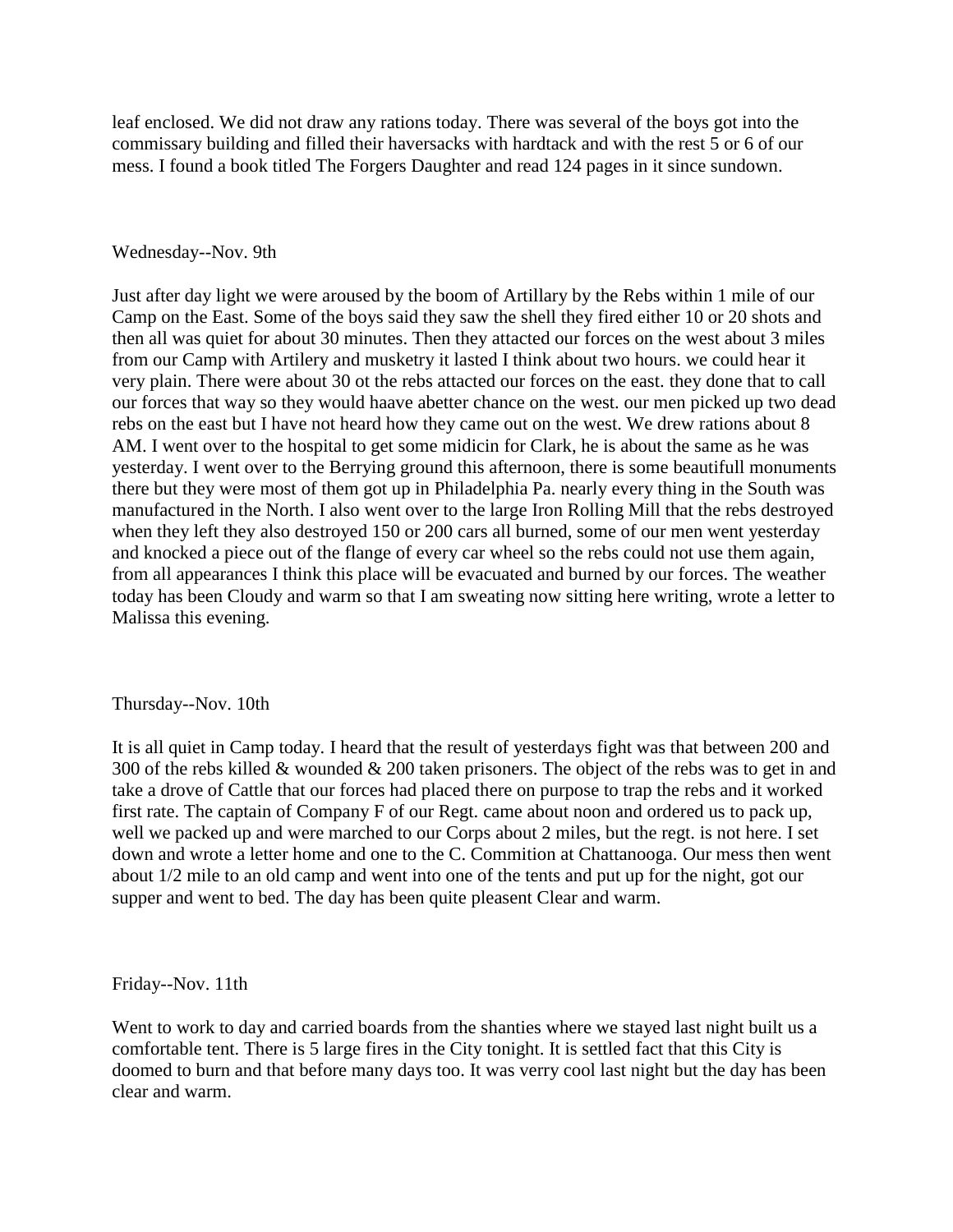leaf enclosed. We did not draw any rations today. There was several of the boys got into the commissary building and filled their haversacks with hardtack and with the rest 5 or 6 of our mess. I found a book titled The Forgers Daughter and read 124 pages in it since sundown.

Wednesday--Nov. 9th

Just after day light we were aroused by the boom of Artillary by the Rebs within 1 mile of our Camp on the East. Some of the boys said they saw the shell they fired either 10 or 20 shots and then all was quiet for about 30 minutes. Then they attacted our forces on the west about 3 miles from our Camp with Artilery and musketry it lasted I think about two hours. we could hear it very plain. There were about 30 ot the rebs attacted our forces on the east. they done that to call our forces that way so they would haave abetter chance on the west. our men picked up two dead rebs on the east but I have not heard how they came out on the west. We drew rations about 8 AM. I went over to the hospital to get some midicin for Clark, he is about the same as he was yesterday. I went over to the Berrying ground this afternoon, there is some beautifull monuments there but they were most of them got up in Philadelphia Pa. nearly every thing in the South was manufactured in the North. I also went over to the large Iron Rolling Mill that the rebs destroyed when they left they also destroyed 150 or 200 cars all burned, some of our men went yesterday and knocked a piece out of the flange of every car wheel so the rebs could not use them again, from all appearances I think this place will be evacuated and burned by our forces. The weather today has been Cloudy and warm so that I am sweating now sitting here writing, wrote a letter to Malissa this evening.

Thursday--Nov. 10th

It is all quiet in Camp today. I heard that the result of yesterdays fight was that between 200 and 300 of the rebs killed & wounded & 200 taken prisoners. The object of the rebs was to get in and take a drove of Cattle that our forces had placed there on purpose to trap the rebs and it worked first rate. The captain of Company F of our Regt. came about noon and ordered us to pack up, well we packed up and were marched to our Corps about 2 miles, but the regt. is not here. I set down and wrote a letter home and one to the C. Commition at Chattanooga. Our mess then went about 1/2 mile to an old camp and went into one of the tents and put up for the night, got our supper and went to bed. The day has been quite pleasent Clear and warm.

Friday--Nov. 11th

Went to work to day and carried boards from the shanties where we stayed last night built us a comfortable tent. There is 5 large fires in the City tonight. It is settled fact that this City is doomed to burn and that before many days too. It was verry cool last night but the day has been clear and warm.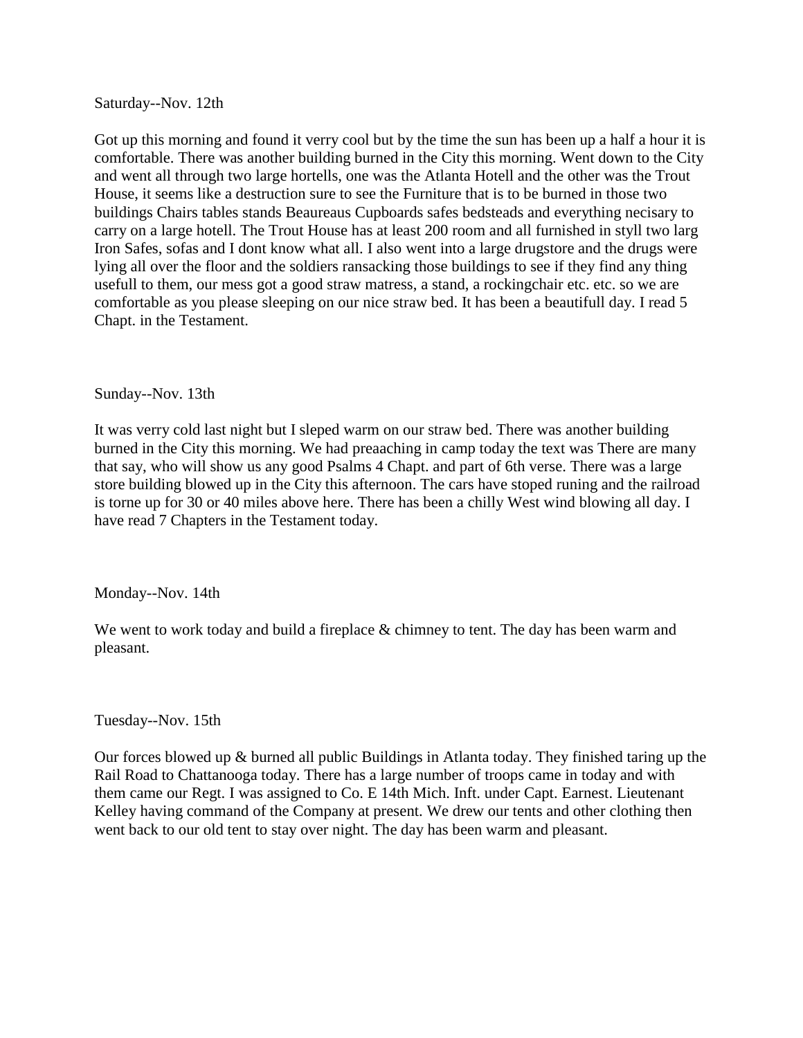Saturday--Nov. 12th

Got up this morning and found it verry cool but by the time the sun has been up a half a hour it is comfortable. There was another building burned in the City this morning. Went down to the City and went all through two large hortells, one was the Atlanta Hotell and the other was the Trout House, it seems like a destruction sure to see the Furniture that is to be burned in those two buildings Chairs tables stands Beaureaus Cupboards safes bedsteads and everything necisary to carry on a large hotell. The Trout House has at least 200 room and all furnished in styll two larg Iron Safes, sofas and I dont know what all. I also went into a large drugstore and the drugs were lying all over the floor and the soldiers ransacking those buildings to see if they find any thing usefull to them, our mess got a good straw matress, a stand, a rockingchair etc. etc. so we are comfortable as you please sleeping on our nice straw bed. It has been a beautifull day. I read 5 Chapt. in the Testament.

Sunday--Nov. 13th

It was verry cold last night but I sleped warm on our straw bed. There was another building burned in the City this morning. We had preaaching in camp today the text was There are many that say, who will show us any good Psalms 4 Chapt. and part of 6th verse. There was a large store building blowed up in the City this afternoon. The cars have stoped runing and the railroad is torne up for 30 or 40 miles above here. There has been a chilly West wind blowing all day. I have read 7 Chapters in the Testament today.

Monday--Nov. 14th

We went to work today and build a fireplace & chimney to tent. The day has been warm and pleasant.

Tuesday--Nov. 15th

Our forces blowed up & burned all public Buildings in Atlanta today. They finished taring up the Rail Road to Chattanooga today. There has a large number of troops came in today and with them came our Regt. I was assigned to Co. E 14th Mich. Inft. under Capt. Earnest. Lieutenant Kelley having command of the Company at present. We drew our tents and other clothing then went back to our old tent to stay over night. The day has been warm and pleasant.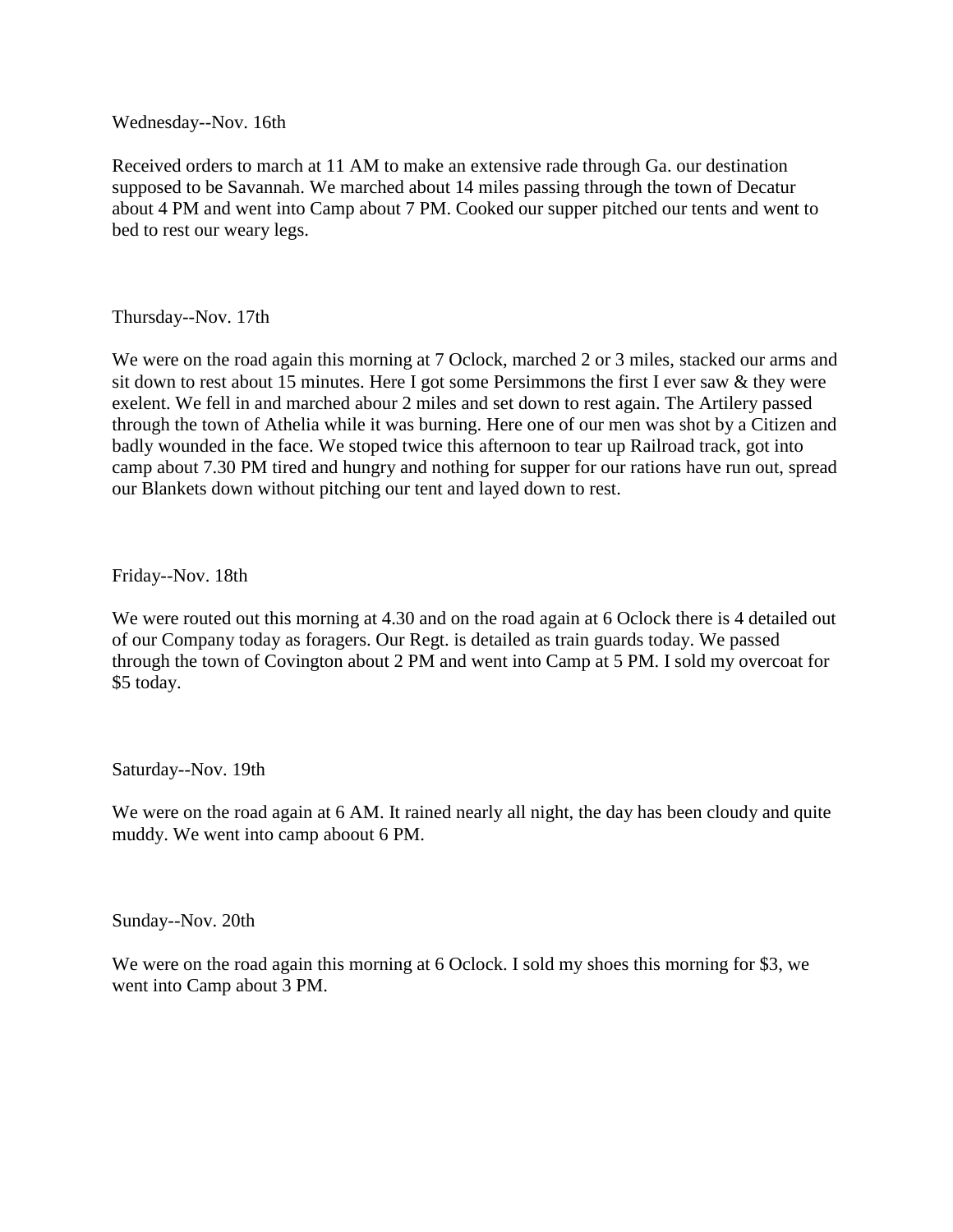Wednesday--Nov. 16th

Received orders to march at 11 AM to make an extensive rade through Ga. our destination supposed to be Savannah. We marched about 14 miles passing through the town of Decatur about 4 PM and went into Camp about 7 PM. Cooked our supper pitched our tents and went to bed to rest our weary legs.

Thursday--Nov. 17th

We were on the road again this morning at 7 Oclock, marched 2 or 3 miles, stacked our arms and sit down to rest about 15 minutes. Here I got some Persimmons the first I ever saw & they were exelent. We fell in and marched abour 2 miles and set down to rest again. The Artilery passed through the town of Athelia while it was burning. Here one of our men was shot by a Citizen and badly wounded in the face. We stoped twice this afternoon to tear up Railroad track, got into camp about 7.30 PM tired and hungry and nothing for supper for our rations have run out, spread our Blankets down without pitching our tent and layed down to rest.

Friday--Nov. 18th

We were routed out this morning at 4.30 and on the road again at 6 Oclock there is 4 detailed out of our Company today as foragers. Our Regt. is detailed as train guards today. We passed through the town of Covington about 2 PM and went into Camp at 5 PM. I sold my overcoat for $5 today.

Saturday--Nov. 19th

We were on the road again at 6 AM. It rained nearly all night, the day has been cloudy and quite muddy. We went into camp aboout 6 PM.

Sunday--Nov. 20th

We were on the road again this morning at 6 Oclock. I sold my shoes this morning for $3, we went into Camp about 3 PM.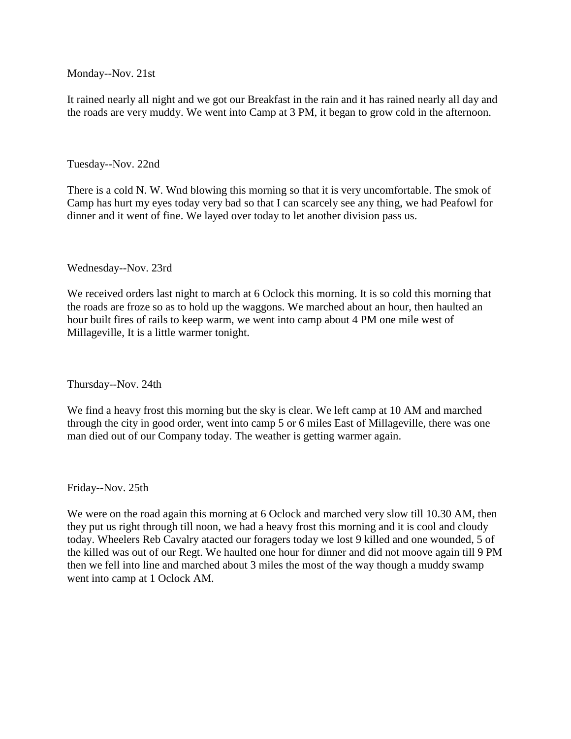Monday--Nov. 21st

It rained nearly all night and we got our Breakfast in the rain and it has rained nearly all day and the roads are very muddy. We went into Camp at 3 PM, it began to grow cold in the afternoon.

Tuesday--Nov. 22nd

There is a cold N. W. Wnd blowing this morning so that it is very uncomfortable. The smok of Camp has hurt my eyes today very bad so that I can scarcely see any thing, we had Peafowl for dinner and it went of fine. We layed over today to let another division pass us.

Wednesday--Nov. 23rd

We received orders last night to march at 6 Oclock this morning. It is so cold this morning that the roads are froze so as to hold up the waggons. We marched about an hour, then haulted an hour built fires of rails to keep warm, we went into camp about 4 PM one mile west of Millageville, It is a little warmer tonight.

Thursday--Nov. 24th

We find a heavy frost this morning but the sky is clear. We left camp at 10 AM and marched through the city in good order, went into camp 5 or 6 miles East of Millageville, there was one man died out of our Company today. The weather is getting warmer again.

Friday--Nov. 25th

We were on the road again this morning at 6 Oclock and marched very slow till 10.30 AM, then they put us right through till noon, we had a heavy frost this morning and it is cool and cloudy today. Wheelers Reb Cavalry atacted our foragers today we lost 9 killed and one wounded, 5 of the killed was out of our Regt. We haulted one hour for dinner and did not moove again till 9 PM then we fell into line and marched about 3 miles the most of the way though a muddy swamp went into camp at 1 Oclock AM.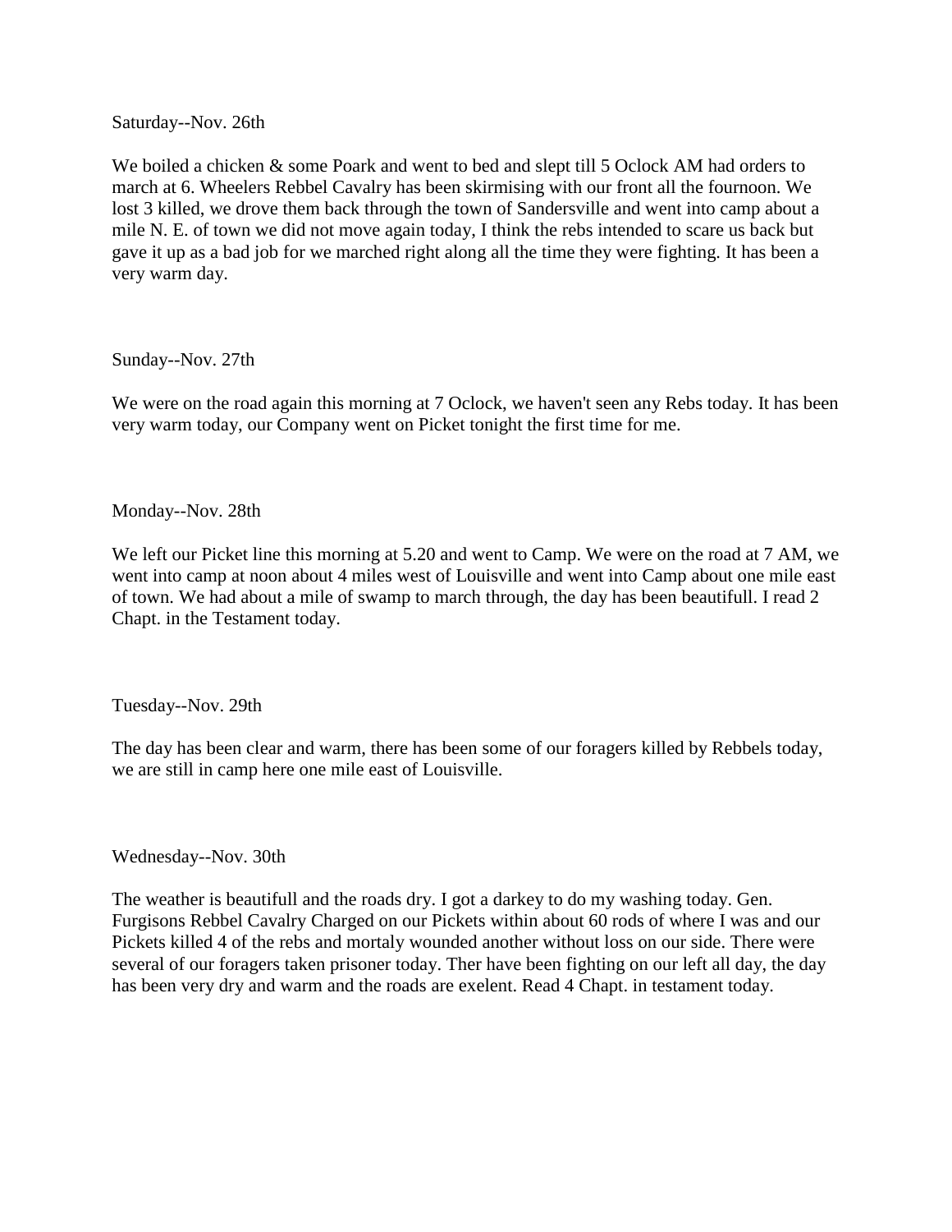Saturday--Nov. 26th

We boiled a chicken & some Poark and went to bed and slept till 5 Oclock AM had orders to march at 6. Wheelers Rebbel Cavalry has been skirmising with our front all the fournoon. We lost 3 killed, we drove them back through the town of Sandersville and went into camp about a mile N. E. of town we did not move again today, I think the rebs intended to scare us back but gave it up as a bad job for we marched right along all the time they were fighting. It has been a very warm day.

Sunday--Nov. 27th

We were on the road again this morning at 7 Oclock, we haven't seen any Rebs today. It has been very warm today, our Company went on Picket tonight the first time for me.

Monday--Nov. 28th

We left our Picket line this morning at 5.20 and went to Camp. We were on the road at 7 AM, we went into camp at noon about 4 miles west of Louisville and went into Camp about one mile east of town. We had about a mile of swamp to march through, the day has been beautifull. I read 2 Chapt. in the Testament today.

Tuesday--Nov. 29th

The day has been clear and warm, there has been some of our foragers killed by Rebbels today, we are still in camp here one mile east of Louisville.

Wednesday--Nov. 30th

The weather is beautifull and the roads dry. I got a darkey to do my washing today. Gen. Furgisons Rebbel Cavalry Charged on our Pickets within about 60 rods of where I was and our Pickets killed 4 of the rebs and mortaly wounded another without loss on our side. There were several of our foragers taken prisoner today. Ther have been fighting on our left all day, the day has been very dry and warm and the roads are exelent. Read 4 Chapt. in testament today.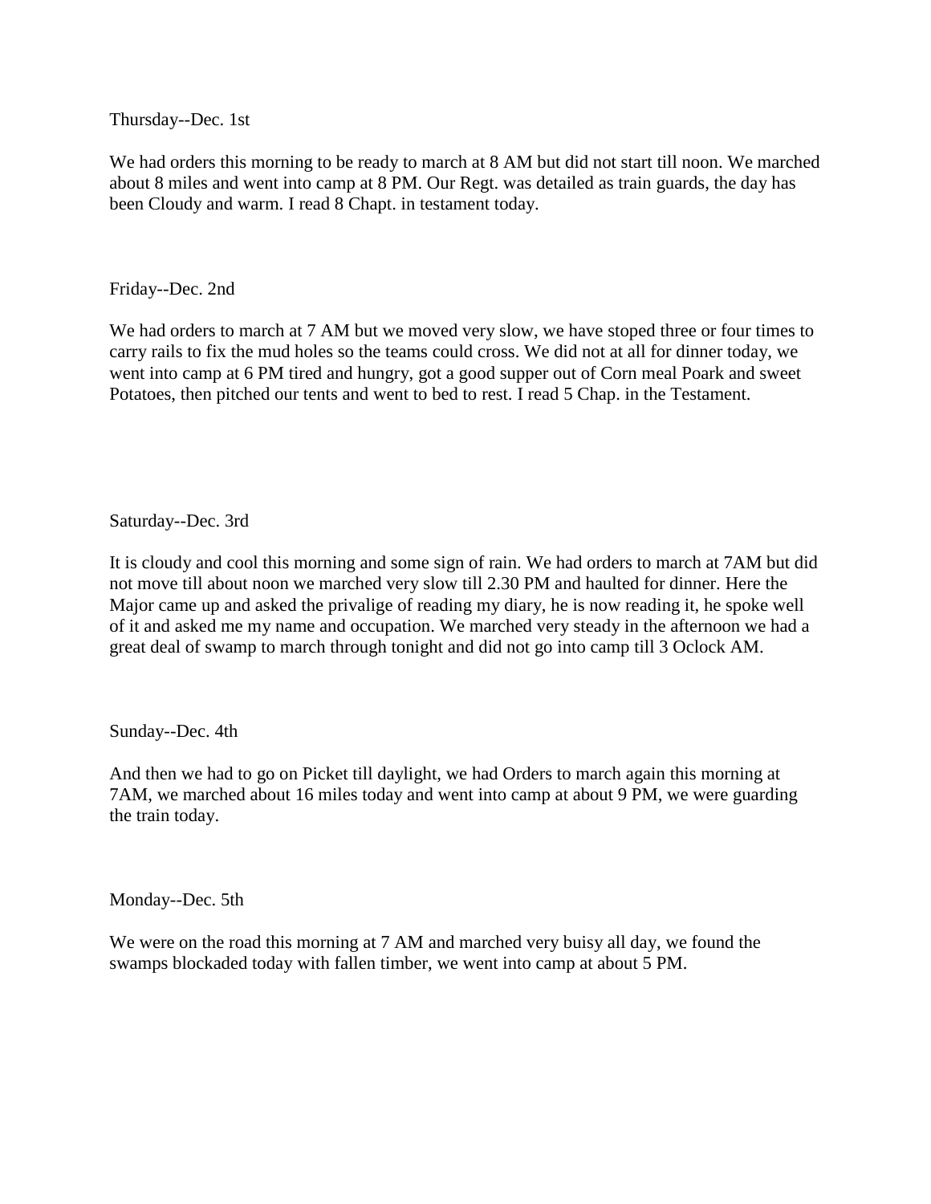Thursday--Dec. 1st

We had orders this morning to be ready to march at 8 AM but did not start till noon. We marched about 8 miles and went into camp at 8 PM. Our Regt. was detailed as train guards, the day has been Cloudy and warm. I read 8 Chapt. in testament today.

Friday--Dec. 2nd

We had orders to march at 7 AM but we moved very slow, we have stoped three or four times to carry rails to fix the mud holes so the teams could cross. We did not at all for dinner today, we went into camp at 6 PM tired and hungry, got a good supper out of Corn meal Poark and sweet Potatoes, then pitched our tents and went to bed to rest. I read 5 Chap. in the Testament.

Saturday--Dec. 3rd

It is cloudy and cool this morning and some sign of rain. We had orders to march at 7AM but did not move till about noon we marched very slow till 2.30 PM and haulted for dinner. Here the Major came up and asked the privalige of reading my diary, he is now reading it, he spoke well of it and asked me my name and occupation. We marched very steady in the afternoon we had a great deal of swamp to march through tonight and did not go into camp till 3 Oclock AM.

Sunday--Dec. 4th

And then we had to go on Picket till daylight, we had Orders to march again this morning at 7AM, we marched about 16 miles today and went into camp at about 9 PM, we were guarding the train today.

Monday--Dec. 5th

We were on the road this morning at 7 AM and marched very buisy all day, we found the swamps blockaded today with fallen timber, we went into camp at about 5 PM.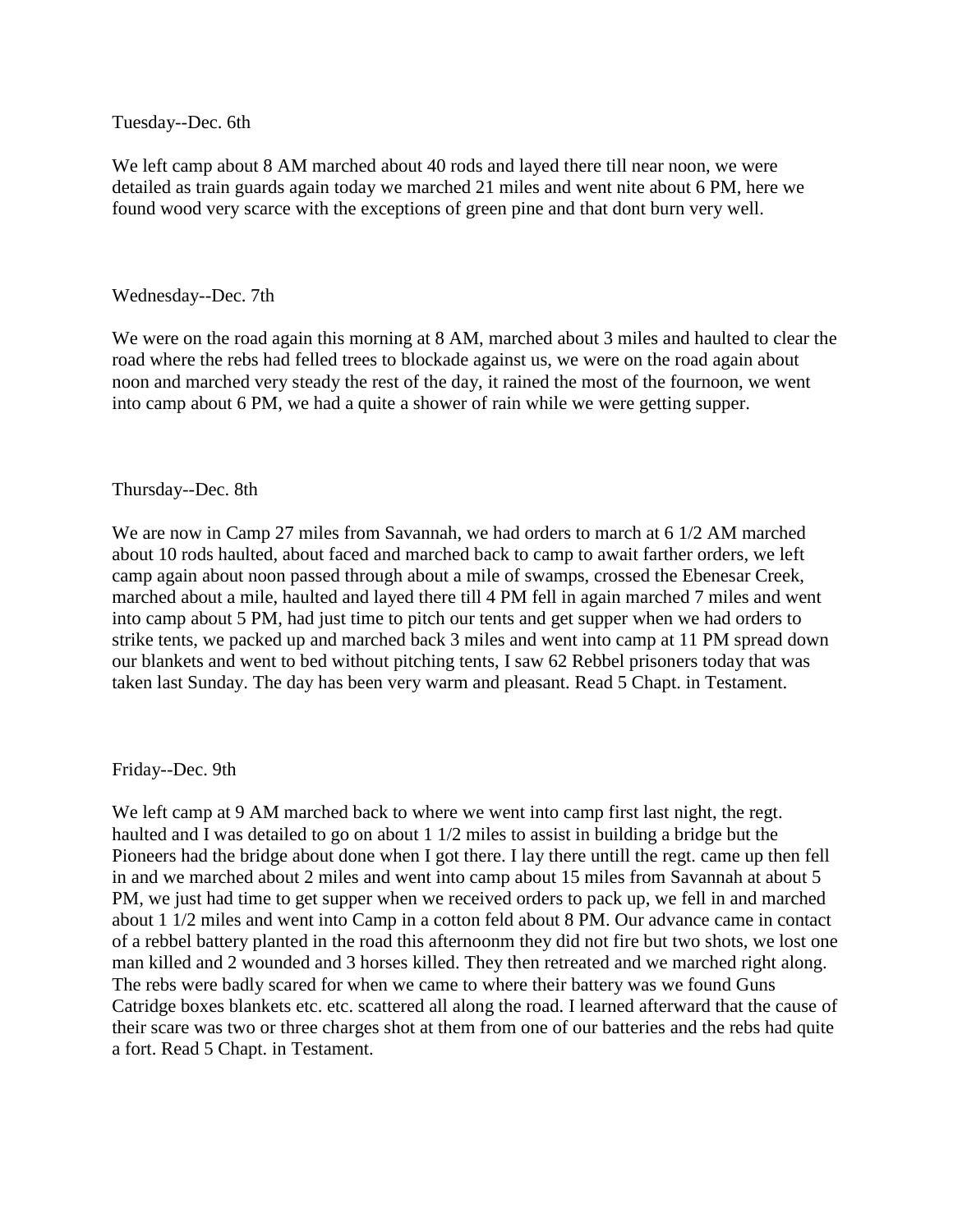Tuesday--Dec. 6th

We left camp about 8 AM marched about 40 rods and layed there till near noon, we were detailed as train guards again today we marched 21 miles and went nite about 6 PM, here we found wood very scarce with the exceptions of green pine and that dont burn very well.

Wednesday--Dec. 7th

We were on the road again this morning at 8 AM, marched about 3 miles and haulted to clear the road where the rebs had felled trees to blockade against us, we were on the road again about noon and marched very steady the rest of the day, it rained the most of the fournoon, we went into camp about 6 PM, we had a quite a shower of rain while we were getting supper.

Thursday--Dec. 8th

We are now in Camp 27 miles from Savannah, we had orders to march at 6 1/2 AM marched about 10 rods haulted, about faced and marched back to camp to await farther orders, we left camp again about noon passed through about a mile of swamps, crossed the Ebenesar Creek, marched about a mile, haulted and layed there till 4 PM fell in again marched 7 miles and went into camp about 5 PM, had just time to pitch our tents and get supper when we had orders to strike tents, we packed up and marched back 3 miles and went into camp at 11 PM spread down our blankets and went to bed without pitching tents, I saw 62 Rebbel prisoners today that was taken last Sunday. The day has been very warm and pleasant. Read 5 Chapt. in Testament.

Friday--Dec. 9th

We left camp at 9 AM marched back to where we went into camp first last night, the regt. haulted and I was detailed to go on about 1 1/2 miles to assist in building a bridge but the Pioneers had the bridge about done when I got there. I lay there untill the regt. came up then fell in and we marched about 2 miles and went into camp about 15 miles from Savannah at about 5 PM, we just had time to get supper when we received orders to pack up, we fell in and marched about 1 1/2 miles and went into Camp in a cotton feld about 8 PM. Our advance came in contact of a rebbel battery planted in the road this afternoonm they did not fire but two shots, we lost one man killed and 2 wounded and 3 horses killed. They then retreated and we marched right along. The rebs were badly scared for when we came to where their battery was we found Guns Catridge boxes blankets etc. etc. scattered all along the road. I learned afterward that the cause of their scare was two or three charges shot at them from one of our batteries and the rebs had quite a fort. Read 5 Chapt. in Testament.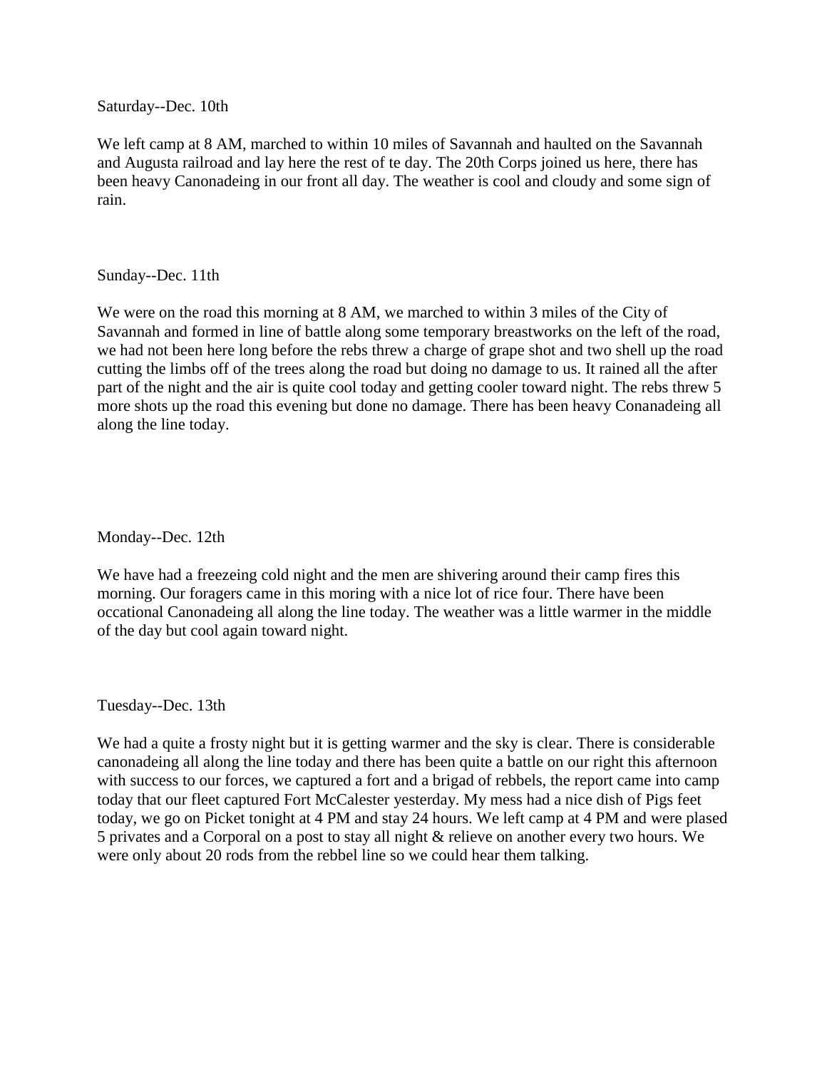Saturday--Dec. 10th

We left camp at 8 AM, marched to within 10 miles of Savannah and haulted on the Savannah and Augusta railroad and lay here the rest of te day. The 20th Corps joined us here, there has been heavy Canonadeing in our front all day. The weather is cool and cloudy and some sign of rain.

Sunday--Dec. 11th

We were on the road this morning at 8 AM, we marched to within 3 miles of the City of Savannah and formed in line of battle along some temporary breastworks on the left of the road, we had not been here long before the rebs threw a charge of grape shot and two shell up the road cutting the limbs off of the trees along the road but doing no damage to us. It rained all the after part of the night and the air is quite cool today and getting cooler toward night. The rebs threw 5 more shots up the road this evening but done no damage. There has been heavy Conanadeing all along the line today.

Monday--Dec. 12th

We have had a freezeing cold night and the men are shivering around their camp fires this morning. Our foragers came in this moring with a nice lot of rice four. There have been occational Canonadeing all along the line today. The weather was a little warmer in the middle of the day but cool again toward night.

Tuesday--Dec. 13th

We had a quite a frosty night but it is getting warmer and the sky is clear. There is considerable canonadeing all along the line today and there has been quite a battle on our right this afternoon with success to our forces, we captured a fort and a brigad of rebbels, the report came into camp today that our fleet captured Fort McCalester yesterday. My mess had a nice dish of Pigs feet today, we go on Picket tonight at 4 PM and stay 24 hours. We left camp at 4 PM and were plased 5 privates and a Corporal on a post to stay all night & relieve on another every two hours. We were only about 20 rods from the rebbel line so we could hear them talking.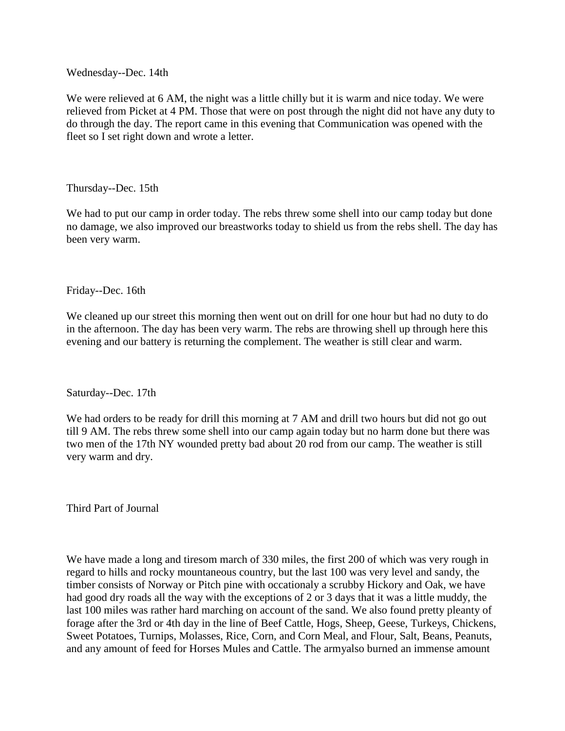Wednesday--Dec. 14th

We were relieved at 6 AM, the night was a little chilly but it is warm and nice today. We were relieved from Picket at 4 PM. Those that were on post through the night did not have any duty to do through the day. The report came in this evening that Communication was opened with the fleet so I set right down and wrote a letter.

Thursday--Dec. 15th

We had to put our camp in order today. The rebs threw some shell into our camp today but done no damage, we also improved our breastworks today to shield us from the rebs shell. The day has been very warm.

Friday--Dec. 16th

We cleaned up our street this morning then went out on drill for one hour but had no duty to do in the afternoon. The day has been very warm. The rebs are throwing shell up through here this evening and our battery is returning the complement. The weather is still clear and warm.

Saturday--Dec. 17th

We had orders to be ready for drill this morning at 7 AM and drill two hours but did not go out till 9 AM. The rebs threw some shell into our camp again today but no harm done but there was two men of the 17th NY wounded pretty bad about 20 rod from our camp. The weather is still very warm and dry.

Third Part of Journal

We have made a long and tiresom march of 330 miles, the first 200 of which was very rough in regard to hills and rocky mountaneous country, but the last 100 was very level and sandy, the timber consists of Norway or Pitch pine with occationaly a scrubby Hickory and Oak, we have had good dry roads all the way with the exceptions of 2 or 3 days that it was a little muddy, the last 100 miles was rather hard marching on account of the sand. We also found pretty pleanty of forage after the 3rd or 4th day in the line of Beef Cattle, Hogs, Sheep, Geese, Turkeys, Chickens, Sweet Potatoes, Turnips, Molasses, Rice, Corn, and Corn Meal, and Flour, Salt, Beans, Peanuts, and any amount of feed for Horses Mules and Cattle. The armyalso burned an immense amount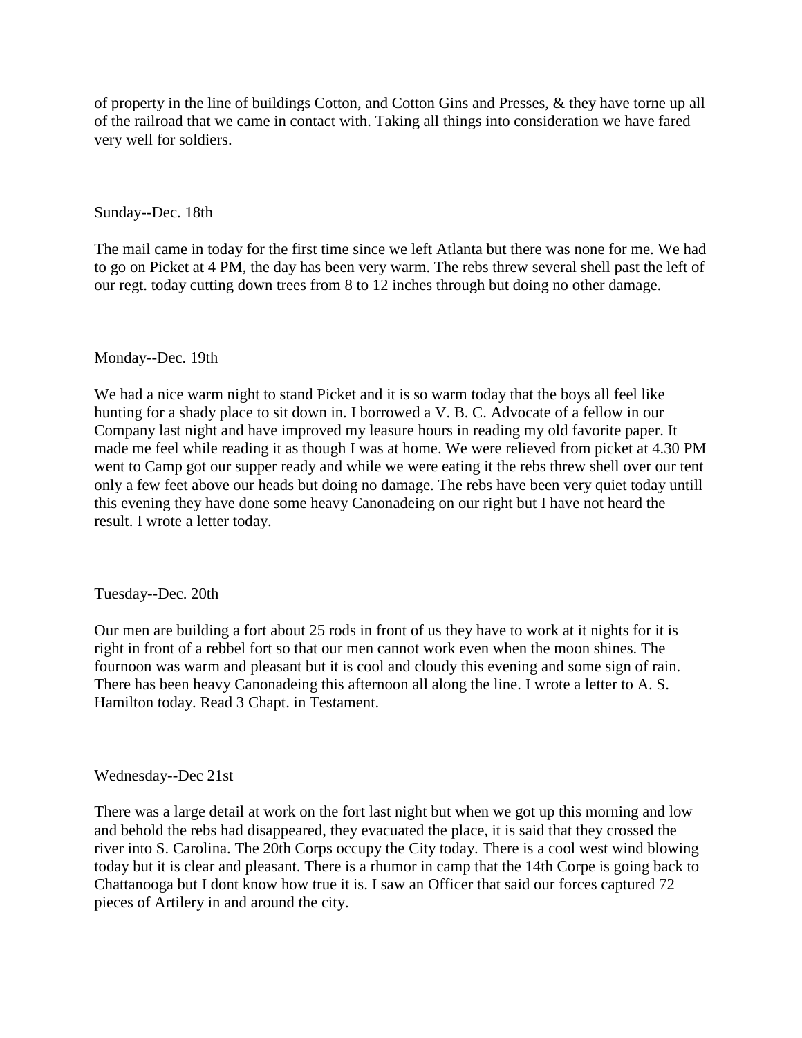of property in the line of buildings Cotton, and Cotton Gins and Presses, & they have torne up all of the railroad that we came in contact with. Taking all things into consideration we have fared very well for soldiers.

Sunday--Dec. 18th

The mail came in today for the first time since we left Atlanta but there was none for me. We had to go on Picket at 4 PM, the day has been very warm. The rebs threw several shell past the left of our regt. today cutting down trees from 8 to 12 inches through but doing no other damage.

Monday--Dec. 19th

We had a nice warm night to stand Picket and it is so warm today that the boys all feel like hunting for a shady place to sit down in. I borrowed a V. B. C. Advocate of a fellow in our Company last night and have improved my leasure hours in reading my old favorite paper. It made me feel while reading it as though I was at home. We were relieved from picket at 4.30 PM went to Camp got our supper ready and while we were eating it the rebs threw shell over our tent only a few feet above our heads but doing no damage. The rebs have been very quiet today untill this evening they have done some heavy Canonadeing on our right but I have not heard the result. I wrote a letter today.

Tuesday--Dec. 20th

Our men are building a fort about 25 rods in front of us they have to work at it nights for it is right in front of a rebbel fort so that our men cannot work even when the moon shines. The fournoon was warm and pleasant but it is cool and cloudy this evening and some sign of rain. There has been heavy Canonadeing this afternoon all along the line. I wrote a letter to A. S. Hamilton today. Read 3 Chapt. in Testament.

Wednesday--Dec 21st

There was a large detail at work on the fort last night but when we got up this morning and low and behold the rebs had disappeared, they evacuated the place, it is said that they crossed the river into S. Carolina. The 20th Corps occupy the City today. There is a cool west wind blowing today but it is clear and pleasant. There is a rhumor in camp that the 14th Corpe is going back to Chattanooga but I dont know how true it is. I saw an Officer that said our forces captured 72 pieces of Artilery in and around the city.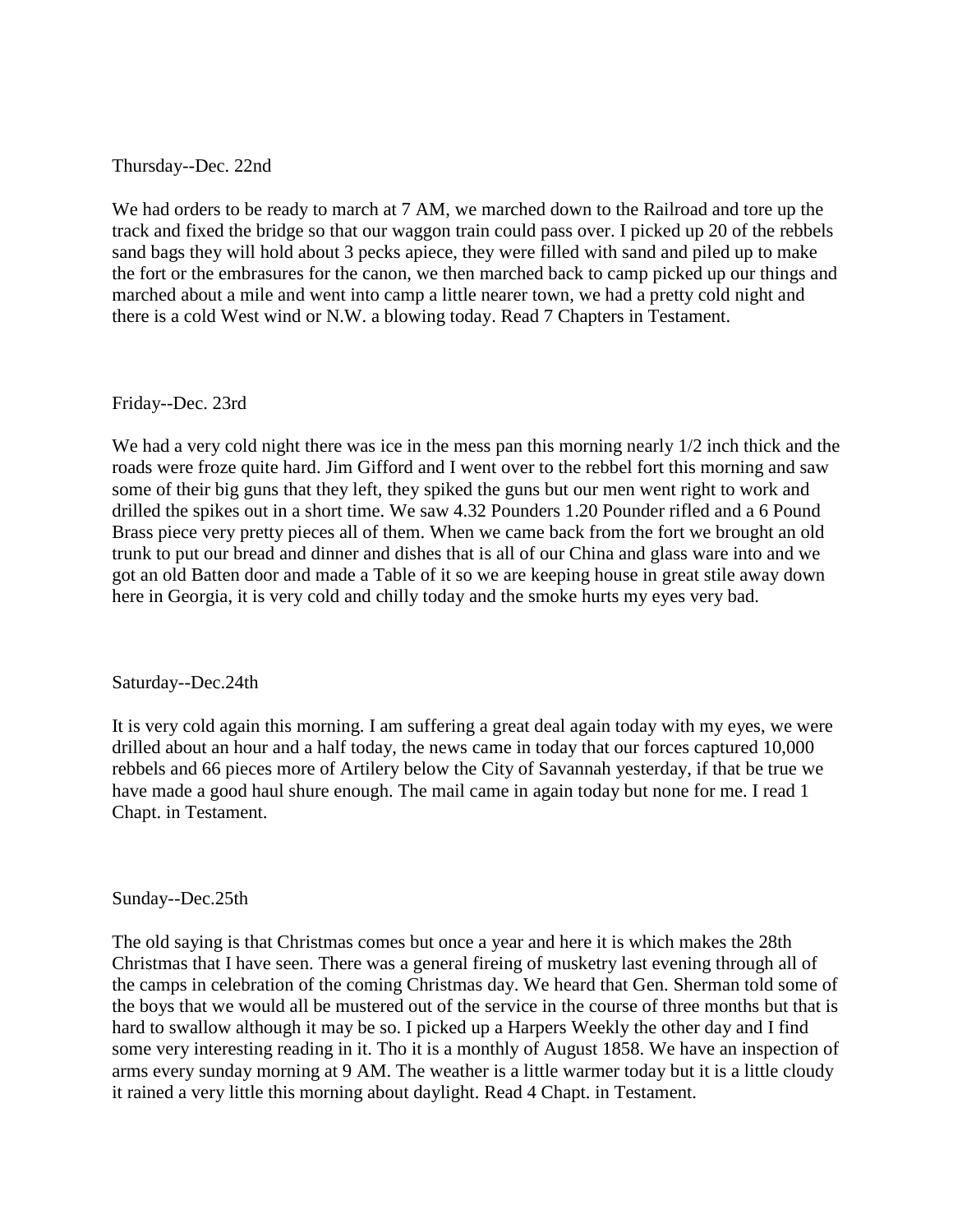Thursday--Dec. 22nd

We had orders to be ready to march at 7 AM, we marched down to the Railroad and tore up the track and fixed the bridge so that our waggon train could pass over. I picked up 20 of the rebbels sand bags they will hold about 3 pecks apiece, they were filled with sand and piled up to make the fort or the embrasures for the canon, we then marched back to camp picked up our things and marched about a mile and went into camp a little nearer town, we had a pretty cold night and there is a cold West wind or N.W. a blowing today. Read 7 Chapters in Testament.

Friday--Dec. 23rd

We had a very cold night there was ice in the mess pan this morning nearly 1/2 inch thick and the roads were froze quite hard. Jim Gifford and I went over to the rebbel fort this morning and saw some of their big guns that they left, they spiked the guns but our men went right to work and drilled the spikes out in a short time. We saw 4.32 Pounders 1.20 Pounder rifled and a 6 Pound Brass piece very pretty pieces all of them. When we came back from the fort we brought an old trunk to put our bread and dinner and dishes that is all of our China and glass ware into and we got an old Batten door and made a Table of it so we are keeping house in great stile away down here in Georgia, it is very cold and chilly today and the smoke hurts my eyes very bad.

Saturday--Dec.24th

It is very cold again this morning. I am suffering a great deal again today with my eyes, we were drilled about an hour and a half today, the news came in today that our forces captured 10,000 rebbels and 66 pieces more of Artilery below the City of Savannah yesterday, if that be true we have made a good haul shure enough. The mail came in again today but none for me. I read 1 Chapt. in Testament.

Sunday--Dec.25th

The old saying is that Christmas comes but once a year and here it is which makes the 28th Christmas that I have seen. There was a general fireing of musketry last evening through all of the camps in celebration of the coming Christmas day. We heard that Gen. Sherman told some of the boys that we would all be mustered out of the service in the course of three months but that is hard to swallow although it may be so. I picked up a Harpers Weekly the other day and I find some very interesting reading in it. Tho it is a monthly of August 1858. We have an inspection of arms every sunday morning at 9 AM. The weather is a little warmer today but it is a little cloudy it rained a very little this morning about daylight. Read 4 Chapt. in Testament.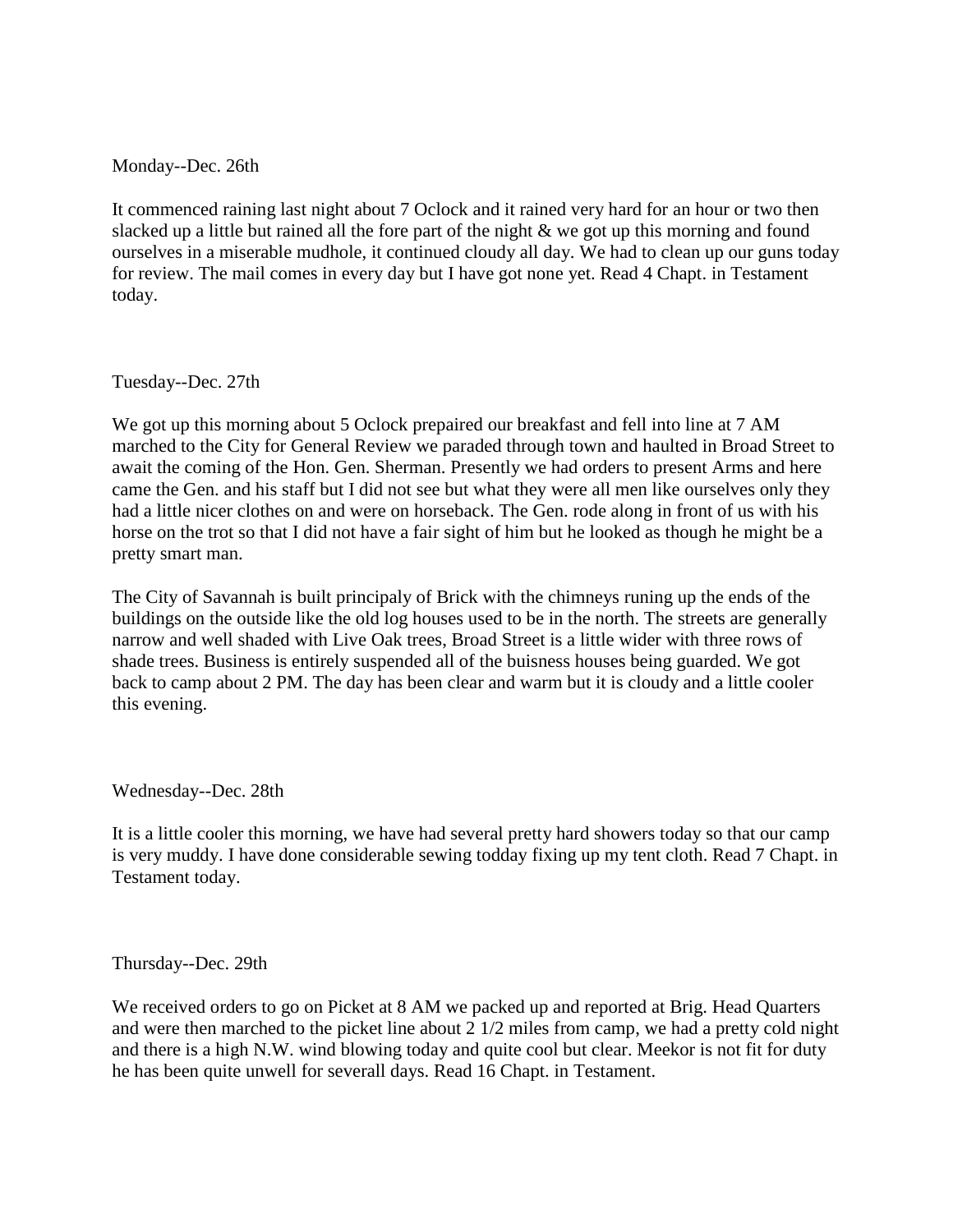Monday--Dec. 26th

It commenced raining last night about 7 Oclock and it rained very hard for an hour or two then slacked up a little but rained all the fore part of the night & we got up this morning and found ourselves in a miserable mudhole, it continued cloudy all day. We had to clean up our guns today for review. The mail comes in every day but I have got none yet. Read 4 Chapt. in Testament today.

Tuesday--Dec. 27th

We got up this morning about 5 Oclock prepaired our breakfast and fell into line at 7 AM marched to the City for General Review we paraded through town and haulted in Broad Street to await the coming of the Hon. Gen. Sherman. Presently we had orders to present Arms and here came the Gen. and his staff but I did not see but what they were all men like ourselves only they had a little nicer clothes on and were on horseback. The Gen. rode along in front of us with his horse on the trot so that I did not have a fair sight of him but he looked as though he might be a pretty smart man.

The City of Savannah is built principaly of Brick with the chimneys runing up the ends of the buildings on the outside like the old log houses used to be in the north. The streets are generally narrow and well shaded with Live Oak trees, Broad Street is a little wider with three rows of shade trees. Business is entirely suspended all of the buisness houses being guarded. We got back to camp about 2 PM. The day has been clear and warm but it is cloudy and a little cooler this evening.

Wednesday--Dec. 28th

It is a little cooler this morning, we have had several pretty hard showers today so that our camp is very muddy. I have done considerable sewing todday fixing up my tent cloth. Read 7 Chapt. in Testament today.

Thursday--Dec. 29th

We received orders to go on Picket at 8 AM we packed up and reported at Brig. Head Quarters and were then marched to the picket line about 2 1/2 miles from camp, we had a pretty cold night and there is a high N.W. wind blowing today and quite cool but clear. Meekor is not fit for duty he has been quite unwell for severall days. Read 16 Chapt. in Testament.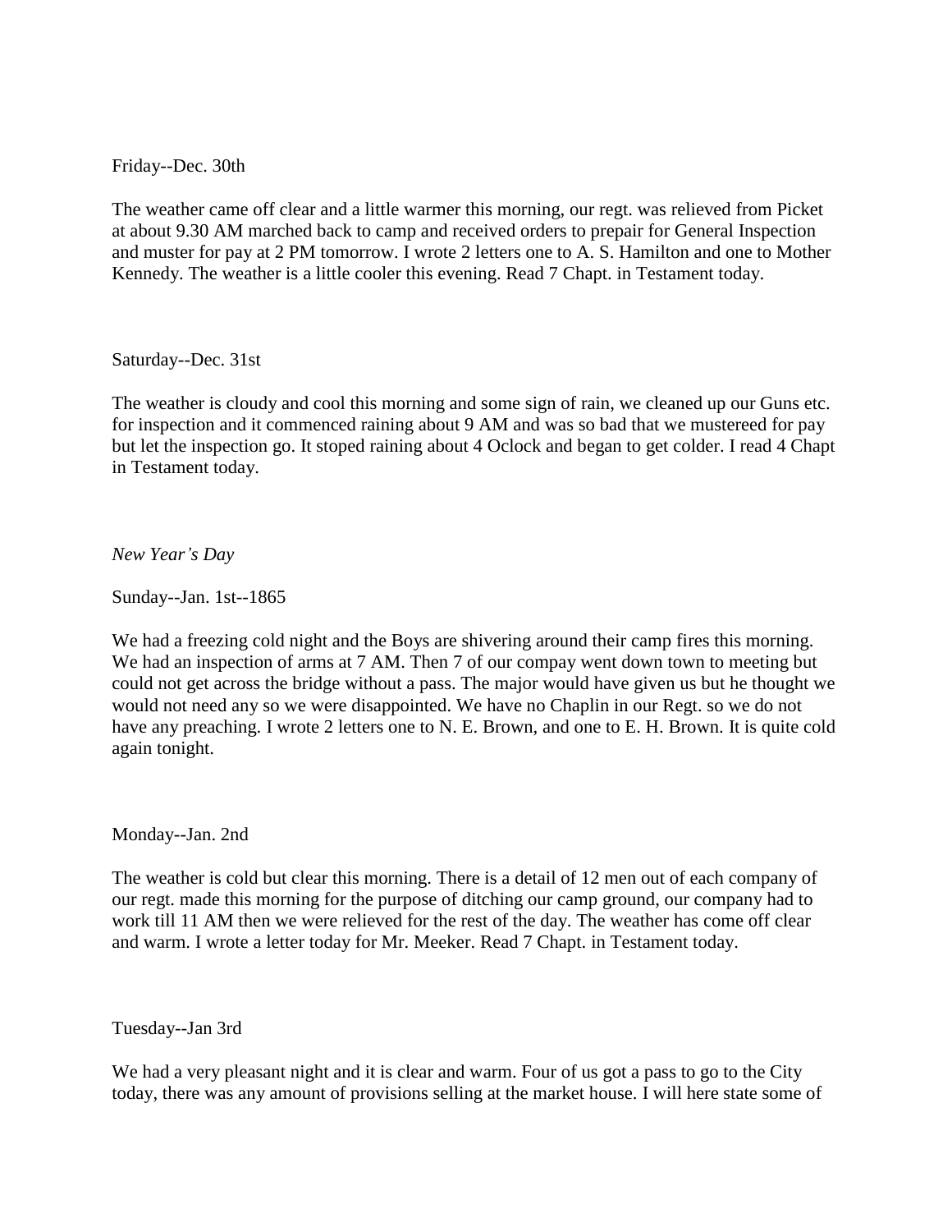Friday--Dec. 30th

The weather came off clear and a little warmer this morning, our regt. was relieved from Picket at about 9.30 AM marched back to camp and received orders to prepair for General Inspection and muster for pay at 2 PM tomorrow. I wrote 2 letters one to A. S. Hamilton and one to Mother Kennedy. The weather is a little cooler this evening. Read 7 Chapt. in Testament today.

Saturday--Dec. 31st

The weather is cloudy and cool this morning and some sign of rain, we cleaned up our Guns etc. for inspection and it commenced raining about 9 AM and was so bad that we mustereed for pay but let the inspection go. It stoped raining about 4 Oclock and began to get colder. I read 4 Chapt in Testament today.

*New Year's Day*

Sunday--Jan. 1st--1865

We had a freezing cold night and the Boys are shivering around their camp fires this morning. We had an inspection of arms at 7 AM. Then 7 of our compay went down town to meeting but could not get across the bridge without a pass. The major would have given us but he thought we would not need any so we were disappointed. We have no Chaplin in our Regt. so we do not have any preaching. I wrote 2 letters one to N. E. Brown, and one to E. H. Brown. It is quite cold again tonight.

Monday--Jan. 2nd

The weather is cold but clear this morning. There is a detail of 12 men out of each company of our regt. made this morning for the purpose of ditching our camp ground, our company had to work till 11 AM then we were relieved for the rest of the day. The weather has come off clear and warm. I wrote a letter today for Mr. Meeker. Read 7 Chapt. in Testament today.

Tuesday--Jan 3rd

We had a very pleasant night and it is clear and warm. Four of us got a pass to go to the City today, there was any amount of provisions selling at the market house. I will here state some of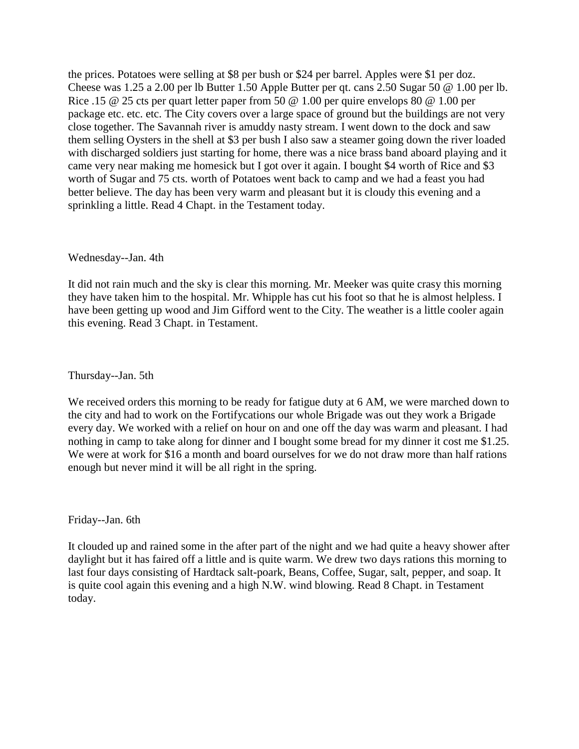the prices. Potatoes were selling at $8 per bush or $24 per barrel. Apples were $1 per doz. Cheese was 1.25 a 2.00 per lb Butter 1.50 Apple Butter per qt. cans 2.50 Sugar 50 @ 1.00 per lb. Rice .15 @ 25 cts per quart letter paper from 50 @ 1.00 per quire envelops 80 @ 1.00 per package etc. etc. etc. The City covers over a large space of ground but the buildings are not very close together. The Savannah river is amuddy nasty stream. I went down to the dock and saw them selling Oysters in the shell at $3 per bush I also saw a steamer going down the river loaded with discharged soldiers just starting for home, there was a nice brass band aboard playing and it came very near making me homesick but I got over it again. I bought $4 worth of Rice and $3 worth of Sugar and 75 cts. worth of Potatoes went back to camp and we had a feast you had better believe. The day has been very warm and pleasant but it is cloudy this evening and a sprinkling a little. Read 4 Chapt. in the Testament today.

Wednesday--Jan. 4th

It did not rain much and the sky is clear this morning. Mr. Meeker was quite crasy this morning they have taken him to the hospital. Mr. Whipple has cut his foot so that he is almost helpless. I have been getting up wood and Jim Gifford went to the City. The weather is a little cooler again this evening. Read 3 Chapt. in Testament.

Thursday--Jan. 5th

We received orders this morning to be ready for fatigue duty at 6 AM, we were marched down to the city and had to work on the Fortifycations our whole Brigade was out they work a Brigade every day. We worked with a relief on hour on and one off the day was warm and pleasant. I had nothing in camp to take along for dinner and I bought some bread for my dinner it cost me $1.25. We were at work for $16 a month and board ourselves for we do not draw more than half rations enough but never mind it will be all right in the spring.

Friday--Jan. 6th

It clouded up and rained some in the after part of the night and we had quite a heavy shower after daylight but it has faired off a little and is quite warm. We drew two days rations this morning to last four days consisting of Hardtack salt-poark, Beans, Coffee, Sugar, salt, pepper, and soap. It is quite cool again this evening and a high N.W. wind blowing. Read 8 Chapt. in Testament today.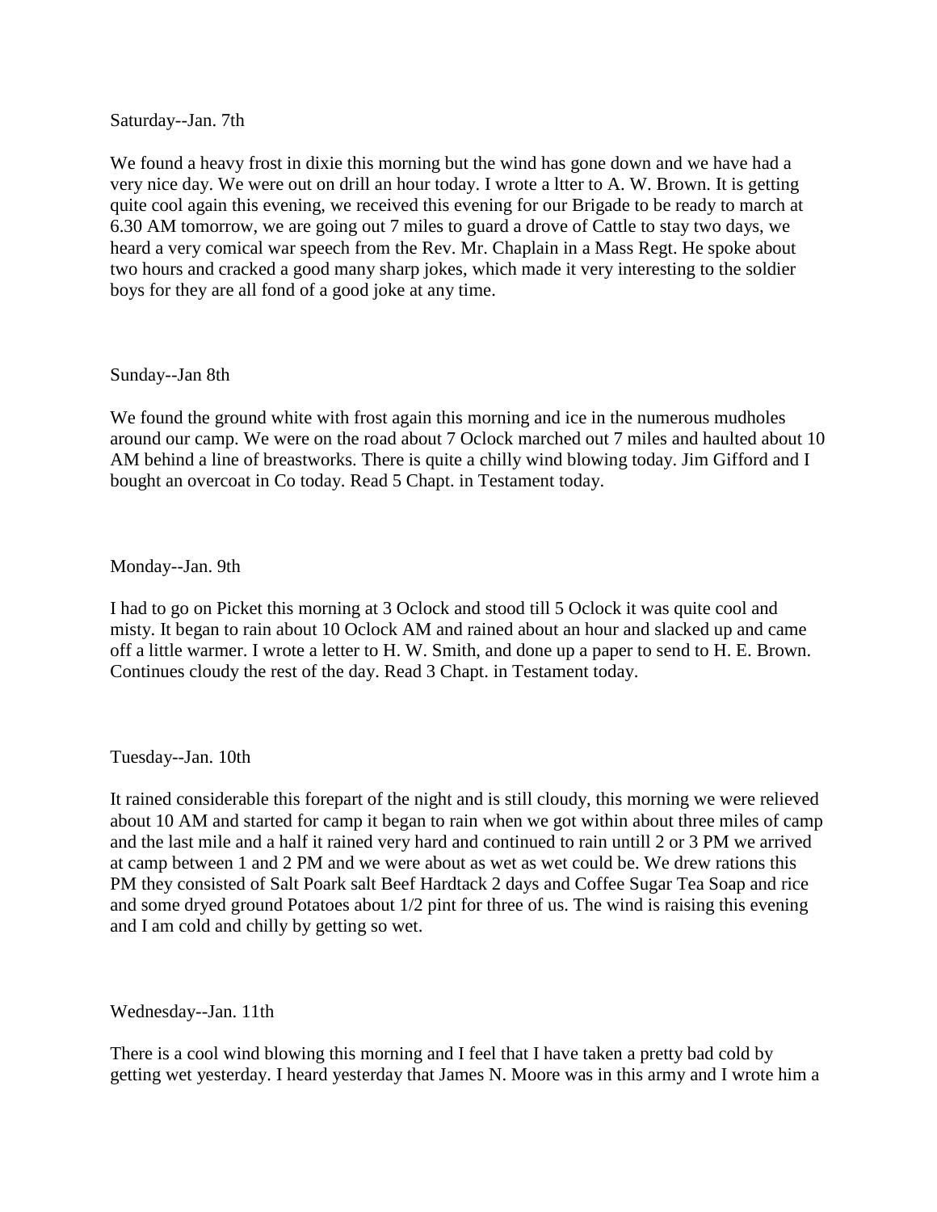Saturday--Jan. 7th

We found a heavy frost in dixie this morning but the wind has gone down and we have had a very nice day. We were out on drill an hour today. I wrote a ltter to A. W. Brown. It is getting quite cool again this evening, we received this evening for our Brigade to be ready to march at 6.30 AM tomorrow, we are going out 7 miles to guard a drove of Cattle to stay two days, we heard a very comical war speech from the Rev. Mr. Chaplain in a Mass Regt. He spoke about two hours and cracked a good many sharp jokes, which made it very interesting to the soldier boys for they are all fond of a good joke at any time.

Sunday--Jan 8th

We found the ground white with frost again this morning and ice in the numerous mudholes around our camp. We were on the road about 7 Oclock marched out 7 miles and haulted about 10 AM behind a line of breastworks. There is quite a chilly wind blowing today. Jim Gifford and I bought an overcoat in Co today. Read 5 Chapt. in Testament today.

Monday--Jan. 9th

I had to go on Picket this morning at 3 Oclock and stood till 5 Oclock it was quite cool and misty. It began to rain about 10 Oclock AM and rained about an hour and slacked up and came off a little warmer. I wrote a letter to H. W. Smith, and done up a paper to send to H. E. Brown. Continues cloudy the rest of the day. Read 3 Chapt. in Testament today.

Tuesday--Jan. 10th

It rained considerable this forepart of the night and is still cloudy, this morning we were relieved about 10 AM and started for camp it began to rain when we got within about three miles of camp and the last mile and a half it rained very hard and continued to rain untill 2 or 3 PM we arrived at camp between 1 and 2 PM and we were about as wet as wet could be. We drew rations this PM they consisted of Salt Poark salt Beef Hardtack 2 days and Coffee Sugar Tea Soap and rice and some dryed ground Potatoes about 1/2 pint for three of us. The wind is raising this evening and I am cold and chilly by getting so wet.

Wednesday--Jan. 11th

There is a cool wind blowing this morning and I feel that I have taken a pretty bad cold by getting wet yesterday. I heard yesterday that James N. Moore was in this army and I wrote him a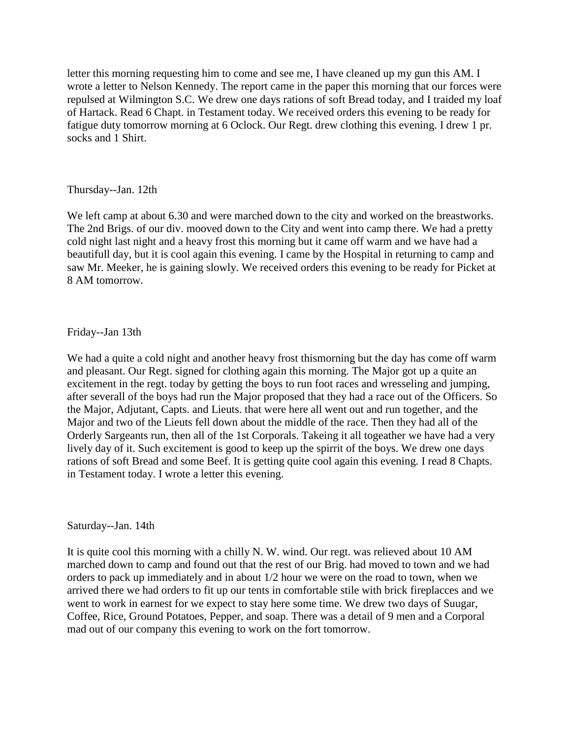letter this morning requesting him to come and see me, I have cleaned up my gun this AM. I wrote a letter to Nelson Kennedy. The report came in the paper this morning that our forces were repulsed at Wilmington S.C. We drew one days rations of soft Bread today, and I traided my loaf of Hartack. Read 6 Chapt. in Testament today. We received orders this evening to be ready for fatigue duty tomorrow morning at 6 Oclock. Our Regt. drew clothing this evening. I drew 1 pr. socks and 1 Shirt.

Thursday--Jan. 12th

We left camp at about 6.30 and were marched down to the city and worked on the breastworks. The 2nd Brigs. of our div. mooved down to the City and went into camp there. We had a pretty cold night last night and a heavy frost this morning but it came off warm and we have had a beautifull day, but it is cool again this evening. I came by the Hospital in returning to camp and saw Mr. Meeker, he is gaining slowly. We received orders this evening to be ready for Picket at 8 AM tomorrow.

Friday--Jan 13th

We had a quite a cold night and another heavy frost thismorning but the day has come off warm and pleasant. Our Regt. signed for clothing again this morning. The Major got up a quite an excitement in the regt. today by getting the boys to run foot races and wresseling and jumping, after severall of the boys had run the Major proposed that they had a race out of the Officers. So the Major, Adjutant, Capts. and Lieuts. that were here all went out and run together, and the Major and two of the Lieuts fell down about the middle of the race. Then they had all of the Orderly Sargeants run, then all of the 1st Corporals. Takeing it all togeather we have had a very lively day of it. Such excitement is good to keep up the spirrit of the boys. We drew one days rations of soft Bread and some Beef. It is getting quite cool again this evening. I read 8 Chapts. in Testament today. I wrote a letter this evening.

Saturday--Jan. 14th

It is quite cool this morning with a chilly N. W. wind. Our regt. was relieved about 10 AM marched down to camp and found out that the rest of our Brig. had moved to town and we had orders to pack up immediately and in about 1/2 hour we were on the road to town, when we arrived there we had orders to fit up our tents in comfortable stile with brick fireplacces and we went to work in earnest for we expect to stay here some time. We drew two days of Suugar, Coffee, Rice, Ground Potatoes, Pepper, and soap. There was a detail of 9 men and a Corporal mad out of our company this evening to work on the fort tomorrow.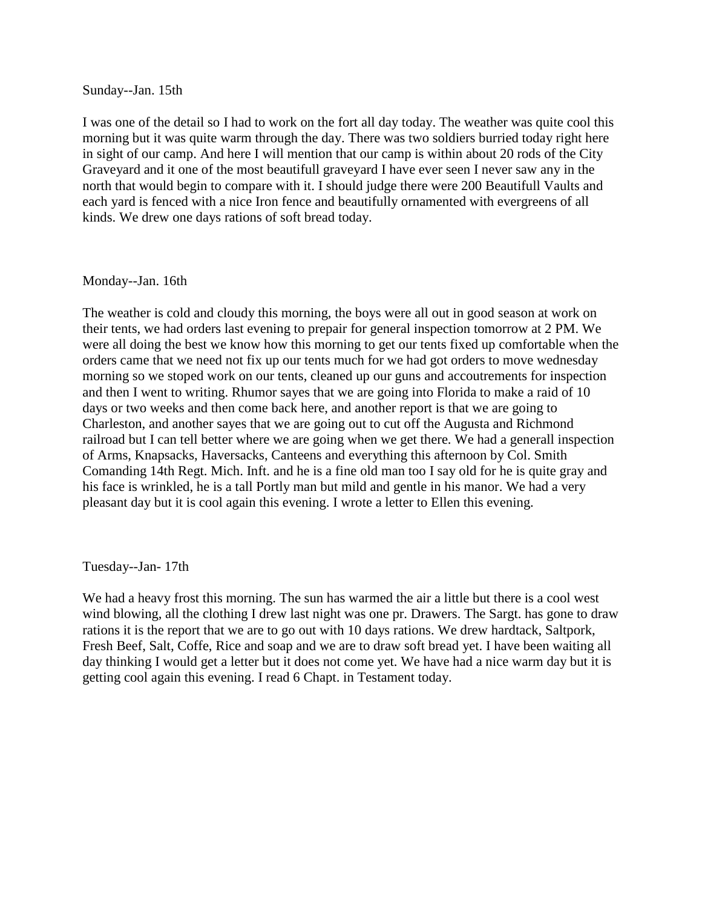Sunday--Jan. 15th

I was one of the detail so I had to work on the fort all day today. The weather was quite cool this morning but it was quite warm through the day. There was two soldiers burried today right here in sight of our camp. And here I will mention that our camp is within about 20 rods of the City Graveyard and it one of the most beautifull graveyard I have ever seen I never saw any in the north that would begin to compare with it. I should judge there were 200 Beautifull Vaults and each yard is fenced with a nice Iron fence and beautifully ornamented with evergreens of all kinds. We drew one days rations of soft bread today.

Monday--Jan. 16th

The weather is cold and cloudy this morning, the boys were all out in good season at work on their tents, we had orders last evening to prepair for general inspection tomorrow at 2 PM. We were all doing the best we know how this morning to get our tents fixed up comfortable when the orders came that we need not fix up our tents much for we had got orders to move wednesday morning so we stoped work on our tents, cleaned up our guns and accoutrements for inspection and then I went to writing. Rhumor sayes that we are going into Florida to make a raid of 10 days or two weeks and then come back here, and another report is that we are going to Charleston, and another sayes that we are going out to cut off the Augusta and Richmond railroad but I can tell better where we are going when we get there. We had a generall inspection of Arms, Knapsacks, Haversacks, Canteens and everything this afternoon by Col. Smith Comanding 14th Regt. Mich. Inft. and he is a fine old man too I say old for he is quite gray and his face is wrinkled, he is a tall Portly man but mild and gentle in his manor. We had a very pleasant day but it is cool again this evening. I wrote a letter to Ellen this evening.

Tuesday--Jan- 17th

We had a heavy frost this morning. The sun has warmed the air a little but there is a cool west wind blowing, all the clothing I drew last night was one pr. Drawers. The Sargt. has gone to draw rations it is the report that we are to go out with 10 days rations. We drew hardtack, Saltpork, Fresh Beef, Salt, Coffe, Rice and soap and we are to draw soft bread yet. I have been waiting all day thinking I would get a letter but it does not come yet. We have had a nice warm day but it is getting cool again this evening. I read 6 Chapt. in Testament today.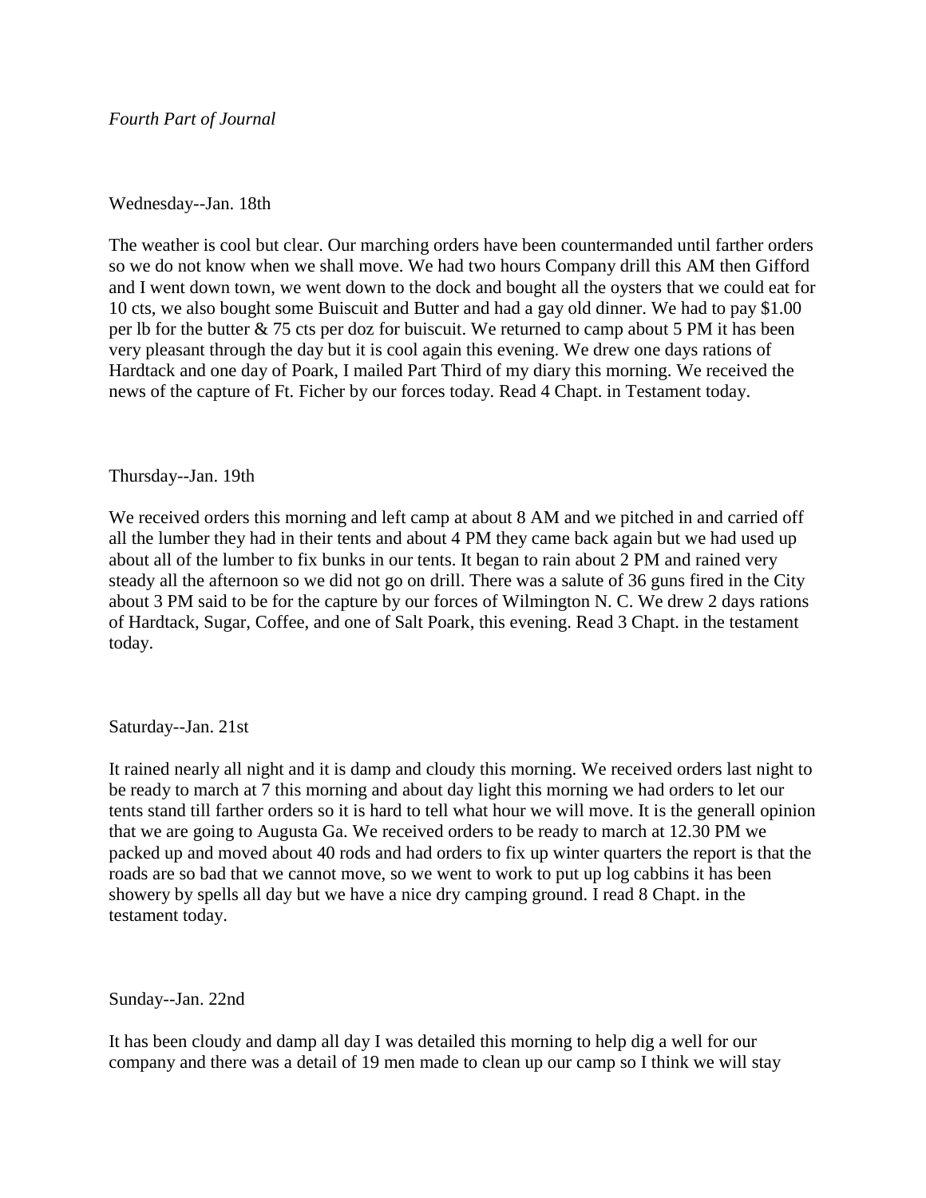*Fourth Part of Journal*

Wednesday--Jan. 18th

The weather is cool but clear. Our marching orders have been countermanded until farther orders so we do not know when we shall move. We had two hours Company drill this AM then Gifford and I went down town, we went down to the dock and bought all the oysters that we could eat for 10 cts, we also bought some Buiscuit and Butter and had a gay old dinner. We had to pay $1.00 per lb for the butter & 75 cts per doz for buiscuit. We returned to camp about 5 PM it has been very pleasant through the day but it is cool again this evening. We drew one days rations of Hardtack and one day of Poark, I mailed Part Third of my diary this morning. We received the news of the capture of Ft. Ficher by our forces today. Read 4 Chapt. in Testament today.

Thursday--Jan. 19th

We received orders this morning and left camp at about 8 AM and we pitched in and carried off all the lumber they had in their tents and about 4 PM they came back again but we had used up about all of the lumber to fix bunks in our tents. It began to rain about 2 PM and rained very steady all the afternoon so we did not go on drill. There was a salute of 36 guns fired in the City about 3 PM said to be for the capture by our forces of Wilmington N. C. We drew 2 days rations of Hardtack, Sugar, Coffee, and one of Salt Poark, this evening. Read 3 Chapt. in the testament today.

Saturday--Jan. 21st

It rained nearly all night and it is damp and cloudy this morning. We received orders last night to be ready to march at 7 this morning and about day light this morning we had orders to let our tents stand till farther orders so it is hard to tell what hour we will move. It is the generall opinion that we are going to Augusta Ga. We received orders to be ready to march at 12.30 PM we packed up and moved about 40 rods and had orders to fix up winter quarters the report is that the roads are so bad that we cannot move, so we went to work to put up log cabbins it has been showery by spells all day but we have a nice dry camping ground. I read 8 Chapt. in the testament today.

Sunday--Jan. 22nd

It has been cloudy and damp all day I was detailed this morning to help dig a well for our company and there was a detail of 19 men made to clean up our camp so I think we will stay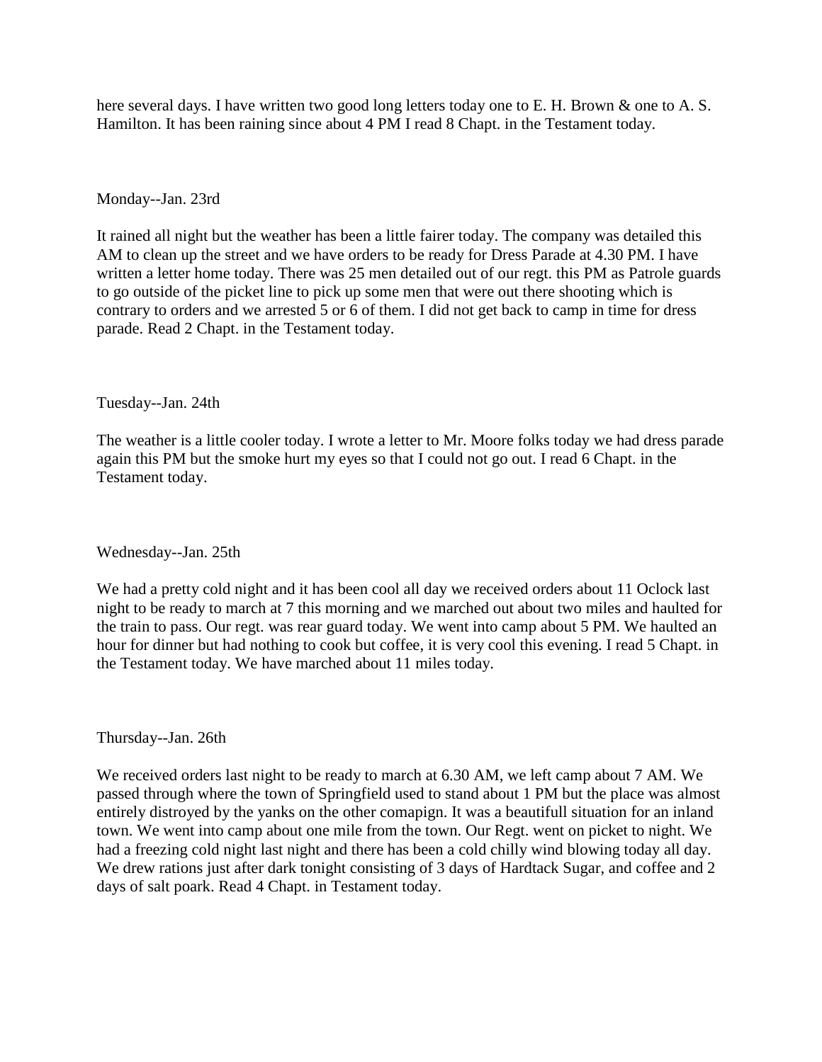here several days. I have written two good long letters today one to E. H. Brown & one to A. S. Hamilton. It has been raining since about 4 PM I read 8 Chapt. in the Testament today.

Monday--Jan. 23rd

It rained all night but the weather has been a little fairer today. The company was detailed this AM to clean up the street and we have orders to be ready for Dress Parade at 4.30 PM. I have written a letter home today. There was 25 men detailed out of our regt. this PM as Patrole guards to go outside of the picket line to pick up some men that were out there shooting which is contrary to orders and we arrested 5 or 6 of them. I did not get back to camp in time for dress parade. Read 2 Chapt. in the Testament today.

Tuesday--Jan. 24th

The weather is a little cooler today. I wrote a letter to Mr. Moore folks today we had dress parade again this PM but the smoke hurt my eyes so that I could not go out. I read 6 Chapt. in the Testament today.

Wednesday--Jan. 25th

We had a pretty cold night and it has been cool all day we received orders about 11 Oclock last night to be ready to march at 7 this morning and we marched out about two miles and haulted for the train to pass. Our regt. was rear guard today. We went into camp about 5 PM. We haulted an hour for dinner but had nothing to cook but coffee, it is very cool this evening. I read 5 Chapt. in the Testament today. We have marched about 11 miles today.

Thursday--Jan. 26th

We received orders last night to be ready to march at 6.30 AM, we left camp about 7 AM. We passed through where the town of Springfield used to stand about 1 PM but the place was almost entirely distroyed by the yanks on the other comapign. It was a beautifull situation for an inland town. We went into camp about one mile from the town. Our Regt. went on picket to night. We had a freezing cold night last night and there has been a cold chilly wind blowing today all day. We drew rations just after dark tonight consisting of 3 days of Hardtack Sugar, and coffee and 2 days of salt poark. Read 4 Chapt. in Testament today.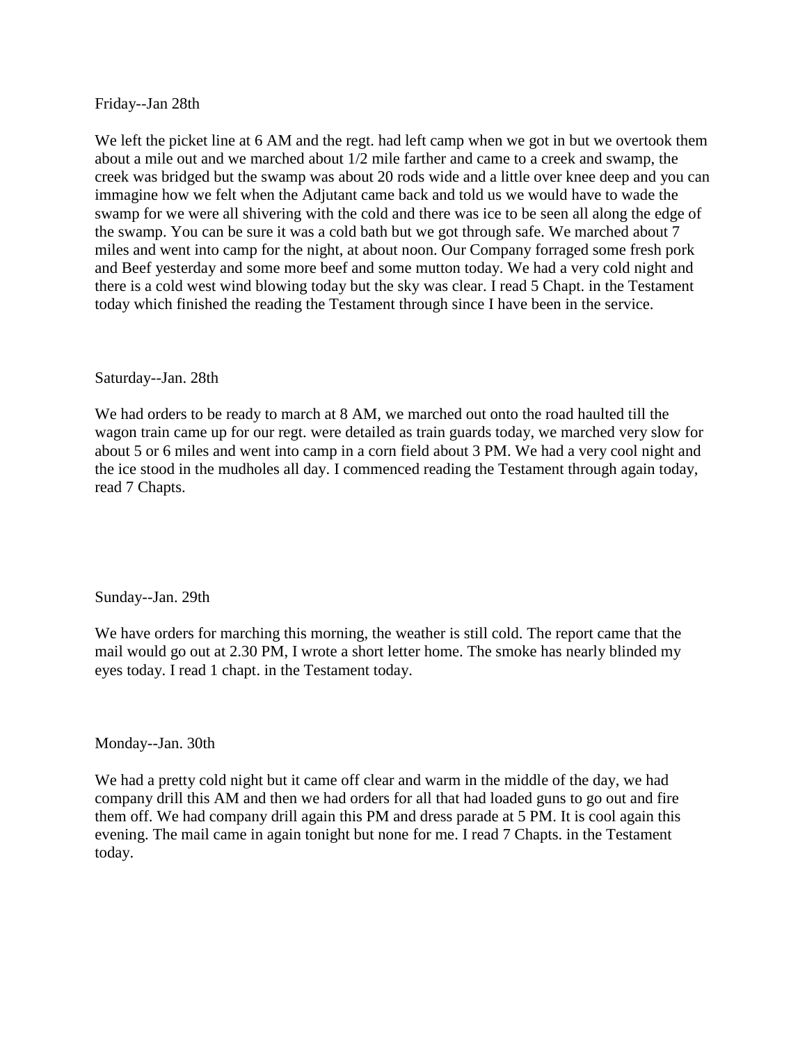Friday--Jan 28th

We left the picket line at 6 AM and the regt. had left camp when we got in but we overtook them about a mile out and we marched about 1/2 mile farther and came to a creek and swamp, the creek was bridged but the swamp was about 20 rods wide and a little over knee deep and you can immagine how we felt when the Adjutant came back and told us we would have to wade the swamp for we were all shivering with the cold and there was ice to be seen all along the edge of the swamp. You can be sure it was a cold bath but we got through safe. We marched about 7 miles and went into camp for the night, at about noon. Our Company forraged some fresh pork and Beef yesterday and some more beef and some mutton today. We had a very cold night and there is a cold west wind blowing today but the sky was clear. I read 5 Chapt. in the Testament today which finished the reading the Testament through since I have been in the service.

Saturday--Jan. 28th

We had orders to be ready to march at 8 AM, we marched out onto the road haulted till the wagon train came up for our regt. were detailed as train guards today, we marched very slow for about 5 or 6 miles and went into camp in a corn field about 3 PM. We had a very cool night and the ice stood in the mudholes all day. I commenced reading the Testament through again today, read 7 Chapts.

Sunday--Jan. 29th

We have orders for marching this morning, the weather is still cold. The report came that the mail would go out at 2.30 PM, I wrote a short letter home. The smoke has nearly blinded my eyes today. I read 1 chapt. in the Testament today.

Monday--Jan. 30th

We had a pretty cold night but it came off clear and warm in the middle of the day, we had company drill this AM and then we had orders for all that had loaded guns to go out and fire them off. We had company drill again this PM and dress parade at 5 PM. It is cool again this evening. The mail came in again tonight but none for me. I read 7 Chapts. in the Testament today.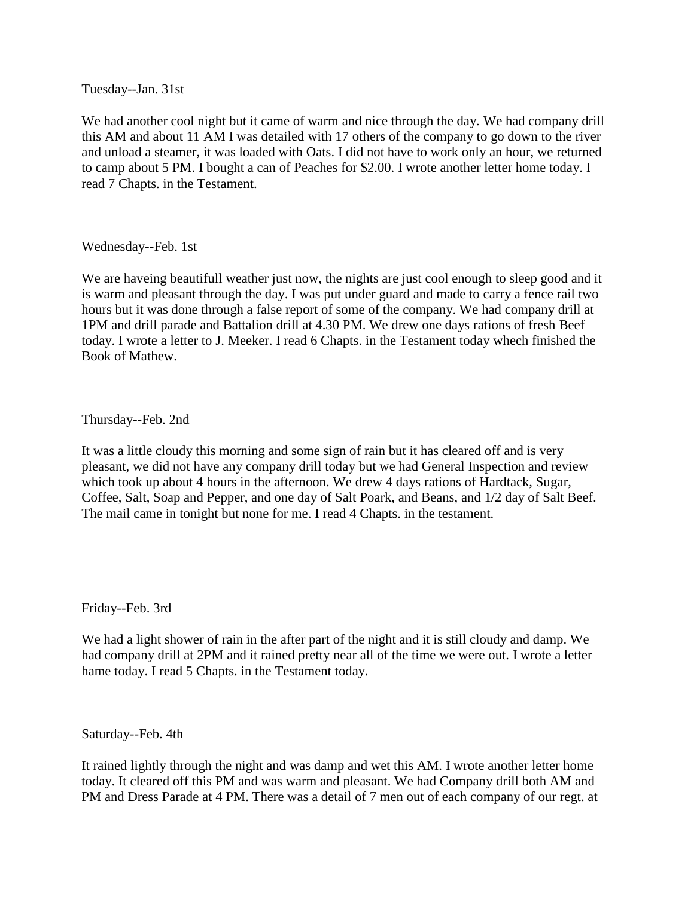Tuesday--Jan. 31st

We had another cool night but it came of warm and nice through the day. We had company drill this AM and about 11 AM I was detailed with 17 others of the company to go down to the river and unload a steamer, it was loaded with Oats. I did not have to work only an hour, we returned to camp about 5 PM. I bought a can of Peaches for $2.00. I wrote another letter home today. I read 7 Chapts. in the Testament.

Wednesday--Feb. 1st

We are haveing beautifull weather just now, the nights are just cool enough to sleep good and it is warm and pleasant through the day. I was put under guard and made to carry a fence rail two hours but it was done through a false report of some of the company. We had company drill at 1PM and drill parade and Battalion drill at 4.30 PM. We drew one days rations of fresh Beef today. I wrote a letter to J. Meeker. I read 6 Chapts. in the Testament today whech finished the Book of Mathew.

Thursday--Feb. 2nd

It was a little cloudy this morning and some sign of rain but it has cleared off and is very pleasant, we did not have any company drill today but we had General Inspection and review which took up about 4 hours in the afternoon. We drew 4 days rations of Hardtack, Sugar, Coffee, Salt, Soap and Pepper, and one day of Salt Poark, and Beans, and 1/2 day of Salt Beef. The mail came in tonight but none for me. I read 4 Chapts. in the testament.

Friday--Feb. 3rd

We had a light shower of rain in the after part of the night and it is still cloudy and damp. We had company drill at 2PM and it rained pretty near all of the time we were out. I wrote a letter hame today. I read 5 Chapts. in the Testament today.

Saturday--Feb. 4th

It rained lightly through the night and was damp and wet this AM. I wrote another letter home today. It cleared off this PM and was warm and pleasant. We had Company drill both AM and PM and Dress Parade at 4 PM. There was a detail of 7 men out of each company of our regt. at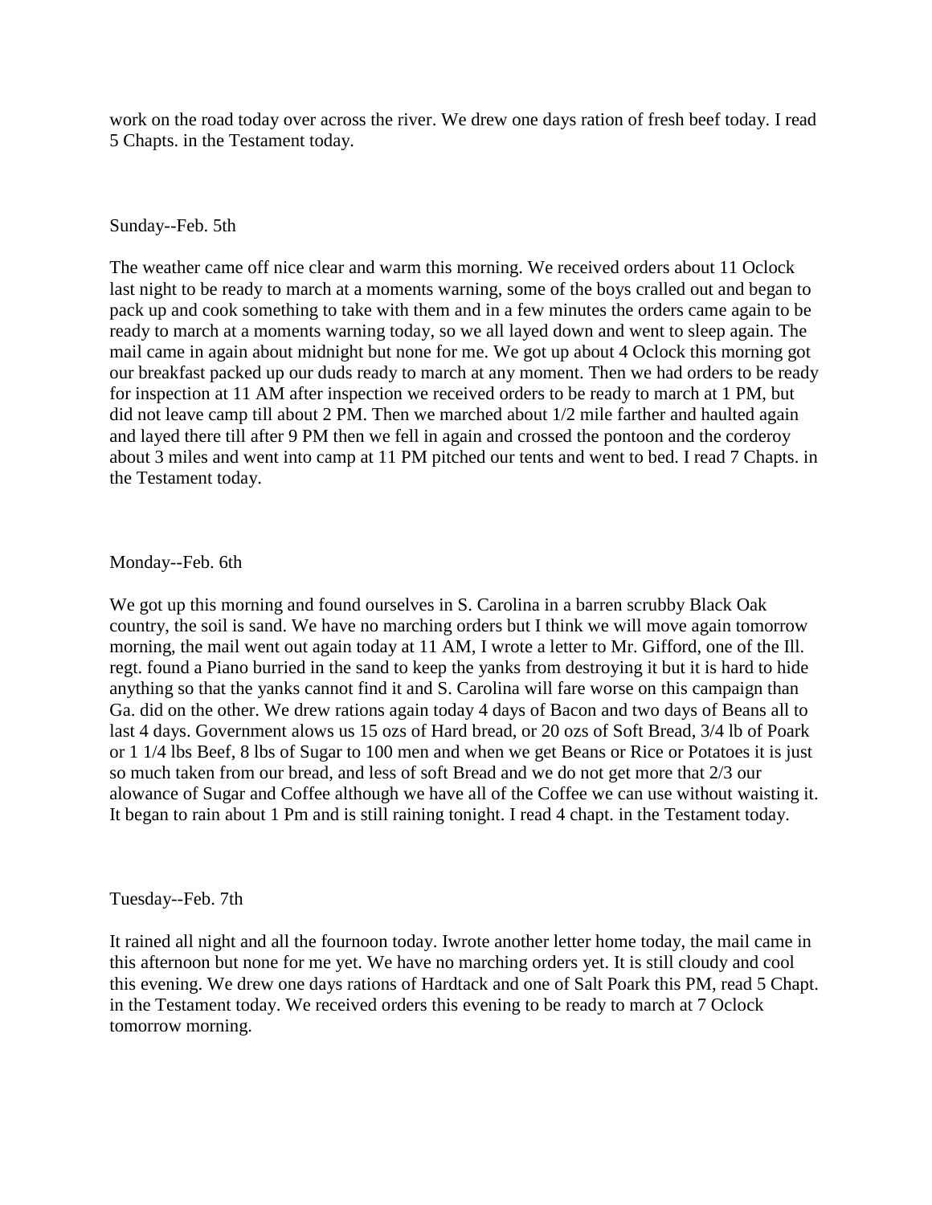work on the road today over across the river. We drew one days ration of fresh beef today. I read 5 Chapts. in the Testament today.

Sunday--Feb. 5th

The weather came off nice clear and warm this morning. We received orders about 11 Oclock last night to be ready to march at a moments warning, some of the boys cralled out and began to pack up and cook something to take with them and in a few minutes the orders came again to be ready to march at a moments warning today, so we all layed down and went to sleep again. The mail came in again about midnight but none for me. We got up about 4 Oclock this morning got our breakfast packed up our duds ready to march at any moment. Then we had orders to be ready for inspection at 11 AM after inspection we received orders to be ready to march at 1 PM, but did not leave camp till about 2 PM. Then we marched about 1/2 mile farther and haulted again and layed there till after 9 PM then we fell in again and crossed the pontoon and the corderoy about 3 miles and went into camp at 11 PM pitched our tents and went to bed. I read 7 Chapts. in the Testament today.

Monday--Feb. 6th

We got up this morning and found ourselves in S. Carolina in a barren scrubby Black Oak country, the soil is sand. We have no marching orders but I think we will move again tomorrow morning, the mail went out again today at 11 AM, I wrote a letter to Mr. Gifford, one of the Ill. regt. found a Piano burried in the sand to keep the yanks from destroying it but it is hard to hide anything so that the yanks cannot find it and S. Carolina will fare worse on this campaign than Ga. did on the other. We drew rations again today 4 days of Bacon and two days of Beans all to last 4 days. Government alows us 15 ozs of Hard bread, or 20 ozs of Soft Bread, 3/4 lb of Poark or 1 1/4 lbs Beef, 8 lbs of Sugar to 100 men and when we get Beans or Rice or Potatoes it is just so much taken from our bread, and less of soft Bread and we do not get more that 2/3 our alowance of Sugar and Coffee although we have all of the Coffee we can use without waisting it. It began to rain about 1 Pm and is still raining tonight. I read 4 chapt. in the Testament today.

Tuesday--Feb. 7th

It rained all night and all the fournoon today. Iwrote another letter home today, the mail came in this afternoon but none for me yet. We have no marching orders yet. It is still cloudy and cool this evening. We drew one days rations of Hardtack and one of Salt Poark this PM, read 5 Chapt. in the Testament today. We received orders this evening to be ready to march at 7 Oclock tomorrow morning.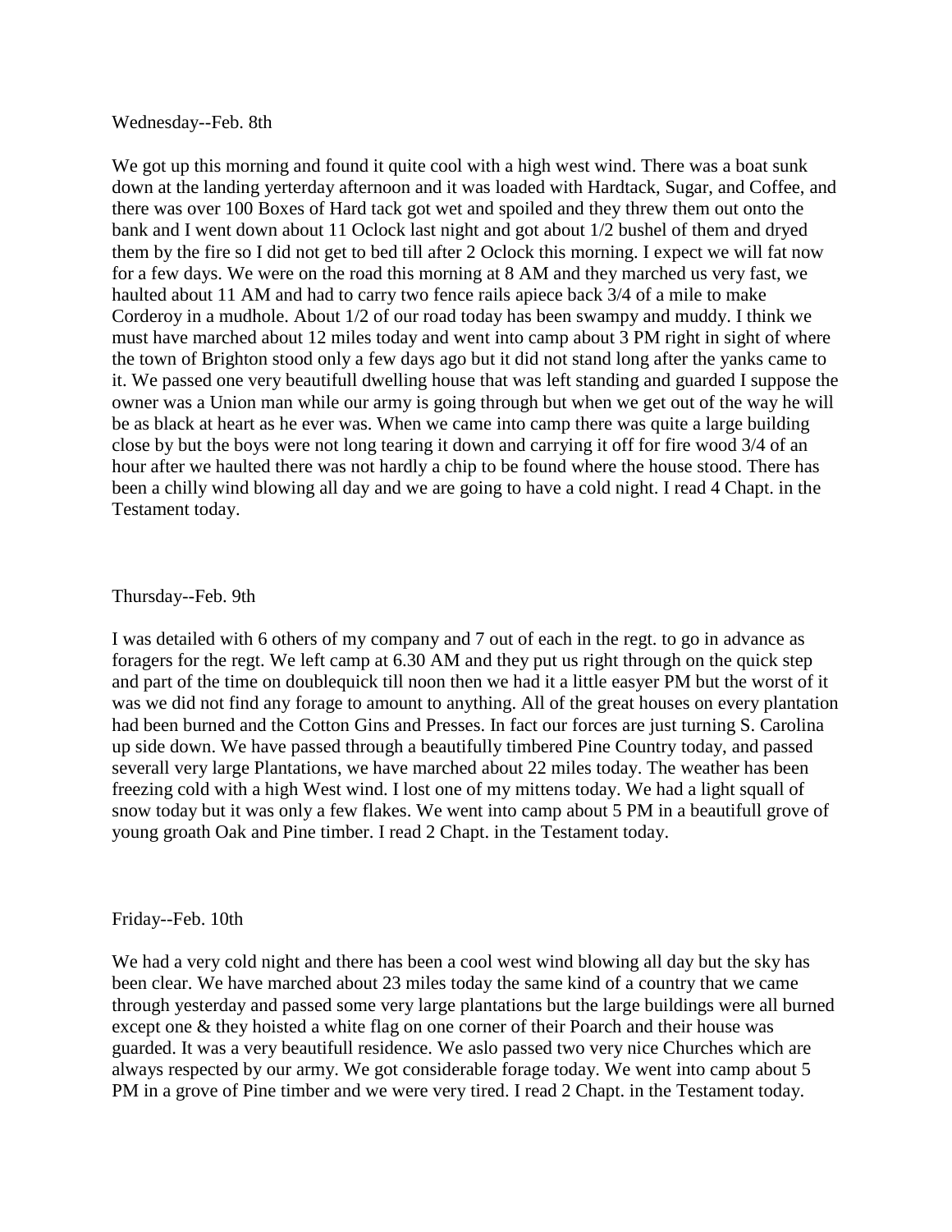Wednesday--Feb. 8th

We got up this morning and found it quite cool with a high west wind. There was a boat sunk down at the landing yerterday afternoon and it was loaded with Hardtack, Sugar, and Coffee, and there was over 100 Boxes of Hard tack got wet and spoiled and they threw them out onto the bank and I went down about 11 Oclock last night and got about 1/2 bushel of them and dryed them by the fire so I did not get to bed till after 2 Oclock this morning. I expect we will fat now for a few days. We were on the road this morning at 8 AM and they marched us very fast, we haulted about 11 AM and had to carry two fence rails apiece back 3/4 of a mile to make Corderoy in a mudhole. About 1/2 of our road today has been swampy and muddy. I think we must have marched about 12 miles today and went into camp about 3 PM right in sight of where the town of Brighton stood only a few days ago but it did not stand long after the yanks came to it. We passed one very beautifull dwelling house that was left standing and guarded I suppose the owner was a Union man while our army is going through but when we get out of the way he will be as black at heart as he ever was. When we came into camp there was quite a large building close by but the boys were not long tearing it down and carrying it off for fire wood 3/4 of an hour after we haulted there was not hardly a chip to be found where the house stood. There has been a chilly wind blowing all day and we are going to have a cold night. I read 4 Chapt. in the Testament today.

Thursday--Feb. 9th

I was detailed with 6 others of my company and 7 out of each in the regt. to go in advance as foragers for the regt. We left camp at 6.30 AM and they put us right through on the quick step and part of the time on doublequick till noon then we had it a little easyer PM but the worst of it was we did not find any forage to amount to anything. All of the great houses on every plantation had been burned and the Cotton Gins and Presses. In fact our forces are just turning S. Carolina up side down. We have passed through a beautifully timbered Pine Country today, and passed severall very large Plantations, we have marched about 22 miles today. The weather has been freezing cold with a high West wind. I lost one of my mittens today. We had a light squall of snow today but it was only a few flakes. We went into camp about 5 PM in a beautifull grove of young groath Oak and Pine timber. I read 2 Chapt. in the Testament today.

Friday--Feb. 10th

We had a very cold night and there has been a cool west wind blowing all day but the sky has been clear. We have marched about 23 miles today the same kind of a country that we came through yesterday and passed some very large plantations but the large buildings were all burned except one & they hoisted a white flag on one corner of their Poarch and their house was guarded. It was a very beautifull residence. We aslo passed two very nice Churches which are always respected by our army. We got considerable forage today. We went into camp about 5 PM in a grove of Pine timber and we were very tired. I read 2 Chapt. in the Testament today.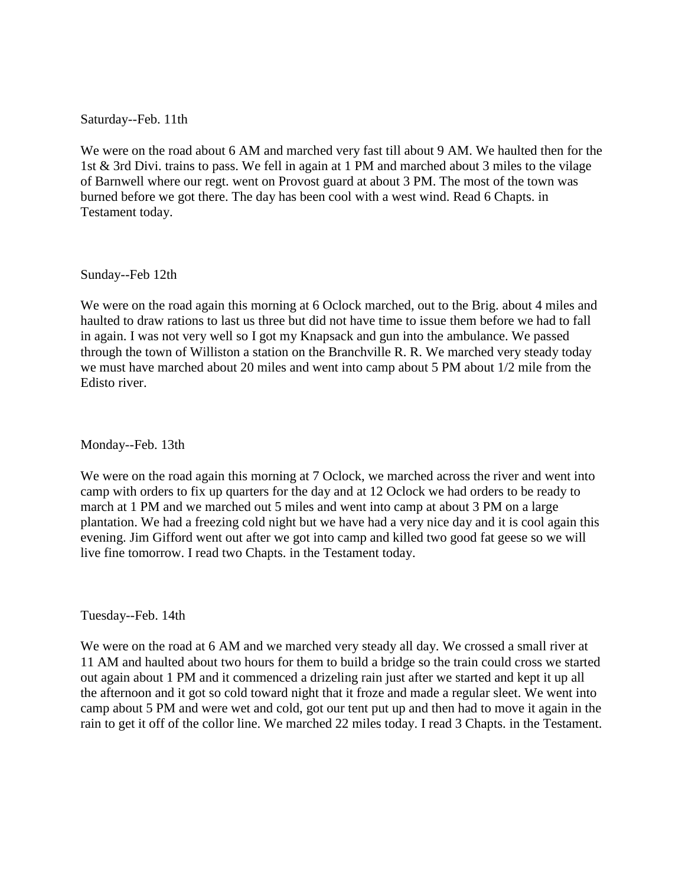Saturday--Feb. 11th

We were on the road about 6 AM and marched very fast till about 9 AM. We haulted then for the 1st & 3rd Divi. trains to pass. We fell in again at 1 PM and marched about 3 miles to the vilage of Barnwell where our regt. went on Provost guard at about 3 PM. The most of the town was burned before we got there. The day has been cool with a west wind. Read 6 Chapts. in Testament today.

Sunday--Feb 12th

We were on the road again this morning at 6 Oclock marched, out to the Brig. about 4 miles and haulted to draw rations to last us three but did not have time to issue them before we had to fall in again. I was not very well so I got my Knapsack and gun into the ambulance. We passed through the town of Williston a station on the Branchville R. R. We marched very steady today we must have marched about 20 miles and went into camp about 5 PM about 1/2 mile from the Edisto river.

Monday--Feb. 13th

We were on the road again this morning at 7 Oclock, we marched across the river and went into camp with orders to fix up quarters for the day and at 12 Oclock we had orders to be ready to march at 1 PM and we marched out 5 miles and went into camp at about 3 PM on a large plantation. We had a freezing cold night but we have had a very nice day and it is cool again this evening. Jim Gifford went out after we got into camp and killed two good fat geese so we will live fine tomorrow. I read two Chapts. in the Testament today.

Tuesday--Feb. 14th

We were on the road at 6 AM and we marched very steady all day. We crossed a small river at 11 AM and haulted about two hours for them to build a bridge so the train could cross we started out again about 1 PM and it commenced a drizeling rain just after we started and kept it up all the afternoon and it got so cold toward night that it froze and made a regular sleet. We went into camp about 5 PM and were wet and cold, got our tent put up and then had to move it again in the rain to get it off of the collor line. We marched 22 miles today. I read 3 Chapts. in the Testament.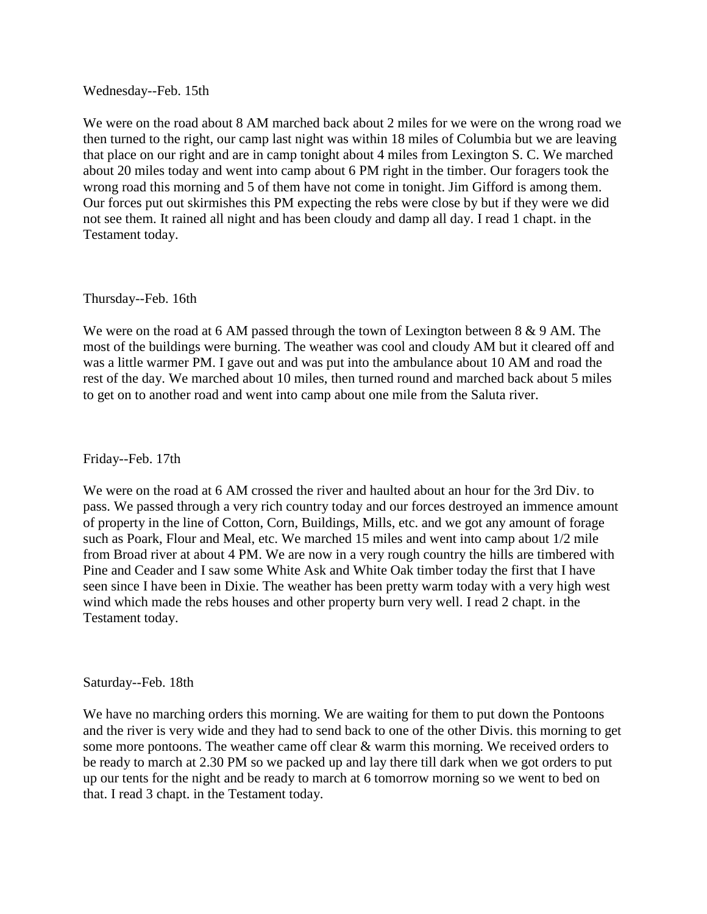Wednesday--Feb. 15th

We were on the road about 8 AM marched back about 2 miles for we were on the wrong road we then turned to the right, our camp last night was within 18 miles of Columbia but we are leaving that place on our right and are in camp tonight about 4 miles from Lexington S. C. We marched about 20 miles today and went into camp about 6 PM right in the timber. Our foragers took the wrong road this morning and 5 of them have not come in tonight. Jim Gifford is among them. Our forces put out skirmishes this PM expecting the rebs were close by but if they were we did not see them. It rained all night and has been cloudy and damp all day. I read 1 chapt. in the Testament today.

Thursday--Feb. 16th

We were on the road at 6 AM passed through the town of Lexington between 8 & 9 AM. The most of the buildings were burning. The weather was cool and cloudy AM but it cleared off and was a little warmer PM. I gave out and was put into the ambulance about 10 AM and road the rest of the day. We marched about 10 miles, then turned round and marched back about 5 miles to get on to another road and went into camp about one mile from the Saluta river.

Friday--Feb. 17th

We were on the road at 6 AM crossed the river and haulted about an hour for the 3rd Div. to pass. We passed through a very rich country today and our forces destroyed an immence amount of property in the line of Cotton, Corn, Buildings, Mills, etc. and we got any amount of forage such as Poark, Flour and Meal, etc. We marched 15 miles and went into camp about 1/2 mile from Broad river at about 4 PM. We are now in a very rough country the hills are timbered with Pine and Ceader and I saw some White Ask and White Oak timber today the first that I have seen since I have been in Dixie. The weather has been pretty warm today with a very high west wind which made the rebs houses and other property burn very well. I read 2 chapt. in the Testament today.

Saturday--Feb. 18th

We have no marching orders this morning. We are waiting for them to put down the Pontoons and the river is very wide and they had to send back to one of the other Divis. this morning to get some more pontoons. The weather came off clear & warm this morning. We received orders to be ready to march at 2.30 PM so we packed up and lay there till dark when we got orders to put up our tents for the night and be ready to march at 6 tomorrow morning so we went to bed on that. I read 3 chapt. in the Testament today.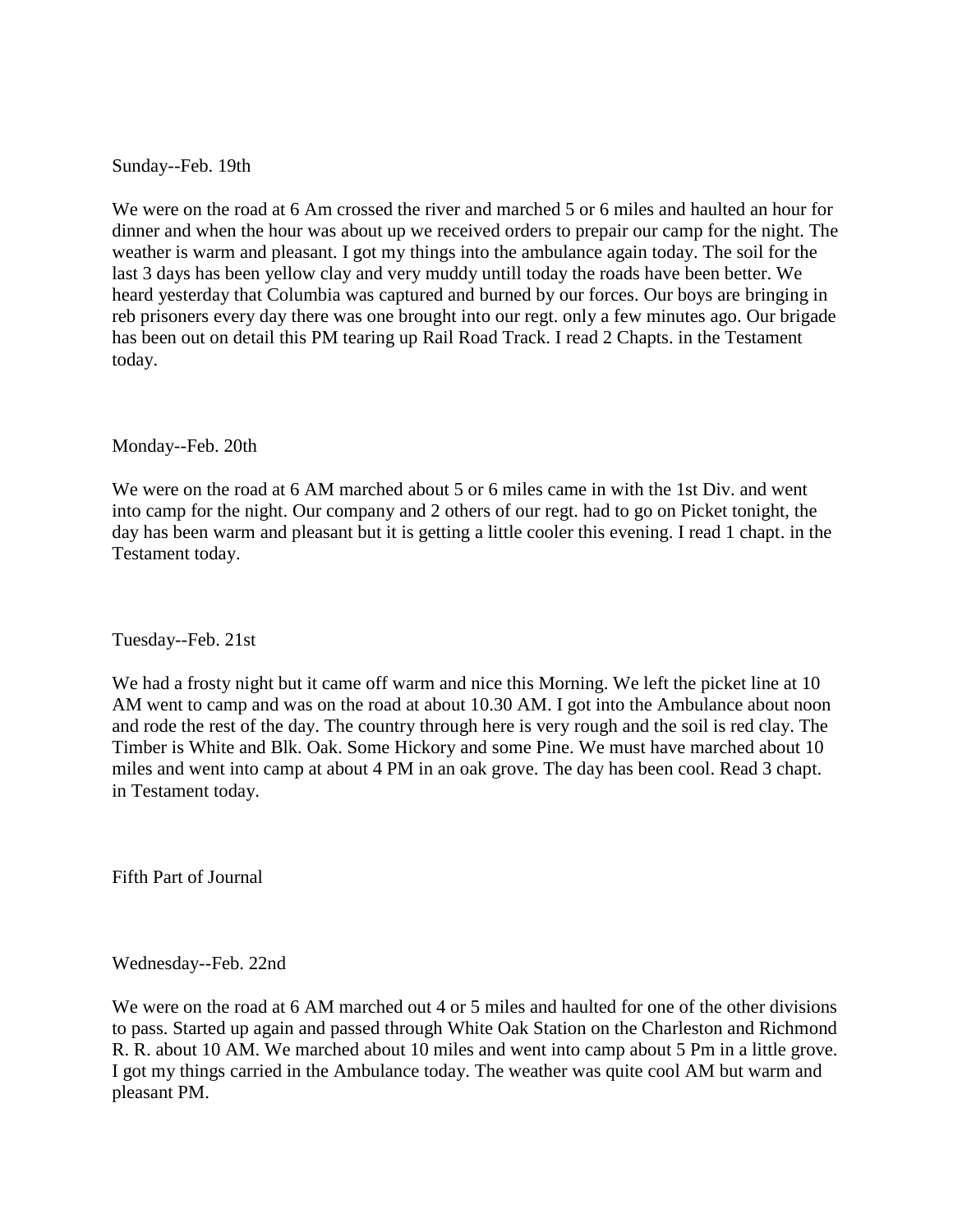Sunday--Feb. 19th

We were on the road at 6 Am crossed the river and marched 5 or 6 miles and haulted an hour for dinner and when the hour was about up we received orders to prepair our camp for the night. The weather is warm and pleasant. I got my things into the ambulance again today. The soil for the last 3 days has been yellow clay and very muddy untill today the roads have been better. We heard yesterday that Columbia was captured and burned by our forces. Our boys are bringing in reb prisoners every day there was one brought into our regt. only a few minutes ago. Our brigade has been out on detail this PM tearing up Rail Road Track. I read 2 Chapts. in the Testament today.

Monday--Feb. 20th

We were on the road at 6 AM marched about 5 or 6 miles came in with the 1st Div. and went into camp for the night. Our company and 2 others of our regt. had to go on Picket tonight, the day has been warm and pleasant but it is getting a little cooler this evening. I read 1 chapt. in the Testament today.

Tuesday--Feb. 21st

We had a frosty night but it came off warm and nice this Morning. We left the picket line at 10 AM went to camp and was on the road at about 10.30 AM. I got into the Ambulance about noon and rode the rest of the day. The country through here is very rough and the soil is red clay. The Timber is White and Blk. Oak. Some Hickory and some Pine. We must have marched about 10 miles and went into camp at about 4 PM in an oak grove. The day has been cool. Read 3 chapt. in Testament today.

## Fifth Part of Journal

Wednesday--Feb. 22nd

We were on the road at 6 AM marched out 4 or 5 miles and haulted for one of the other divisions to pass. Started up again and passed through White Oak Station on the Charleston and Richmond R. R. about 10 AM. We marched about 10 miles and went into camp about 5 Pm in a little grove. I got my things carried in the Ambulance today. The weather was quite cool AM but warm and pleasant PM.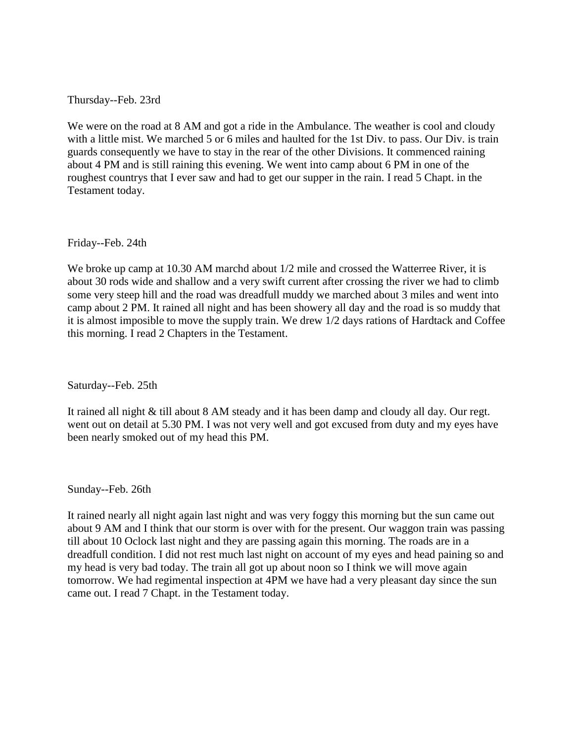Thursday--Feb. 23rd

We were on the road at 8 AM and got a ride in the Ambulance. The weather is cool and cloudy with a little mist. We marched 5 or 6 miles and haulted for the 1st Div. to pass. Our Div. is train guards consequently we have to stay in the rear of the other Divisions. It commenced raining about 4 PM and is still raining this evening. We went into camp about 6 PM in one of the roughest countrys that I ever saw and had to get our supper in the rain. I read 5 Chapt. in the Testament today.

Friday--Feb. 24th

We broke up camp at 10.30 AM marchd about 1/2 mile and crossed the Watterree River, it is about 30 rods wide and shallow and a very swift current after crossing the river we had to climb some very steep hill and the road was dreadfull muddy we marched about 3 miles and went into camp about 2 PM. It rained all night and has been showery all day and the road is so muddy that it is almost imposible to move the supply train. We drew 1/2 days rations of Hardtack and Coffee this morning. I read 2 Chapters in the Testament.

Saturday--Feb. 25th

It rained all night & till about 8 AM steady and it has been damp and cloudy all day. Our regt. went out on detail at 5.30 PM. I was not very well and got excused from duty and my eyes have been nearly smoked out of my head this PM.

Sunday--Feb. 26th

It rained nearly all night again last night and was very foggy this morning but the sun came out about 9 AM and I think that our storm is over with for the present. Our waggon train was passing till about 10 Oclock last night and they are passing again this morning. The roads are in a dreadfull condition. I did not rest much last night on account of my eyes and head paining so and my head is very bad today. The train all got up about noon so I think we will move again tomorrow. We had regimental inspection at 4PM we have had a very pleasant day since the sun came out. I read 7 Chapt. in the Testament today.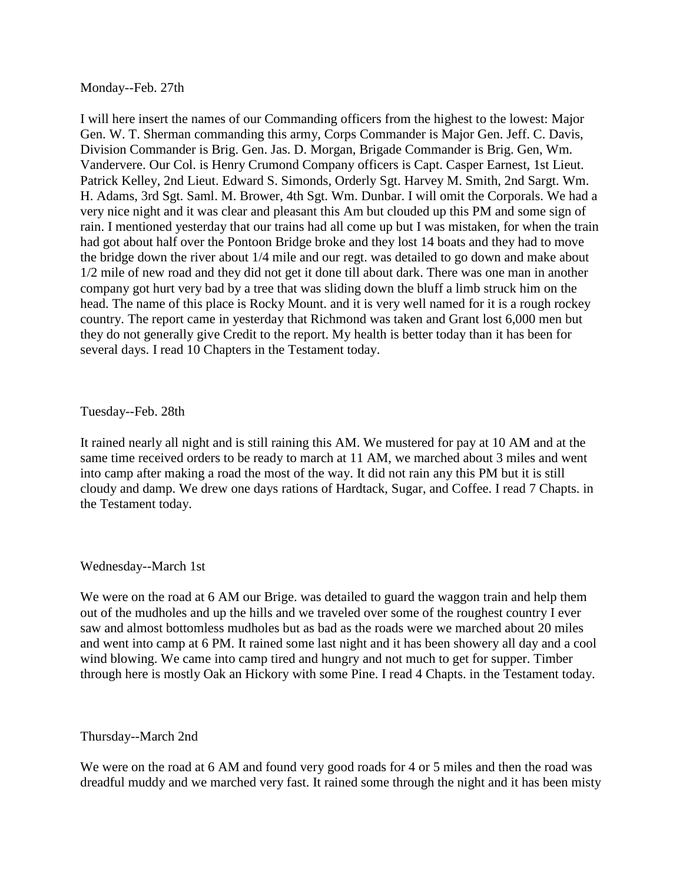Monday--Feb. 27th

I will here insert the names of our Commanding officers from the highest to the lowest: Major Gen. W. T. Sherman commanding this army, Corps Commander is Major Gen. Jeff. C. Davis, Division Commander is Brig. Gen. Jas. D. Morgan, Brigade Commander is Brig. Gen, Wm. Vandervere. Our Col. is Henry Crumond Company officers is Capt. Casper Earnest, 1st Lieut. Patrick Kelley, 2nd Lieut. Edward S. Simonds, Orderly Sgt. Harvey M. Smith, 2nd Sargt. Wm. H. Adams, 3rd Sgt. Saml. M. Brower, 4th Sgt. Wm. Dunbar. I will omit the Corporals. We had a very nice night and it was clear and pleasant this Am but clouded up this PM and some sign of rain. I mentioned yesterday that our trains had all come up but I was mistaken, for when the train had got about half over the Pontoon Bridge broke and they lost 14 boats and they had to move the bridge down the river about 1/4 mile and our regt. was detailed to go down and make about 1/2 mile of new road and they did not get it done till about dark. There was one man in another company got hurt very bad by a tree that was sliding down the bluff a limb struck him on the head. The name of this place is Rocky Mount. and it is very well named for it is a rough rockey country. The report came in yesterday that Richmond was taken and Grant lost 6,000 men but they do not generally give Credit to the report. My health is better today than it has been for several days. I read 10 Chapters in the Testament today.

Tuesday--Feb. 28th

It rained nearly all night and is still raining this AM. We mustered for pay at 10 AM and at the same time received orders to be ready to march at 11 AM, we marched about 3 miles and went into camp after making a road the most of the way. It did not rain any this PM but it is still cloudy and damp. We drew one days rations of Hardtack, Sugar, and Coffee. I read 7 Chapts. in the Testament today.

Wednesday--March 1st

We were on the road at 6 AM our Brige. was detailed to guard the waggon train and help them out of the mudholes and up the hills and we traveled over some of the roughest country I ever saw and almost bottomless mudholes but as bad as the roads were we marched about 20 miles and went into camp at 6 PM. It rained some last night and it has been showery all day and a cool wind blowing. We came into camp tired and hungry and not much to get for supper. Timber through here is mostly Oak an Hickory with some Pine. I read 4 Chapts. in the Testament today.

Thursday--March 2nd

We were on the road at 6 AM and found very good roads for 4 or 5 miles and then the road was dreadful muddy and we marched very fast. It rained some through the night and it has been misty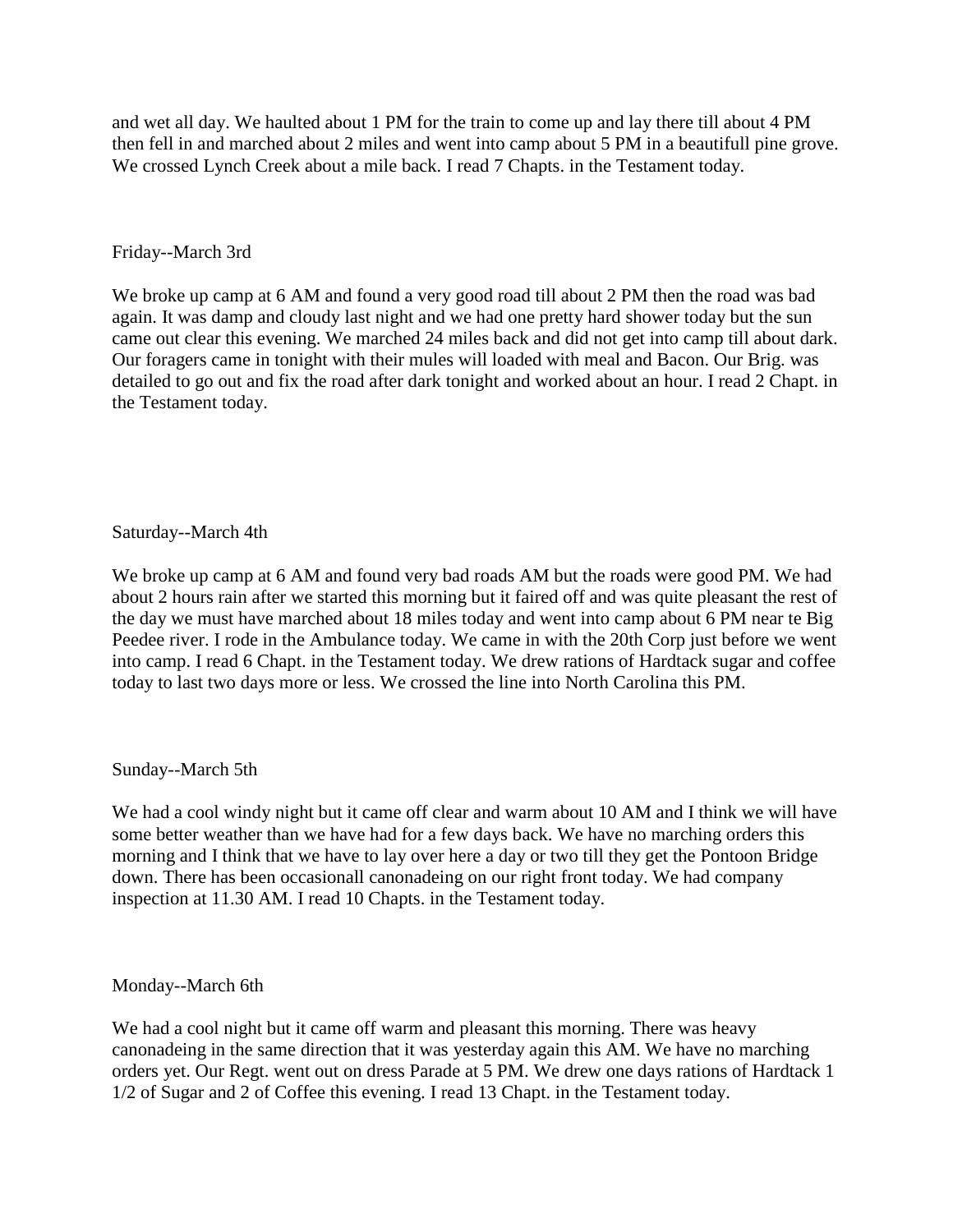and wet all day. We haulted about 1 PM for the train to come up and lay there till about 4 PM then fell in and marched about 2 miles and went into camp about 5 PM in a beautifull pine grove. We crossed Lynch Creek about a mile back. I read 7 Chapts. in the Testament today.

Friday--March 3rd

We broke up camp at 6 AM and found a very good road till about 2 PM then the road was bad again. It was damp and cloudy last night and we had one pretty hard shower today but the sun came out clear this evening. We marched 24 miles back and did not get into camp till about dark. Our foragers came in tonight with their mules will loaded with meal and Bacon. Our Brig. was detailed to go out and fix the road after dark tonight and worked about an hour. I read 2 Chapt. in the Testament today.

Saturday--March 4th

We broke up camp at 6 AM and found very bad roads AM but the roads were good PM. We had about 2 hours rain after we started this morning but it faired off and was quite pleasant the rest of the day we must have marched about 18 miles today and went into camp about 6 PM near te Big Peedee river. I rode in the Ambulance today. We came in with the 20th Corp just before we went into camp. I read 6 Chapt. in the Testament today. We drew rations of Hardtack sugar and coffee today to last two days more or less. We crossed the line into North Carolina this PM.

Sunday--March 5th

We had a cool windy night but it came off clear and warm about 10 AM and I think we will have some better weather than we have had for a few days back. We have no marching orders this morning and I think that we have to lay over here a day or two till they get the Pontoon Bridge down. There has been occasionall canonadeing on our right front today. We had company inspection at 11.30 AM. I read 10 Chapts. in the Testament today.

Monday--March 6th

We had a cool night but it came off warm and pleasant this morning. There was heavy canonadeing in the same direction that it was yesterday again this AM. We have no marching orders yet. Our Regt. went out on dress Parade at 5 PM. We drew one days rations of Hardtack 1 1/2 of Sugar and 2 of Coffee this evening. I read 13 Chapt. in the Testament today.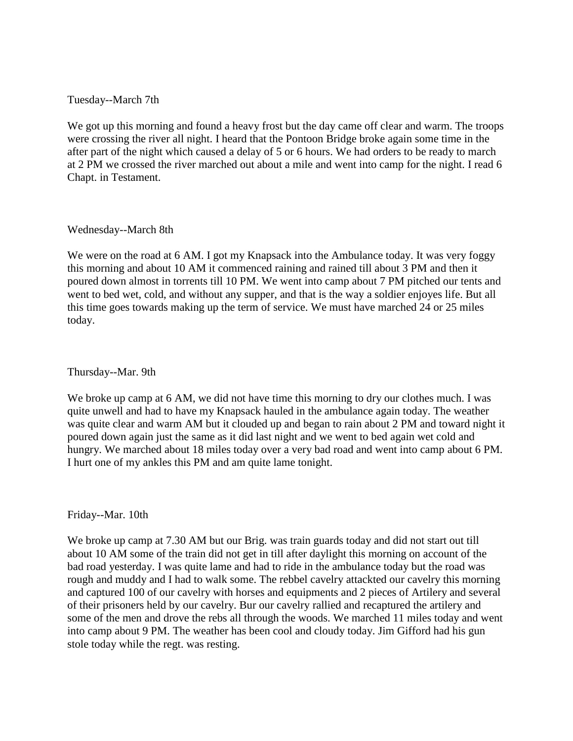Tuesday--March 7th

We got up this morning and found a heavy frost but the day came off clear and warm. The troops were crossing the river all night. I heard that the Pontoon Bridge broke again some time in the after part of the night which caused a delay of 5 or 6 hours. We had orders to be ready to march at 2 PM we crossed the river marched out about a mile and went into camp for the night. I read 6 Chapt. in Testament.

Wednesday--March 8th

We were on the road at 6 AM. I got my Knapsack into the Ambulance today. It was very foggy this morning and about 10 AM it commenced raining and rained till about 3 PM and then it poured down almost in torrents till 10 PM. We went into camp about 7 PM pitched our tents and went to bed wet, cold, and without any supper, and that is the way a soldier enjoyes life. But all this time goes towards making up the term of service. We must have marched 24 or 25 miles today.

Thursday--Mar. 9th

We broke up camp at 6 AM, we did not have time this morning to dry our clothes much. I was quite unwell and had to have my Knapsack hauled in the ambulance again today. The weather was quite clear and warm AM but it clouded up and began to rain about 2 PM and toward night it poured down again just the same as it did last night and we went to bed again wet cold and hungry. We marched about 18 miles today over a very bad road and went into camp about 6 PM. I hurt one of my ankles this PM and am quite lame tonight.

Friday--Mar. 10th

We broke up camp at 7.30 AM but our Brig. was train guards today and did not start out till about 10 AM some of the train did not get in till after daylight this morning on account of the bad road yesterday. I was quite lame and had to ride in the ambulance today but the road was rough and muddy and I had to walk some. The rebbel cavelry attackted our cavelry this morning and captured 100 of our cavelry with horses and equipments and 2 pieces of Artilery and several of their prisoners held by our cavelry. Bur our cavelry rallied and recaptured the artilery and some of the men and drove the rebs all through the woods. We marched 11 miles today and went into camp about 9 PM. The weather has been cool and cloudy today. Jim Gifford had his gun stole today while the regt. was resting.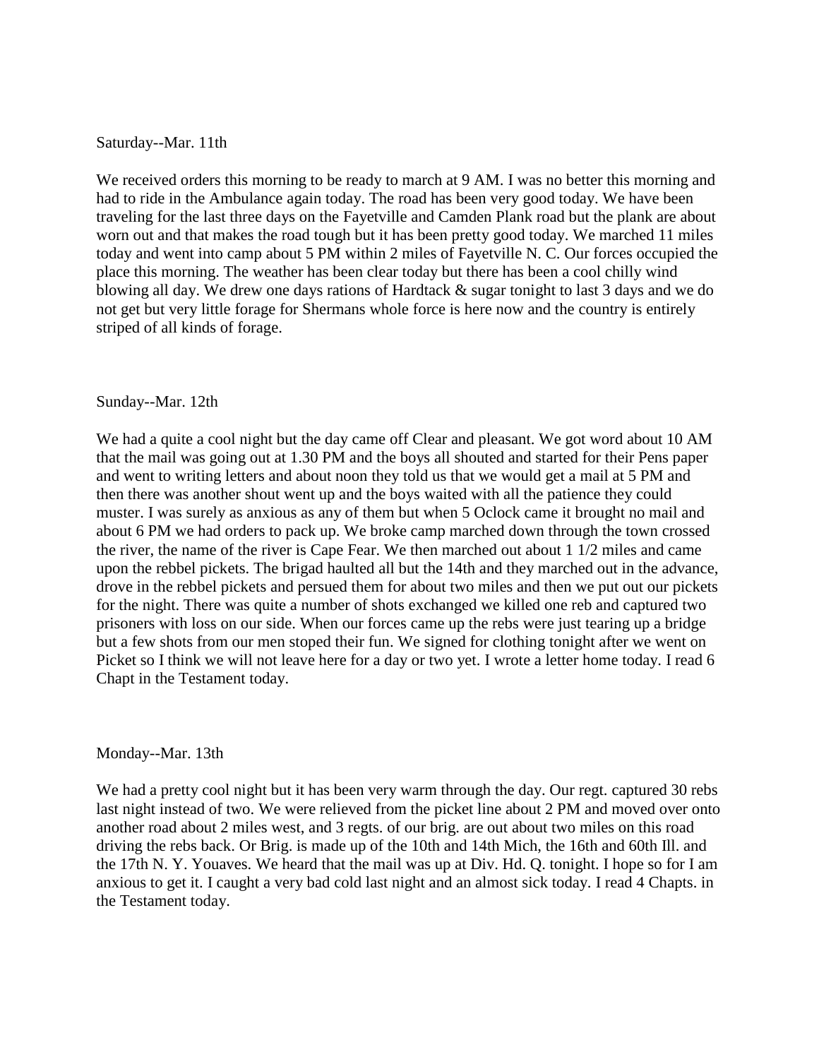Saturday--Mar. 11th

We received orders this morning to be ready to march at 9 AM. I was no better this morning and had to ride in the Ambulance again today. The road has been very good today. We have been traveling for the last three days on the Fayetville and Camden Plank road but the plank are about worn out and that makes the road tough but it has been pretty good today. We marched 11 miles today and went into camp about 5 PM within 2 miles of Fayetville N. C. Our forces occupied the place this morning. The weather has been clear today but there has been a cool chilly wind blowing all day. We drew one days rations of Hardtack & sugar tonight to last 3 days and we do not get but very little forage for Shermans whole force is here now and the country is entirely striped of all kinds of forage.

Sunday--Mar. 12th

We had a quite a cool night but the day came off Clear and pleasant. We got word about 10 AM that the mail was going out at 1.30 PM and the boys all shouted and started for their Pens paper and went to writing letters and about noon they told us that we would get a mail at 5 PM and then there was another shout went up and the boys waited with all the patience they could muster. I was surely as anxious as any of them but when 5 Oclock came it brought no mail and about 6 PM we had orders to pack up. We broke camp marched down through the town crossed the river, the name of the river is Cape Fear. We then marched out about 1 1/2 miles and came upon the rebbel pickets. The brigad haulted all but the 14th and they marched out in the advance, drove in the rebbel pickets and persued them for about two miles and then we put out our pickets for the night. There was quite a number of shots exchanged we killed one reb and captured two prisoners with loss on our side. When our forces came up the rebs were just tearing up a bridge but a few shots from our men stoped their fun. We signed for clothing tonight after we went on Picket so I think we will not leave here for a day or two yet. I wrote a letter home today. I read 6 Chapt in the Testament today.

Monday--Mar. 13th

We had a pretty cool night but it has been very warm through the day. Our regt. captured 30 rebs last night instead of two. We were relieved from the picket line about 2 PM and moved over onto another road about 2 miles west, and 3 regts. of our brig. are out about two miles on this road driving the rebs back. Or Brig. is made up of the 10th and 14th Mich, the 16th and 60th Ill. and the 17th N. Y. Youaves. We heard that the mail was up at Div. Hd. Q. tonight. I hope so for I am anxious to get it. I caught a very bad cold last night and an almost sick today. I read 4 Chapts. in the Testament today.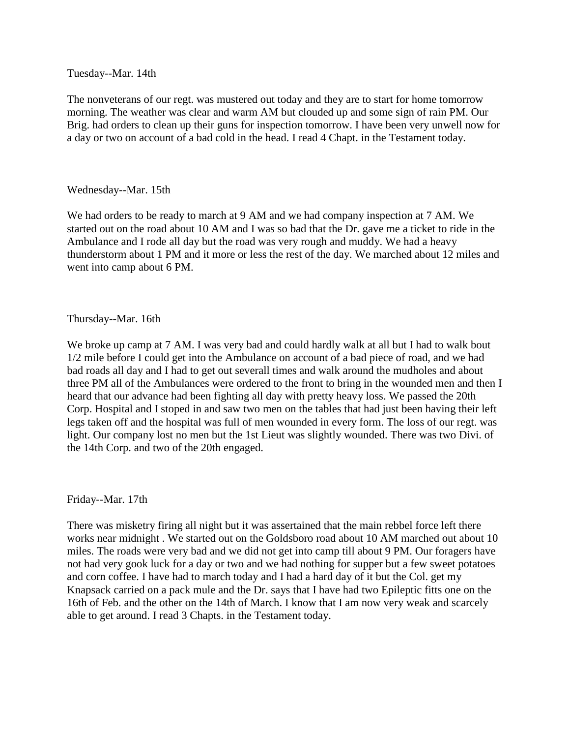Tuesday--Mar. 14th

The nonveterans of our regt. was mustered out today and they are to start for home tomorrow morning. The weather was clear and warm AM but clouded up and some sign of rain PM. Our Brig. had orders to clean up their guns for inspection tomorrow. I have been very unwell now for a day or two on account of a bad cold in the head. I read 4 Chapt. in the Testament today.

Wednesday--Mar. 15th

We had orders to be ready to march at 9 AM and we had company inspection at 7 AM. We started out on the road about 10 AM and I was so bad that the Dr. gave me a ticket to ride in the Ambulance and I rode all day but the road was very rough and muddy. We had a heavy thunderstorm about 1 PM and it more or less the rest of the day. We marched about 12 miles and went into camp about 6 PM.

Thursday--Mar. 16th

We broke up camp at 7 AM. I was very bad and could hardly walk at all but I had to walk bout 1/2 mile before I could get into the Ambulance on account of a bad piece of road, and we had bad roads all day and I had to get out severall times and walk around the mudholes and about three PM all of the Ambulances were ordered to the front to bring in the wounded men and then I heard that our advance had been fighting all day with pretty heavy loss. We passed the 20th Corp. Hospital and I stoped in and saw two men on the tables that had just been having their left legs taken off and the hospital was full of men wounded in every form. The loss of our regt. was light. Our company lost no men but the 1st Lieut was slightly wounded. There was two Divi. of the 14th Corp. and two of the 20th engaged.

Friday--Mar. 17th

There was misketry firing all night but it was assertained that the main rebbel force left there works near midnight . We started out on the Goldsboro road about 10 AM marched out about 10 miles. The roads were very bad and we did not get into camp till about 9 PM. Our foragers have not had very gook luck for a day or two and we had nothing for supper but a few sweet potatoes and corn coffee. I have had to march today and I had a hard day of it but the Col. get my Knapsack carried on a pack mule and the Dr. says that I have had two Epileptic fitts one on the 16th of Feb. and the other on the 14th of March. I know that I am now very weak and scarcely able to get around. I read 3 Chapts. in the Testament today.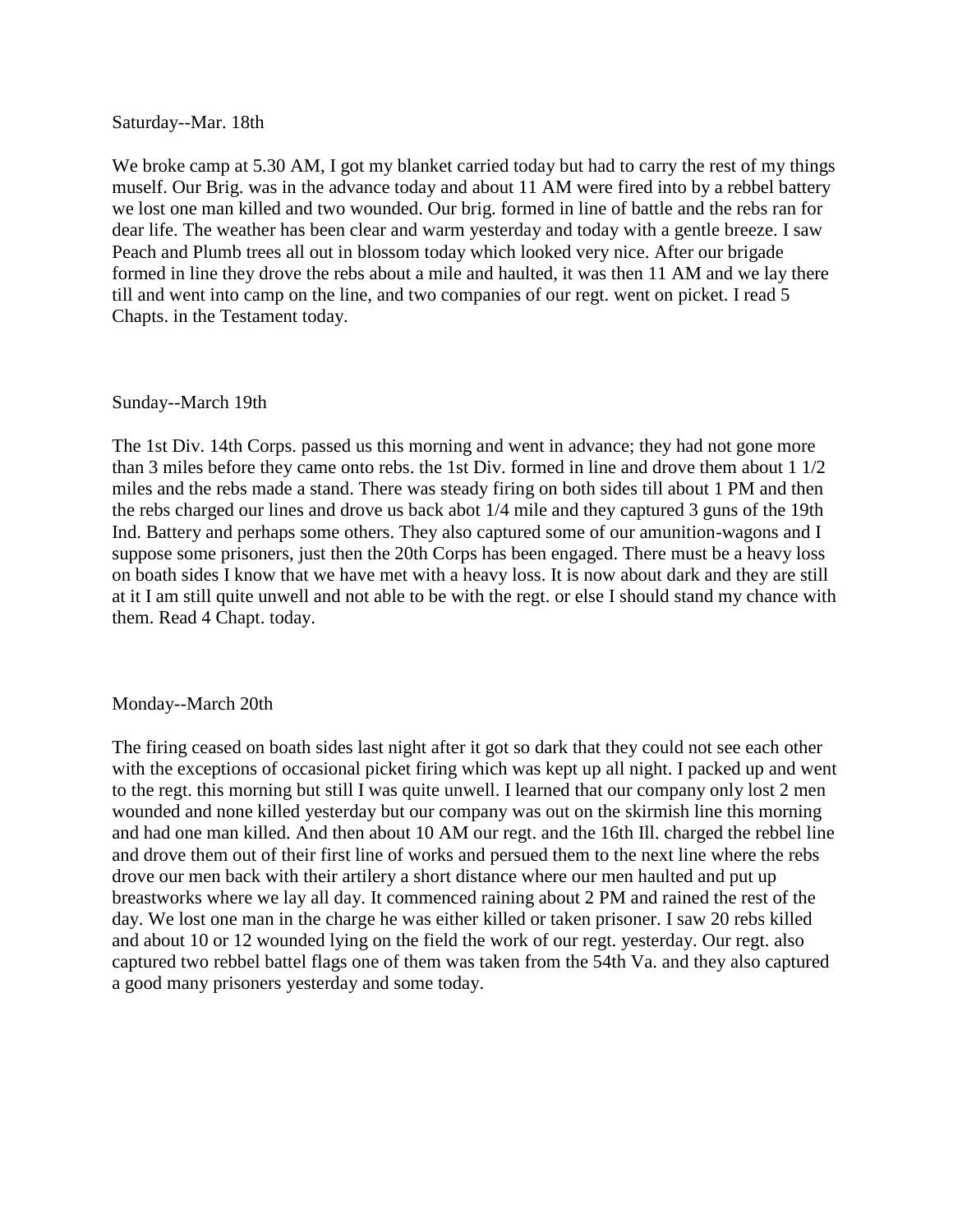Saturday--Mar. 18th

We broke camp at 5.30 AM, I got my blanket carried today but had to carry the rest of my things muself. Our Brig. was in the advance today and about 11 AM were fired into by a rebbel battery we lost one man killed and two wounded. Our brig. formed in line of battle and the rebs ran for dear life. The weather has been clear and warm yesterday and today with a gentle breeze. I saw Peach and Plumb trees all out in blossom today which looked very nice. After our brigade formed in line they drove the rebs about a mile and haulted, it was then 11 AM and we lay there till and went into camp on the line, and two companies of our regt. went on picket. I read 5 Chapts. in the Testament today.

Sunday--March 19th

The 1st Div. 14th Corps. passed us this morning and went in advance; they had not gone more than 3 miles before they came onto rebs. the 1st Div. formed in line and drove them about 1 1/2 miles and the rebs made a stand. There was steady firing on both sides till about 1 PM and then the rebs charged our lines and drove us back abot 1/4 mile and they captured 3 guns of the 19th Ind. Battery and perhaps some others. They also captured some of our amunition-wagons and I suppose some prisoners, just then the 20th Corps has been engaged. There must be a heavy loss on boath sides I know that we have met with a heavy loss. It is now about dark and they are still at it I am still quite unwell and not able to be with the regt. or else I should stand my chance with them. Read 4 Chapt. today.

Monday--March 20th

The firing ceased on boath sides last night after it got so dark that they could not see each other with the exceptions of occasional picket firing which was kept up all night. I packed up and went to the regt. this morning but still I was quite unwell. I learned that our company only lost 2 men wounded and none killed yesterday but our company was out on the skirmish line this morning and had one man killed. And then about 10 AM our regt. and the 16th Ill. charged the rebbel line and drove them out of their first line of works and persued them to the next line where the rebs drove our men back with their artilery a short distance where our men haulted and put up breastworks where we lay all day. It commenced raining about 2 PM and rained the rest of the day. We lost one man in the charge he was either killed or taken prisoner. I saw 20 rebs killed and about 10 or 12 wounded lying on the field the work of our regt. yesterday. Our regt. also captured two rebbel battel flags one of them was taken from the 54th Va. and they also captured a good many prisoners yesterday and some today.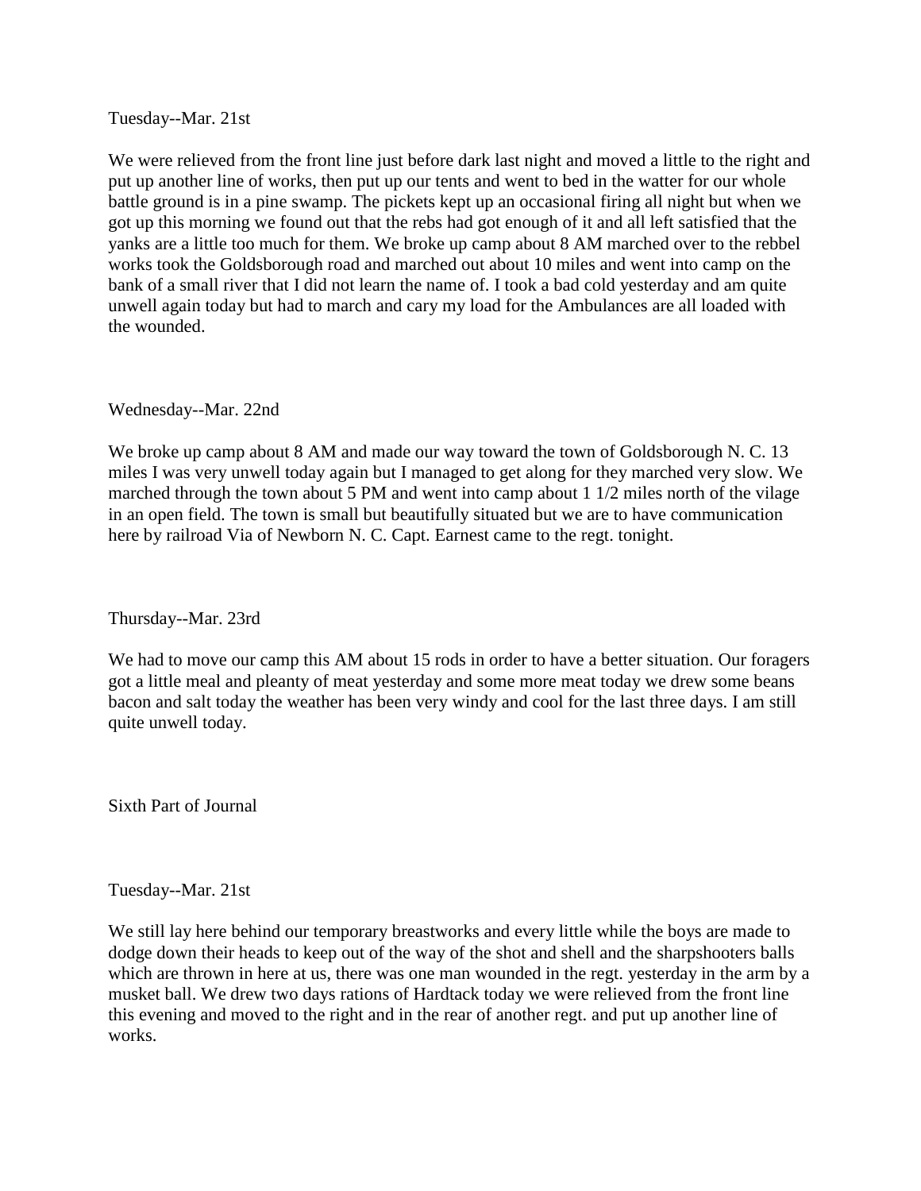Tuesday--Mar. 21st

We were relieved from the front line just before dark last night and moved a little to the right and put up another line of works, then put up our tents and went to bed in the watter for our whole battle ground is in a pine swamp. The pickets kept up an occasional firing all night but when we got up this morning we found out that the rebs had got enough of it and all left satisfied that the yanks are a little too much for them. We broke up camp about 8 AM marched over to the rebbel works took the Goldsborough road and marched out about 10 miles and went into camp on the bank of a small river that I did not learn the name of. I took a bad cold yesterday and am quite unwell again today but had to march and cary my load for the Ambulances are all loaded with the wounded.

Wednesday--Mar. 22nd

We broke up camp about 8 AM and made our way toward the town of Goldsborough N. C. 13 miles I was very unwell today again but I managed to get along for they marched very slow. We marched through the town about 5 PM and went into camp about 1 1/2 miles north of the vilage in an open field. The town is small but beautifully situated but we are to have communication here by railroad Via of Newborn N. C. Capt. Earnest came to the regt. tonight.

Thursday--Mar. 23rd

We had to move our camp this AM about 15 rods in order to have a better situation. Our foragers got a little meal and pleanty of meat yesterday and some more meat today we drew some beans bacon and salt today the weather has been very windy and cool for the last three days. I am still quite unwell today.

Sixth Part of Journal

Tuesday--Mar. 21st

We still lay here behind our temporary breastworks and every little while the boys are made to dodge down their heads to keep out of the way of the shot and shell and the sharpshooters balls which are thrown in here at us, there was one man wounded in the regt. yesterday in the arm by a musket ball. We drew two days rations of Hardtack today we were relieved from the front line this evening and moved to the right and in the rear of another regt. and put up another line of works.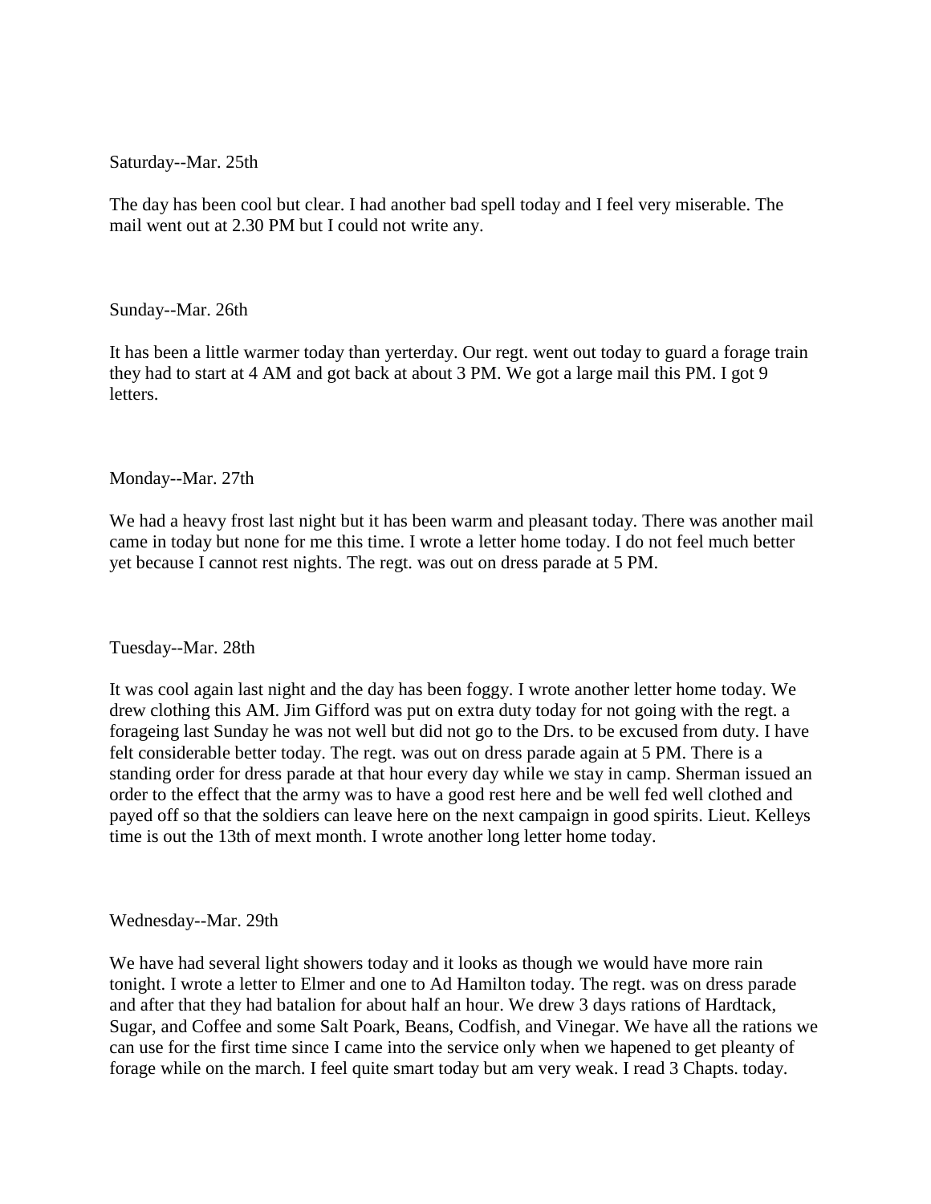Saturday--Mar. 25th

The day has been cool but clear. I had another bad spell today and I feel very miserable. The mail went out at 2.30 PM but I could not write any.

Sunday--Mar. 26th

It has been a little warmer today than yerterday. Our regt. went out today to guard a forage train they had to start at 4 AM and got back at about 3 PM. We got a large mail this PM. I got 9 letters.

Monday--Mar. 27th

We had a heavy frost last night but it has been warm and pleasant today. There was another mail came in today but none for me this time. I wrote a letter home today. I do not feel much better yet because I cannot rest nights. The regt. was out on dress parade at 5 PM.

Tuesday--Mar. 28th

It was cool again last night and the day has been foggy. I wrote another letter home today. We drew clothing this AM. Jim Gifford was put on extra duty today for not going with the regt. a forageing last Sunday he was not well but did not go to the Drs. to be excused from duty. I have felt considerable better today. The regt. was out on dress parade again at 5 PM. There is a standing order for dress parade at that hour every day while we stay in camp. Sherman issued an order to the effect that the army was to have a good rest here and be well fed well clothed and payed off so that the soldiers can leave here on the next campaign in good spirits. Lieut. Kelleys time is out the 13th of mext month. I wrote another long letter home today.

Wednesday--Mar. 29th

We have had several light showers today and it looks as though we would have more rain tonight. I wrote a letter to Elmer and one to Ad Hamilton today. The regt. was on dress parade and after that they had batalion for about half an hour. We drew 3 days rations of Hardtack, Sugar, and Coffee and some Salt Poark, Beans, Codfish, and Vinegar. We have all the rations we can use for the first time since I came into the service only when we hapened to get pleanty of forage while on the march. I feel quite smart today but am very weak. I read 3 Chapts. today.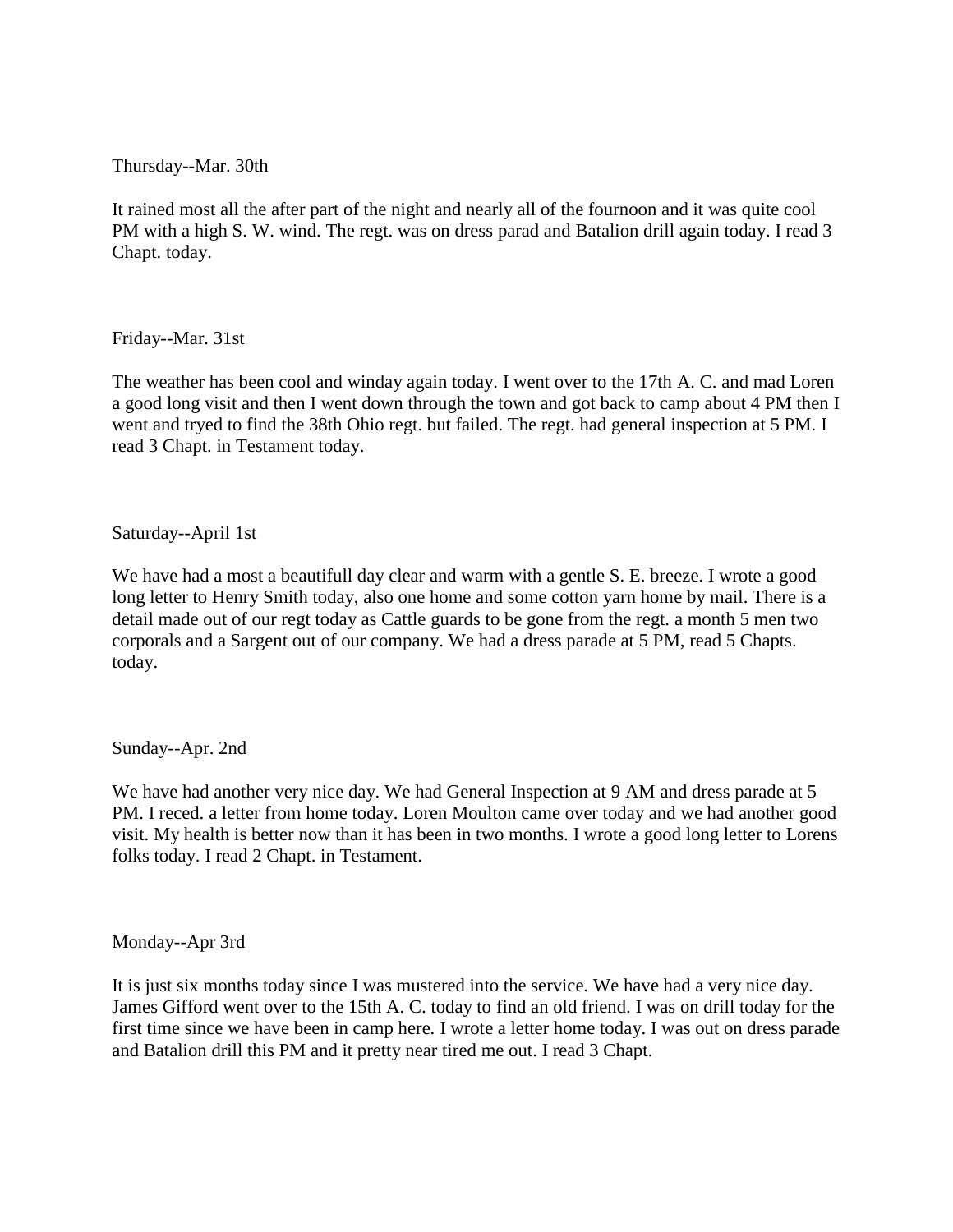Thursday--Mar. 30th

It rained most all the after part of the night and nearly all of the fournoon and it was quite cool PM with a high S. W. wind. The regt. was on dress parad and Batalion drill again today. I read 3 Chapt. today.

Friday--Mar. 31st

The weather has been cool and winday again today. I went over to the 17th A. C. and mad Loren a good long visit and then I went down through the town and got back to camp about 4 PM then I went and tryed to find the 38th Ohio regt. but failed. The regt. had general inspection at 5 PM. I read 3 Chapt. in Testament today.

Saturday--April 1st

We have had a most a beautifull day clear and warm with a gentle S. E. breeze. I wrote a good long letter to Henry Smith today, also one home and some cotton yarn home by mail. There is a detail made out of our regt today as Cattle guards to be gone from the regt. a month 5 men two corporals and a Sargent out of our company. We had a dress parade at 5 PM, read 5 Chapts. today.

Sunday--Apr. 2nd

We have had another very nice day. We had General Inspection at 9 AM and dress parade at 5 PM. I reced. a letter from home today. Loren Moulton came over today and we had another good visit. My health is better now than it has been in two months. I wrote a good long letter to Lorens folks today. I read 2 Chapt. in Testament.

Monday--Apr 3rd

It is just six months today since I was mustered into the service. We have had a very nice day. James Gifford went over to the 15th A. C. today to find an old friend. I was on drill today for the first time since we have been in camp here. I wrote a letter home today. I was out on dress parade and Batalion drill this PM and it pretty near tired me out. I read 3 Chapt.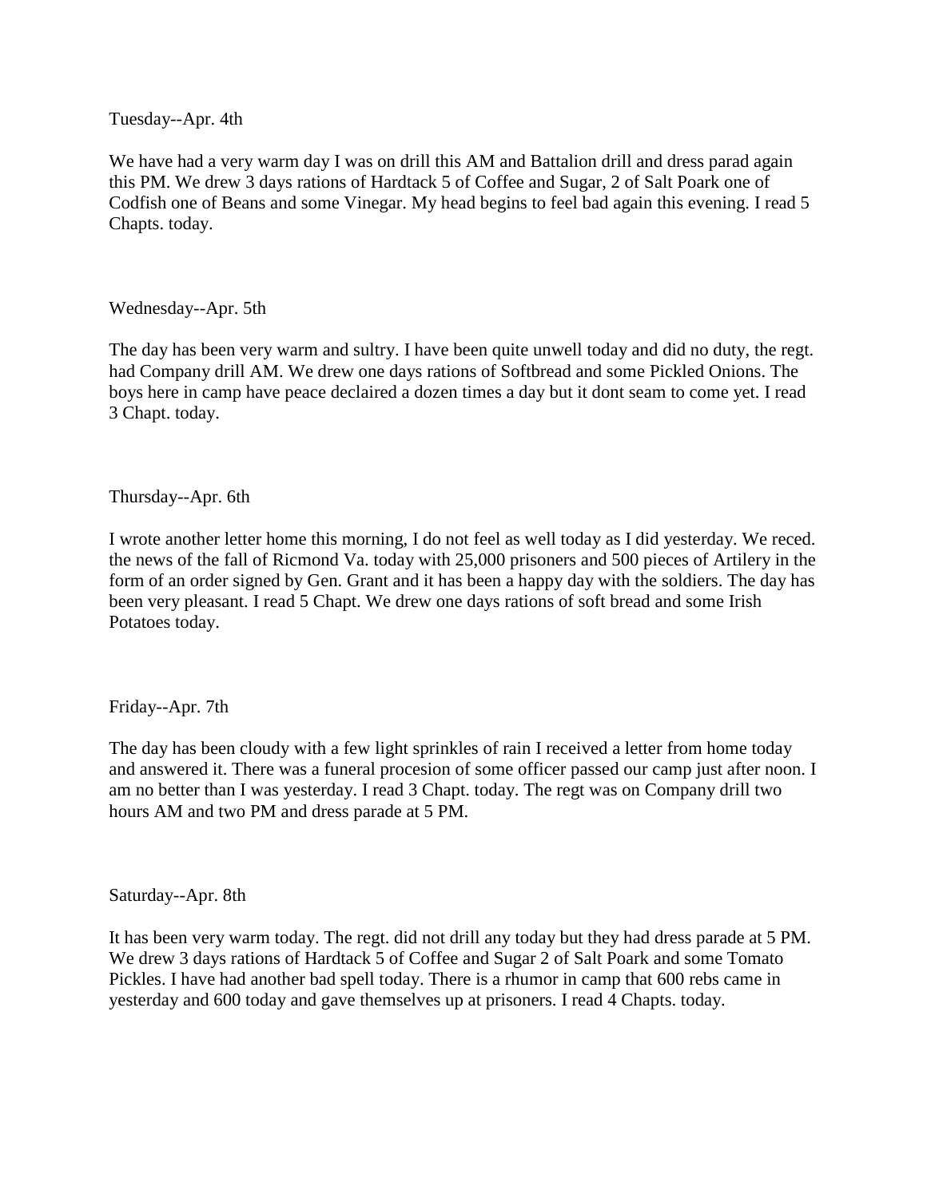Tuesday--Apr. 4th

We have had a very warm day I was on drill this AM and Battalion drill and dress parad again this PM. We drew 3 days rations of Hardtack 5 of Coffee and Sugar, 2 of Salt Poark one of Codfish one of Beans and some Vinegar. My head begins to feel bad again this evening. I read 5 Chapts. today.

Wednesday--Apr. 5th

The day has been very warm and sultry. I have been quite unwell today and did no duty, the regt. had Company drill AM. We drew one days rations of Softbread and some Pickled Onions. The boys here in camp have peace declaired a dozen times a day but it dont seam to come yet. I read 3 Chapt. today.

Thursday--Apr. 6th

I wrote another letter home this morning, I do not feel as well today as I did yesterday. We reced. the news of the fall of Ricmond Va. today with 25,000 prisoners and 500 pieces of Artilery in the form of an order signed by Gen. Grant and it has been a happy day with the soldiers. The day has been very pleasant. I read 5 Chapt. We drew one days rations of soft bread and some Irish Potatoes today.

Friday--Apr. 7th

The day has been cloudy with a few light sprinkles of rain I received a letter from home today and answered it. There was a funeral procesion of some officer passed our camp just after noon. I am no better than I was yesterday. I read 3 Chapt. today. The regt was on Company drill two hours AM and two PM and dress parade at 5 PM.

Saturday--Apr. 8th

It has been very warm today. The regt. did not drill any today but they had dress parade at 5 PM. We drew 3 days rations of Hardtack 5 of Coffee and Sugar 2 of Salt Poark and some Tomato Pickles. I have had another bad spell today. There is a rhumor in camp that 600 rebs came in yesterday and 600 today and gave themselves up at prisoners. I read 4 Chapts. today.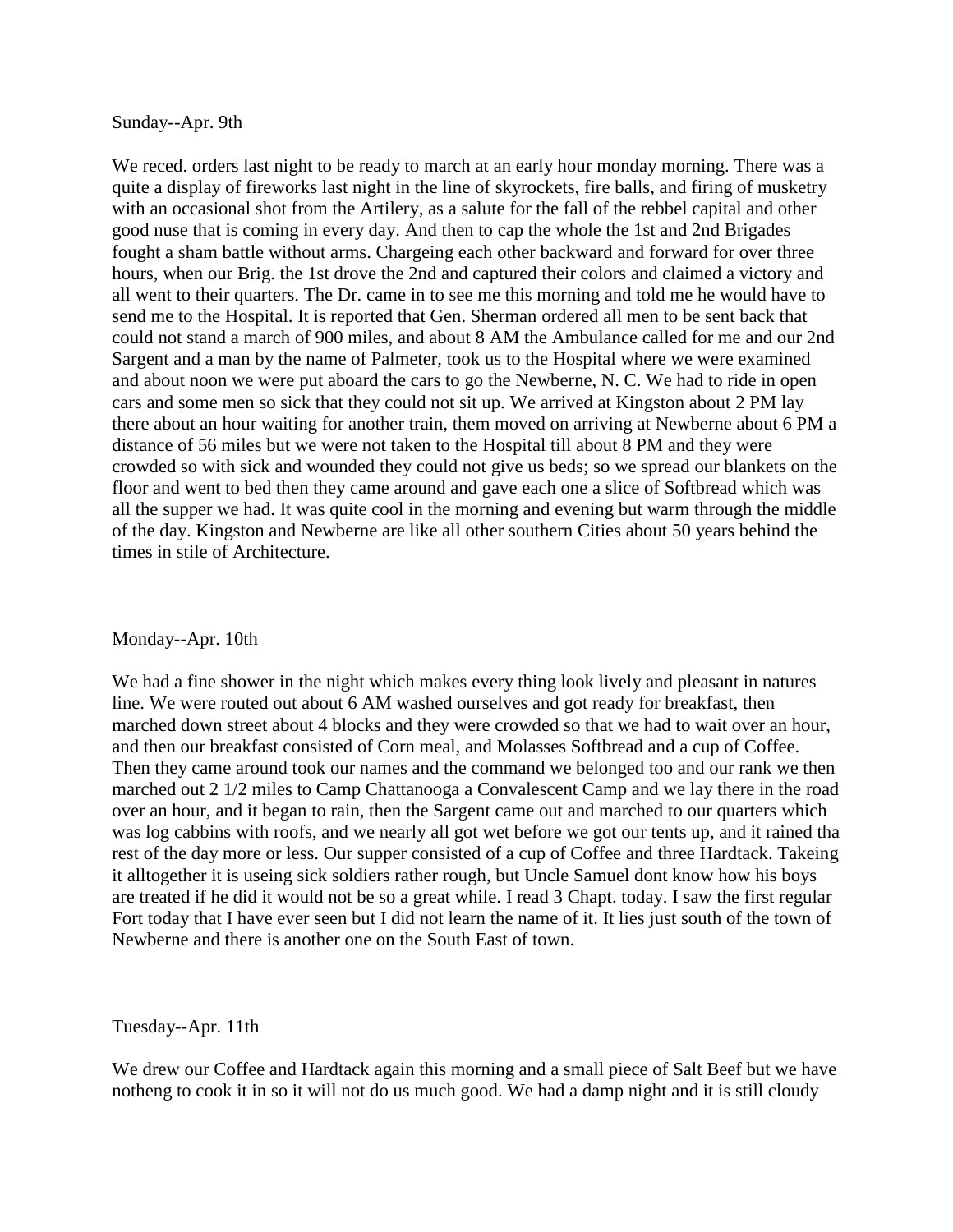Sunday--Apr. 9th

We reced. orders last night to be ready to march at an early hour monday morning. There was a quite a display of fireworks last night in the line of skyrockets, fire balls, and firing of musketry with an occasional shot from the Artilery, as a salute for the fall of the rebbel capital and other good nuse that is coming in every day. And then to cap the whole the 1st and 2nd Brigades fought a sham battle without arms. Chargeing each other backward and forward for over three hours, when our Brig. the 1st drove the 2nd and captured their colors and claimed a victory and all went to their quarters. The Dr. came in to see me this morning and told me he would have to send me to the Hospital. It is reported that Gen. Sherman ordered all men to be sent back that could not stand a march of 900 miles, and about 8 AM the Ambulance called for me and our 2nd Sargent and a man by the name of Palmeter, took us to the Hospital where we were examined and about noon we were put aboard the cars to go the Newberne, N. C. We had to ride in open cars and some men so sick that they could not sit up. We arrived at Kingston about 2 PM lay there about an hour waiting for another train, them moved on arriving at Newberne about 6 PM a distance of 56 miles but we were not taken to the Hospital till about 8 PM and they were crowded so with sick and wounded they could not give us beds; so we spread our blankets on the floor and went to bed then they came around and gave each one a slice of Softbread which was all the supper we had. It was quite cool in the morning and evening but warm through the middle of the day. Kingston and Newberne are like all other southern Cities about 50 years behind the times in stile of Architecture.

Monday--Apr. 10th

We had a fine shower in the night which makes every thing look lively and pleasant in natures line. We were routed out about 6 AM washed ourselves and got ready for breakfast, then marched down street about 4 blocks and they were crowded so that we had to wait over an hour, and then our breakfast consisted of Corn meal, and Molasses Softbread and a cup of Coffee. Then they came around took our names and the command we belonged too and our rank we then marched out 2 1/2 miles to Camp Chattanooga a Convalescent Camp and we lay there in the road over an hour, and it began to rain, then the Sargent came out and marched to our quarters which was log cabbins with roofs, and we nearly all got wet before we got our tents up, and it rained tha rest of the day more or less. Our supper consisted of a cup of Coffee and three Hardtack. Takeing it alltogether it is useing sick soldiers rather rough, but Uncle Samuel dont know how his boys are treated if he did it would not be so a great while. I read 3 Chapt. today. I saw the first regular Fort today that I have ever seen but I did not learn the name of it. It lies just south of the town of Newberne and there is another one on the South East of town.

Tuesday--Apr. 11th

We drew our Coffee and Hardtack again this morning and a small piece of Salt Beef but we have notheng to cook it in so it will not do us much good. We had a damp night and it is still cloudy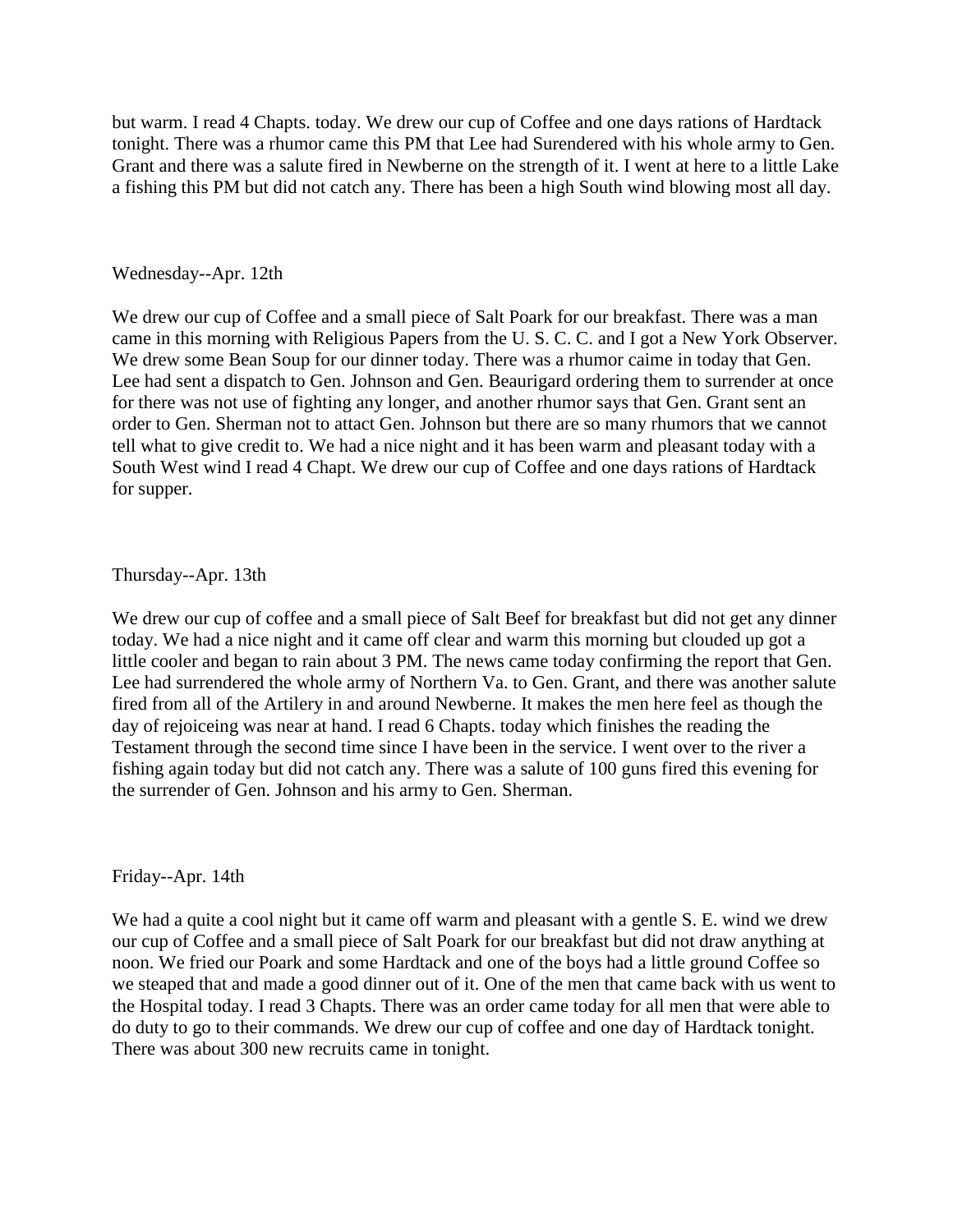but warm. I read 4 Chapts. today. We drew our cup of Coffee and one days rations of Hardtack tonight. There was a rhumor came this PM that Lee had Surendered with his whole army to Gen. Grant and there was a salute fired in Newberne on the strength of it. I went at here to a little Lake a fishing this PM but did not catch any. There has been a high South wind blowing most all day.

Wednesday--Apr. 12th

We drew our cup of Coffee and a small piece of Salt Poark for our breakfast. There was a man came in this morning with Religious Papers from the U. S. C. C. and I got a New York Observer. We drew some Bean Soup for our dinner today. There was a rhumor caime in today that Gen. Lee had sent a dispatch to Gen. Johnson and Gen. Beaurigard ordering them to surrender at once for there was not use of fighting any longer, and another rhumor says that Gen. Grant sent an order to Gen. Sherman not to attact Gen. Johnson but there are so many rhumors that we cannot tell what to give credit to. We had a nice night and it has been warm and pleasant today with a South West wind I read 4 Chapt. We drew our cup of Coffee and one days rations of Hardtack for supper.

Thursday--Apr. 13th

We drew our cup of coffee and a small piece of Salt Beef for breakfast but did not get any dinner today. We had a nice night and it came off clear and warm this morning but clouded up got a little cooler and began to rain about 3 PM. The news came today confirming the report that Gen. Lee had surrendered the whole army of Northern Va. to Gen. Grant, and there was another salute fired from all of the Artilery in and around Newberne. It makes the men here feel as though the day of rejoiceing was near at hand. I read 6 Chapts. today which finishes the reading the Testament through the second time since I have been in the service. I went over to the river a fishing again today but did not catch any. There was a salute of 100 guns fired this evening for the surrender of Gen. Johnson and his army to Gen. Sherman.

Friday--Apr. 14th

We had a quite a cool night but it came off warm and pleasant with a gentle S. E. wind we drew our cup of Coffee and a small piece of Salt Poark for our breakfast but did not draw anything at noon. We fried our Poark and some Hardtack and one of the boys had a little ground Coffee so we steaped that and made a good dinner out of it. One of the men that came back with us went to the Hospital today. I read 3 Chapts. There was an order came today for all men that were able to do duty to go to their commands. We drew our cup of coffee and one day of Hardtack tonight. There was about 300 new recruits came in tonight.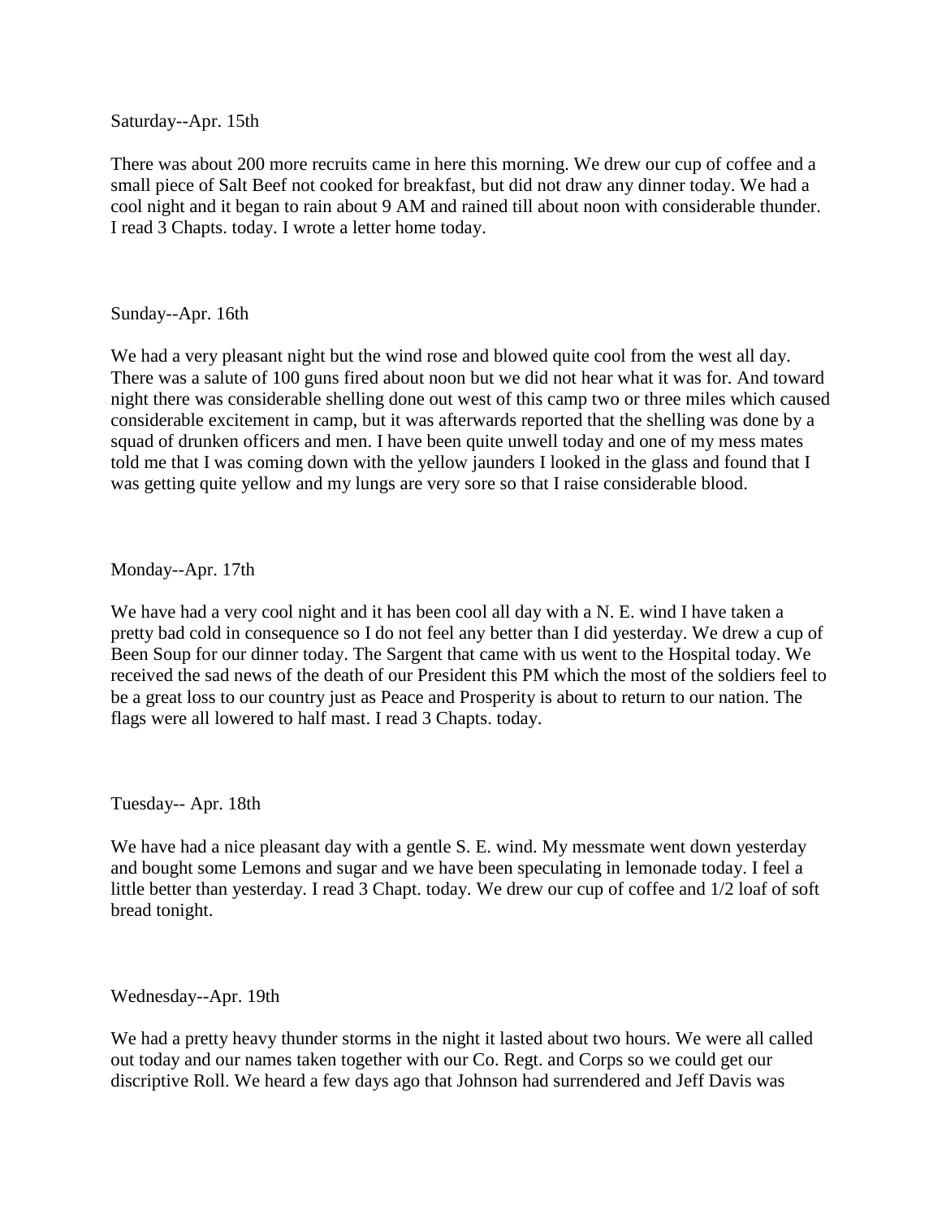Saturday--Apr. 15th

There was about 200 more recruits came in here this morning. We drew our cup of coffee and a small piece of Salt Beef not cooked for breakfast, but did not draw any dinner today. We had a cool night and it began to rain about 9 AM and rained till about noon with considerable thunder. I read 3 Chapts. today. I wrote a letter home today.

Sunday--Apr. 16th

We had a very pleasant night but the wind rose and blowed quite cool from the west all day. There was a salute of 100 guns fired about noon but we did not hear what it was for. And toward night there was considerable shelling done out west of this camp two or three miles which caused considerable excitement in camp, but it was afterwards reported that the shelling was done by a squad of drunken officers and men. I have been quite unwell today and one of my mess mates told me that I was coming down with the yellow jaunders I looked in the glass and found that I was getting quite yellow and my lungs are very sore so that I raise considerable blood.

Monday--Apr. 17th

We have had a very cool night and it has been cool all day with a N. E. wind I have taken a pretty bad cold in consequence so I do not feel any better than I did yesterday. We drew a cup of Been Soup for our dinner today. The Sargent that came with us went to the Hospital today. We received the sad news of the death of our President this PM which the most of the soldiers feel to be a great loss to our country just as Peace and Prosperity is about to return to our nation. The flags were all lowered to half mast. I read 3 Chapts. today.

Tuesday-- Apr. 18th

We have had a nice pleasant day with a gentle S. E. wind. My messmate went down yesterday and bought some Lemons and sugar and we have been speculating in lemonade today. I feel a little better than yesterday. I read 3 Chapt. today. We drew our cup of coffee and 1/2 loaf of soft bread tonight.

Wednesday--Apr. 19th

We had a pretty heavy thunder storms in the night it lasted about two hours. We were all called out today and our names taken together with our Co. Regt. and Corps so we could get our discriptive Roll. We heard a few days ago that Johnson had surrendered and Jeff Davis was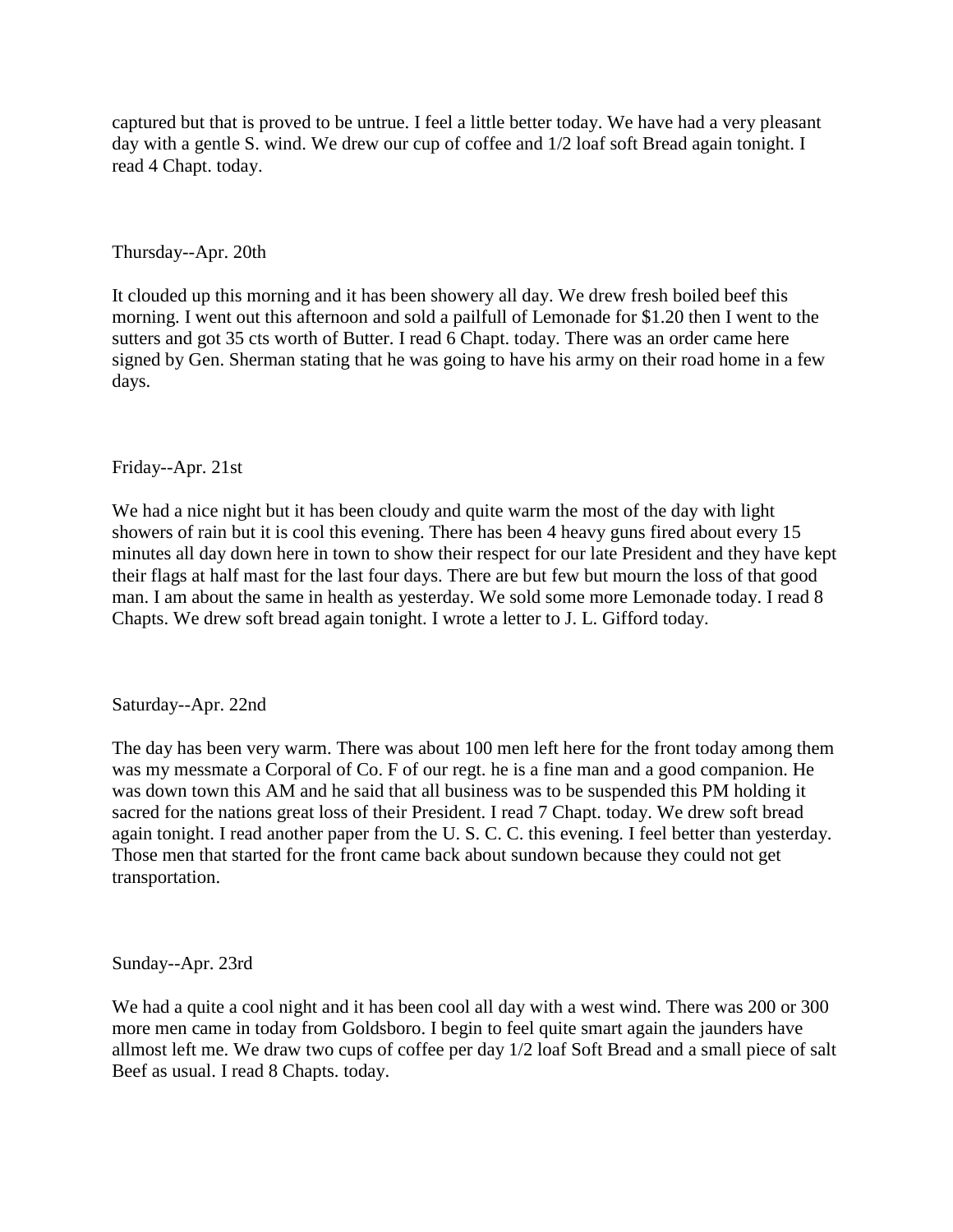captured but that is proved to be untrue. I feel a little better today. We have had a very pleasant day with a gentle S. wind. We drew our cup of coffee and 1/2 loaf soft Bread again tonight. I read 4 Chapt. today.

Thursday--Apr. 20th

It clouded up this morning and it has been showery all day. We drew fresh boiled beef this morning. I went out this afternoon and sold a pailfull of Lemonade for $1.20 then I went to the sutters and got 35 cts worth of Butter. I read 6 Chapt. today. There was an order came here signed by Gen. Sherman stating that he was going to have his army on their road home in a few days.

Friday--Apr. 21st

We had a nice night but it has been cloudy and quite warm the most of the day with light showers of rain but it is cool this evening. There has been 4 heavy guns fired about every 15 minutes all day down here in town to show their respect for our late President and they have kept their flags at half mast for the last four days. There are but few but mourn the loss of that good man. I am about the same in health as yesterday. We sold some more Lemonade today. I read 8 Chapts. We drew soft bread again tonight. I wrote a letter to J. L. Gifford today.

Saturday--Apr. 22nd

The day has been very warm. There was about 100 men left here for the front today among them was my messmate a Corporal of Co. F of our regt. he is a fine man and a good companion. He was down town this AM and he said that all business was to be suspended this PM holding it sacred for the nations great loss of their President. I read 7 Chapt. today. We drew soft bread again tonight. I read another paper from the U. S. C. C. this evening. I feel better than yesterday. Those men that started for the front came back about sundown because they could not get transportation.

Sunday--Apr. 23rd

We had a quite a cool night and it has been cool all day with a west wind. There was 200 or 300 more men came in today from Goldsboro. I begin to feel quite smart again the jaunders have allmost left me. We draw two cups of coffee per day 1/2 loaf Soft Bread and a small piece of salt Beef as usual. I read 8 Chapts. today.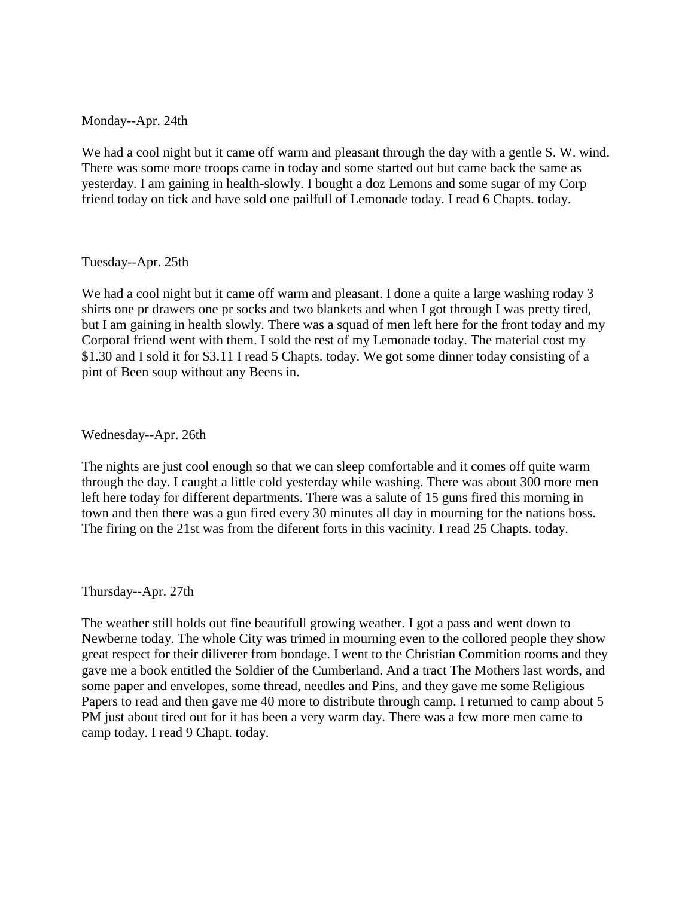Monday--Apr. 24th

We had a cool night but it came off warm and pleasant through the day with a gentle S. W. wind. There was some more troops came in today and some started out but came back the same as yesterday. I am gaining in health-slowly. I bought a doz Lemons and some sugar of my Corp friend today on tick and have sold one pailfull of Lemonade today. I read 6 Chapts. today.

Tuesday--Apr. 25th

We had a cool night but it came off warm and pleasant. I done a quite a large washing roday 3 shirts one pr drawers one pr socks and two blankets and when I got through I was pretty tired, but I am gaining in health slowly. There was a squad of men left here for the front today and my Corporal friend went with them. I sold the rest of my Lemonade today. The material cost my $1.30 and I sold it for $3.11 I read 5 Chapts. today. We got some dinner today consisting of a pint of Been soup without any Beens in.

Wednesday--Apr. 26th

The nights are just cool enough so that we can sleep comfortable and it comes off quite warm through the day. I caught a little cold yesterday while washing. There was about 300 more men left here today for different departments. There was a salute of 15 guns fired this morning in town and then there was a gun fired every 30 minutes all day in mourning for the nations boss. The firing on the 21st was from the diferent forts in this vacinity. I read 25 Chapts. today.

Thursday--Apr. 27th

The weather still holds out fine beautifull growing weather. I got a pass and went down to Newberne today. The whole City was trimed in mourning even to the collored people they show great respect for their diliverer from bondage. I went to the Christian Commition rooms and they gave me a book entitled the Soldier of the Cumberland. And a tract The Mothers last words, and some paper and envelopes, some thread, needles and Pins, and they gave me some Religious Papers to read and then gave me 40 more to distribute through camp. I returned to camp about 5 PM just about tired out for it has been a very warm day. There was a few more men came to camp today. I read 9 Chapt. today.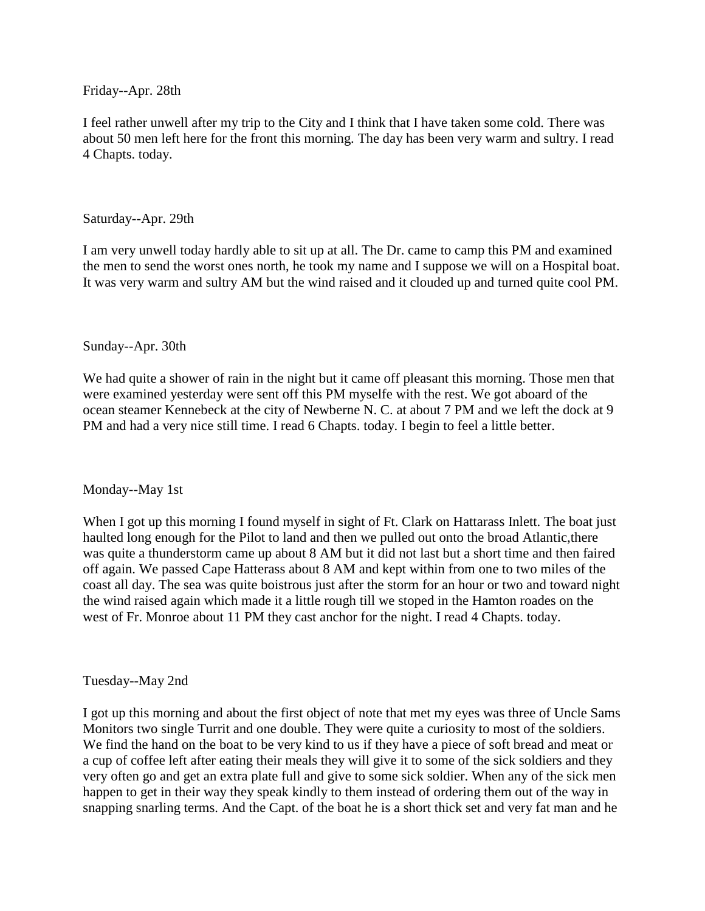Friday--Apr. 28th

I feel rather unwell after my trip to the City and I think that I have taken some cold. There was about 50 men left here for the front this morning. The day has been very warm and sultry. I read 4 Chapts. today.

Saturday--Apr. 29th

I am very unwell today hardly able to sit up at all. The Dr. came to camp this PM and examined the men to send the worst ones north, he took my name and I suppose we will on a Hospital boat. It was very warm and sultry AM but the wind raised and it clouded up and turned quite cool PM.

Sunday--Apr. 30th

We had quite a shower of rain in the night but it came off pleasant this morning. Those men that were examined yesterday were sent off this PM myselfe with the rest. We got aboard of the ocean steamer Kennebeck at the city of Newberne N. C. at about 7 PM and we left the dock at 9 PM and had a very nice still time. I read 6 Chapts. today. I begin to feel a little better.

Monday--May 1st

When I got up this morning I found myself in sight of Ft. Clark on Hattarass Inlett. The boat just haulted long enough for the Pilot to land and then we pulled out onto the broad Atlantic,there was quite a thunderstorm came up about 8 AM but it did not last but a short time and then faired off again. We passed Cape Hatterass about 8 AM and kept within from one to two miles of the coast all day. The sea was quite boistrous just after the storm for an hour or two and toward night the wind raised again which made it a little rough till we stoped in the Hamton roades on the west of Fr. Monroe about 11 PM they cast anchor for the night. I read 4 Chapts. today.

Tuesday--May 2nd

I got up this morning and about the first object of note that met my eyes was three of Uncle Sams Monitors two single Turrit and one double. They were quite a curiosity to most of the soldiers. We find the hand on the boat to be very kind to us if they have a piece of soft bread and meat or a cup of coffee left after eating their meals they will give it to some of the sick soldiers and they very often go and get an extra plate full and give to some sick soldier. When any of the sick men happen to get in their way they speak kindly to them instead of ordering them out of the way in snapping snarling terms. And the Capt. of the boat he is a short thick set and very fat man and he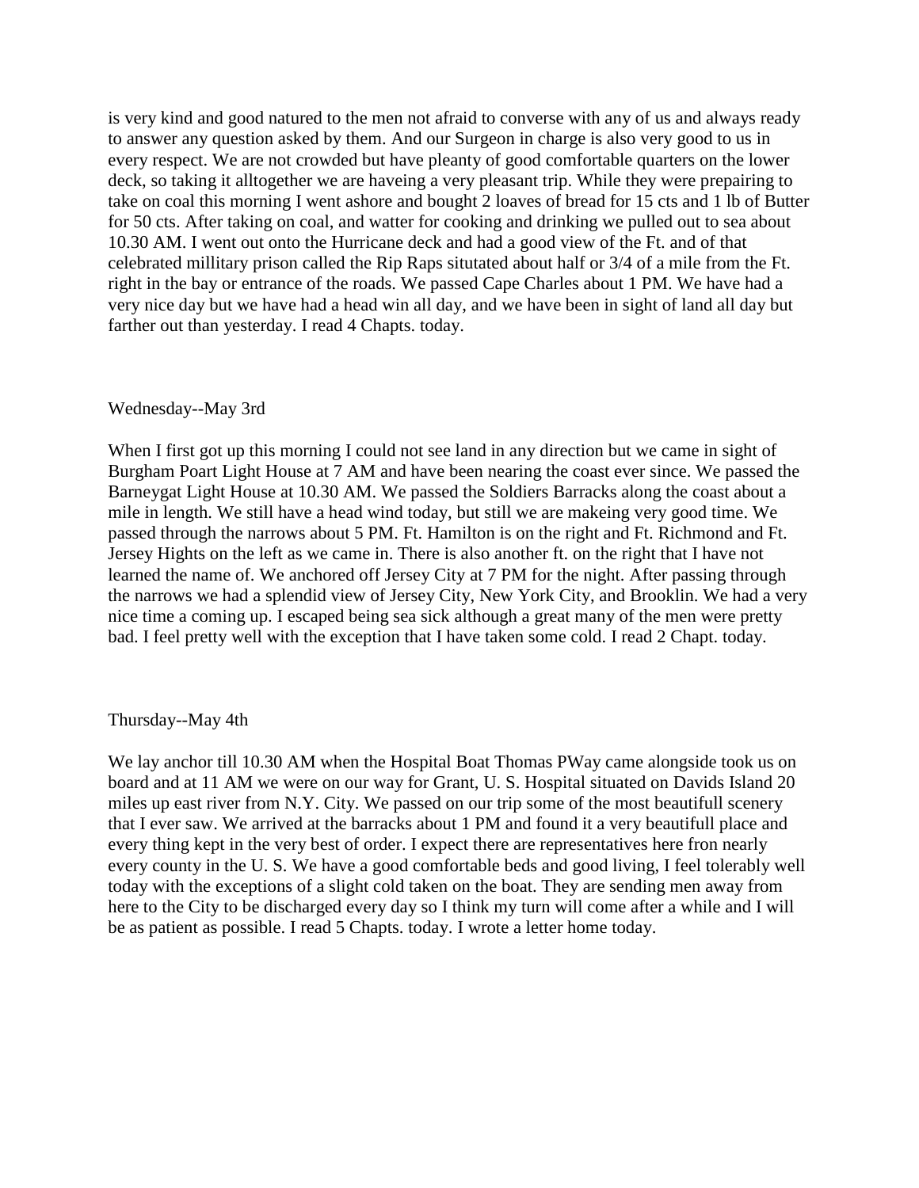is very kind and good natured to the men not afraid to converse with any of us and always ready to answer any question asked by them. And our Surgeon in charge is also very good to us in every respect. We are not crowded but have pleanty of good comfortable quarters on the lower deck, so taking it alltogether we are haveing a very pleasant trip. While they were prepairing to take on coal this morning I went ashore and bought 2 loaves of bread for 15 cts and 1 lb of Butter for 50 cts. After taking on coal, and watter for cooking and drinking we pulled out to sea about 10.30 AM. I went out onto the Hurricane deck and had a good view of the Ft. and of that celebrated millitary prison called the Rip Raps situtated about half or 3/4 of a mile from the Ft. right in the bay or entrance of the roads. We passed Cape Charles about 1 PM. We have had a very nice day but we have had a head win all day, and we have been in sight of land all day but farther out than yesterday. I read 4 Chapts. today.

Wednesday--May 3rd

When I first got up this morning I could not see land in any direction but we came in sight of Burgham Poart Light House at 7 AM and have been nearing the coast ever since. We passed the Barneygat Light House at 10.30 AM. We passed the Soldiers Barracks along the coast about a mile in length. We still have a head wind today, but still we are makeing very good time. We passed through the narrows about 5 PM. Ft. Hamilton is on the right and Ft. Richmond and Ft. Jersey Hights on the left as we came in. There is also another ft. on the right that I have not learned the name of. We anchored off Jersey City at 7 PM for the night. After passing through the narrows we had a splendid view of Jersey City, New York City, and Brooklin. We had a very nice time a coming up. I escaped being sea sick although a great many of the men were pretty bad. I feel pretty well with the exception that I have taken some cold. I read 2 Chapt. today.

Thursday--May 4th

We lay anchor till 10.30 AM when the Hospital Boat Thomas PWay came alongside took us on board and at 11 AM we were on our way for Grant, U. S. Hospital situated on Davids Island 20 miles up east river from N.Y. City. We passed on our trip some of the most beautifull scenery that I ever saw. We arrived at the barracks about 1 PM and found it a very beautifull place and every thing kept in the very best of order. I expect there are representatives here fron nearly every county in the U. S. We have a good comfortable beds and good living, I feel tolerably well today with the exceptions of a slight cold taken on the boat. They are sending men away from here to the City to be discharged every day so I think my turn will come after a while and I will be as patient as possible. I read 5 Chapts. today. I wrote a letter home today.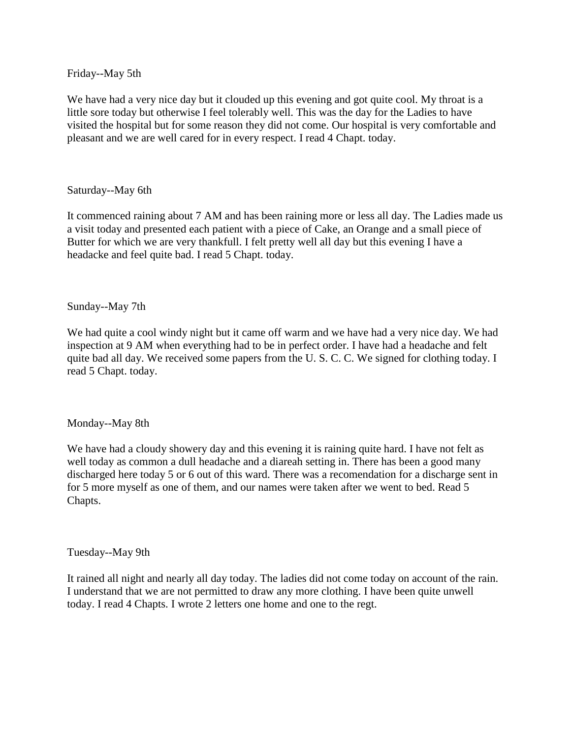Friday--May 5th

We have had a very nice day but it clouded up this evening and got quite cool. My throat is a little sore today but otherwise I feel tolerably well. This was the day for the Ladies to have visited the hospital but for some reason they did not come. Our hospital is very comfortable and pleasant and we are well cared for in every respect. I read 4 Chapt. today.

Saturday--May 6th

It commenced raining about 7 AM and has been raining more or less all day. The Ladies made us a visit today and presented each patient with a piece of Cake, an Orange and a small piece of Butter for which we are very thankfull. I felt pretty well all day but this evening I have a headacke and feel quite bad. I read 5 Chapt. today.

Sunday--May 7th

We had quite a cool windy night but it came off warm and we have had a very nice day. We had inspection at 9 AM when everything had to be in perfect order. I have had a headache and felt quite bad all day. We received some papers from the U. S. C. C. We signed for clothing today. I read 5 Chapt. today.

Monday--May 8th

We have had a cloudy showery day and this evening it is raining quite hard. I have not felt as well today as common a dull headache and a diareah setting in. There has been a good many discharged here today 5 or 6 out of this ward. There was a recomendation for a discharge sent in for 5 more myself as one of them, and our names were taken after we went to bed. Read 5 Chapts.

Tuesday--May 9th

It rained all night and nearly all day today. The ladies did not come today on account of the rain. I understand that we are not permitted to draw any more clothing. I have been quite unwell today. I read 4 Chapts. I wrote 2 letters one home and one to the regt.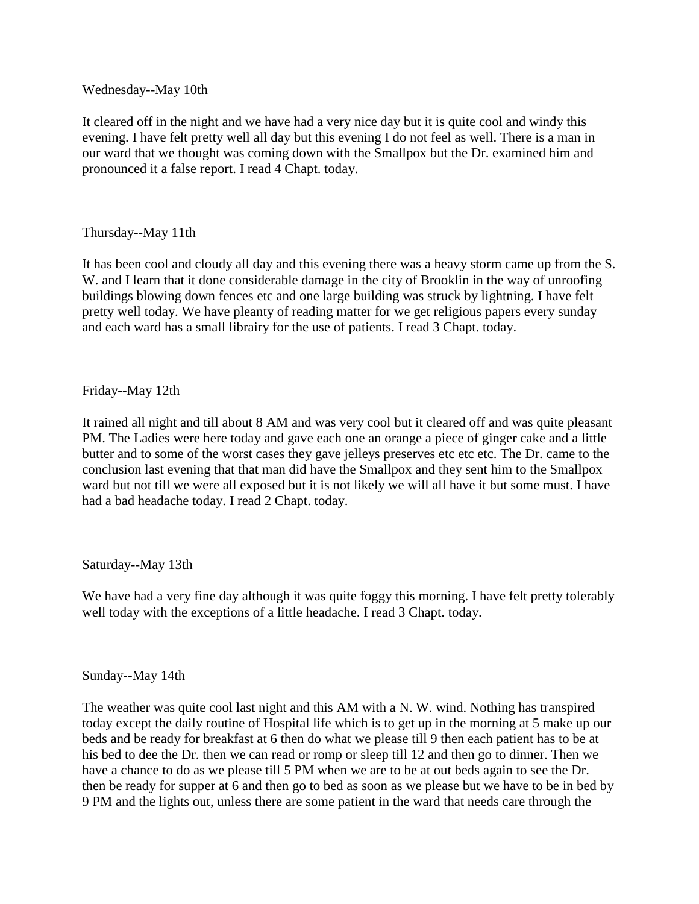Wednesday--May 10th

It cleared off in the night and we have had a very nice day but it is quite cool and windy this evening. I have felt pretty well all day but this evening I do not feel as well. There is a man in our ward that we thought was coming down with the Smallpox but the Dr. examined him and pronounced it a false report. I read 4 Chapt. today.

Thursday--May 11th

It has been cool and cloudy all day and this evening there was a heavy storm came up from the S. W. and I learn that it done considerable damage in the city of Brooklin in the way of unroofing buildings blowing down fences etc and one large building was struck by lightning. I have felt pretty well today. We have pleanty of reading matter for we get religious papers every sunday and each ward has a small librairy for the use of patients. I read 3 Chapt. today.

Friday--May 12th

It rained all night and till about 8 AM and was very cool but it cleared off and was quite pleasant PM. The Ladies were here today and gave each one an orange a piece of ginger cake and a little butter and to some of the worst cases they gave jelleys preserves etc etc etc. The Dr. came to the conclusion last evening that that man did have the Smallpox and they sent him to the Smallpox ward but not till we were all exposed but it is not likely we will all have it but some must. I have had a bad headache today. I read 2 Chapt. today.

Saturday--May 13th

We have had a very fine day although it was quite foggy this morning. I have felt pretty tolerably well today with the exceptions of a little headache. I read 3 Chapt. today.

Sunday--May 14th

The weather was quite cool last night and this AM with a N. W. wind. Nothing has transpired today except the daily routine of Hospital life which is to get up in the morning at 5 make up our beds and be ready for breakfast at 6 then do what we please till 9 then each patient has to be at his bed to dee the Dr. then we can read or romp or sleep till 12 and then go to dinner. Then we have a chance to do as we please till 5 PM when we are to be at out beds again to see the Dr. then be ready for supper at 6 and then go to bed as soon as we please but we have to be in bed by 9 PM and the lights out, unless there are some patient in the ward that needs care through the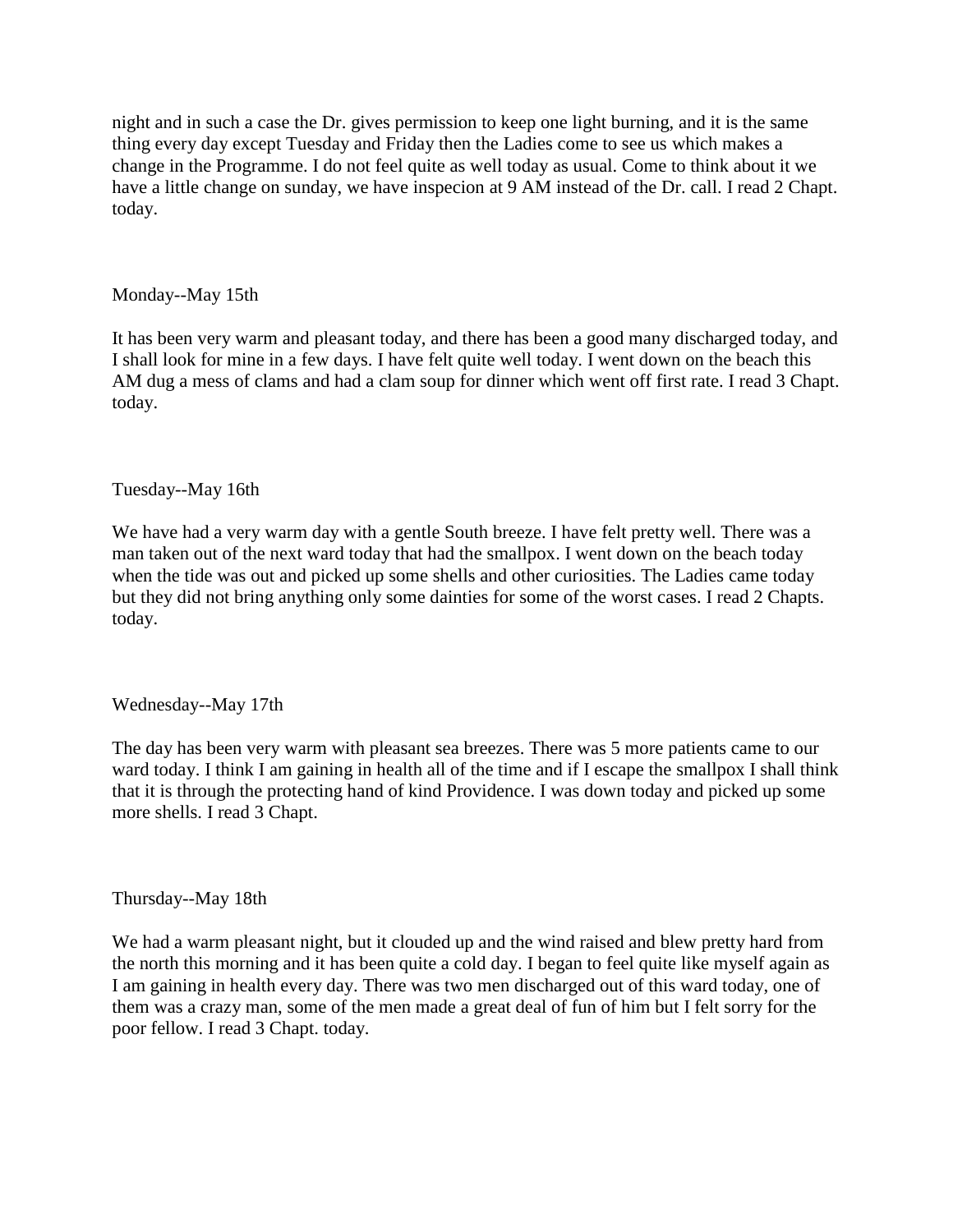night and in such a case the Dr. gives permission to keep one light burning, and it is the same thing every day except Tuesday and Friday then the Ladies come to see us which makes a change in the Programme. I do not feel quite as well today as usual. Come to think about it we have a little change on sunday, we have inspecion at 9 AM instead of the Dr. call. I read 2 Chapt. today.

Monday--May 15th

It has been very warm and pleasant today, and there has been a good many discharged today, and I shall look for mine in a few days. I have felt quite well today. I went down on the beach this AM dug a mess of clams and had a clam soup for dinner which went off first rate. I read 3 Chapt. today.

Tuesday--May 16th

We have had a very warm day with a gentle South breeze. I have felt pretty well. There was a man taken out of the next ward today that had the smallpox. I went down on the beach today when the tide was out and picked up some shells and other curiosities. The Ladies came today but they did not bring anything only some dainties for some of the worst cases. I read 2 Chapts. today.

Wednesday--May 17th

The day has been very warm with pleasant sea breezes. There was 5 more patients came to our ward today. I think I am gaining in health all of the time and if I escape the smallpox I shall think that it is through the protecting hand of kind Providence. I was down today and picked up some more shells. I read 3 Chapt.

Thursday--May 18th

We had a warm pleasant night, but it clouded up and the wind raised and blew pretty hard from the north this morning and it has been quite a cold day. I began to feel quite like myself again as I am gaining in health every day. There was two men discharged out of this ward today, one of them was a crazy man, some of the men made a great deal of fun of him but I felt sorry for the poor fellow. I read 3 Chapt. today.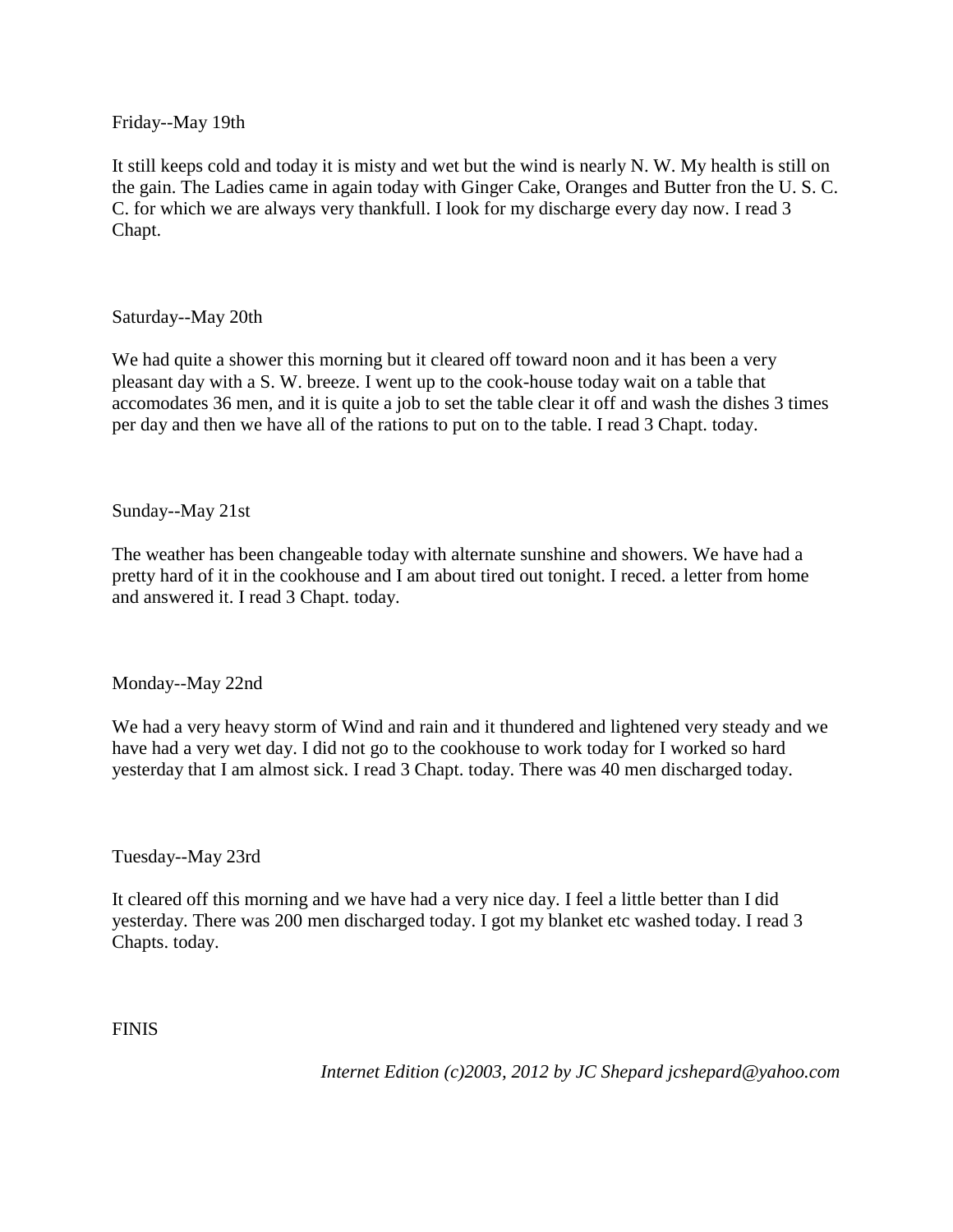Friday--May 19th

It still keeps cold and today it is misty and wet but the wind is nearly N. W. My health is still on the gain. The Ladies came in again today with Ginger Cake, Oranges and Butter fron the U. S. C. C. for which we are always very thankfull. I look for my discharge every day now. I read 3 Chapt.

Saturday--May 20th

We had quite a shower this morning but it cleared off toward noon and it has been a very pleasant day with a S. W. breeze. I went up to the cook-house today wait on a table that accomodates 36 men, and it is quite a job to set the table clear it off and wash the dishes 3 times per day and then we have all of the rations to put on to the table. I read 3 Chapt. today.

Sunday--May 21st

The weather has been changeable today with alternate sunshine and showers. We have had a pretty hard of it in the cookhouse and I am about tired out tonight. I reced. a letter from home and answered it. I read 3 Chapt. today.

Monday--May 22nd

We had a very heavy storm of Wind and rain and it thundered and lightened very steady and we have had a very wet day. I did not go to the cookhouse to work today for I worked so hard yesterday that I am almost sick. I read 3 Chapt. today. There was 40 men discharged today.

Tuesday--May 23rd

It cleared off this morning and we have had a very nice day. I feel a little better than I did yesterday. There was 200 men discharged today. I got my blanket etc washed today. I read 3 Chapts. today.

FINIS

*Internet Edition (c)2003, 2012 by JC Shepard jcshepard@yahoo.com*